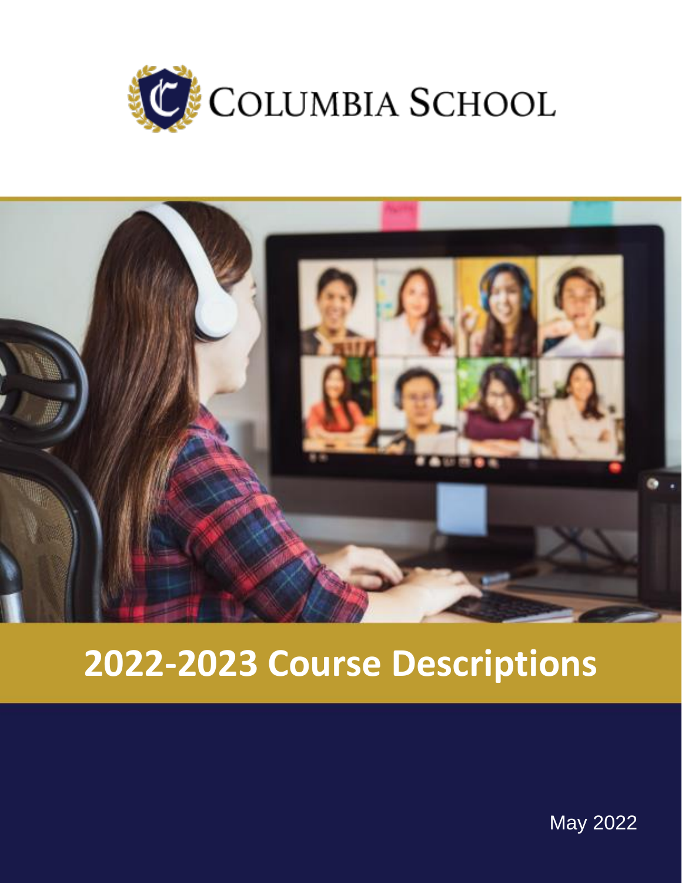# COLUMBIA SCHOOL

# 2022-2023 Course Descriptions

May 2022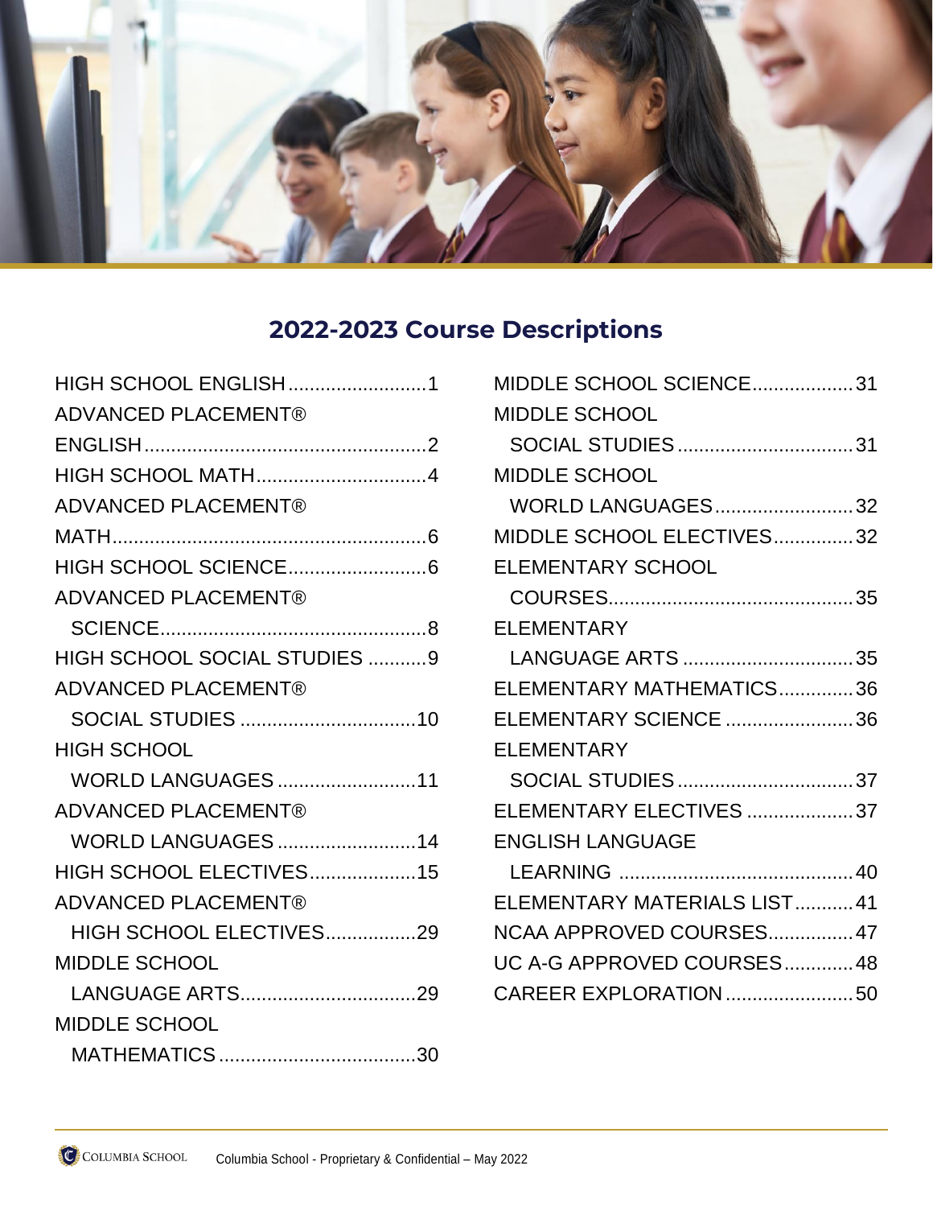## 2022-2023 Course Descriptions

- HIGH SCHOOL ENGLISH .......................... 1
- ADVANCED PLACEMENT® ENGLISH .......................... 2
- HIGH SCHOOL MATH .......................... 4
- ADVANCED PLACEMENT® MATH .......................... 6
- HIGH SCHOOL SCIENCE .......................... 6
- ADVANCED PLACEMENT® SCIENCE .......................... 8
- HIGH SCHOOL SOCIAL STUDIES .......................... 9
- ADVANCED PLACEMENT® SOCIAL STUDIES .......................... 10
- HIGH SCHOOL WORLD LANGUAGES .......................... 11
- ADVANCED PLACEMENT® WORLD LANGUAGES .......................... 14
- HIGH SCHOOL ELECTIVES .......................... 15
- ADVANCED PLACEMENT® HIGH SCHOOL ELECTIVES .......................... 29
- MIDDLE SCHOOL LANGUAGE ARTS .......................... 29
- MIDDLE SCHOOL MATHEMATICS .......................... 30
- MIDDLE SCHOOL SCIENCE .......................... 31
- MIDDLE SCHOOL SOCIAL STUDIES .......................... 31
- MIDDLE SCHOOL WORLD LANGUAGES .......................... 32
- MIDDLE SCHOOL ELECTIVES .......................... 32
- ELEMENTARY SCHOOL COURSES .......................... 35
- ELEMENTARY LANGUAGE ARTS .......................... 35
- ELEMENTARY MATHEMATICS .......................... 36
- ELEMENTARY SCIENCE .......................... 36
- ELEMENTARY SOCIAL STUDIES .......................... 37
- ELEMENTARY ELECTIVES .......................... 37
- ENGLISH LANGUAGE LEARNING .......................... 40
- ELEMENTARY MATERIALS LIST .......................... 41
- NCAA APPROVED COURSES .......................... 47
- UC A-G APPROVED COURSES .......................... 48
- CAREER EXPLORATION .......................... 50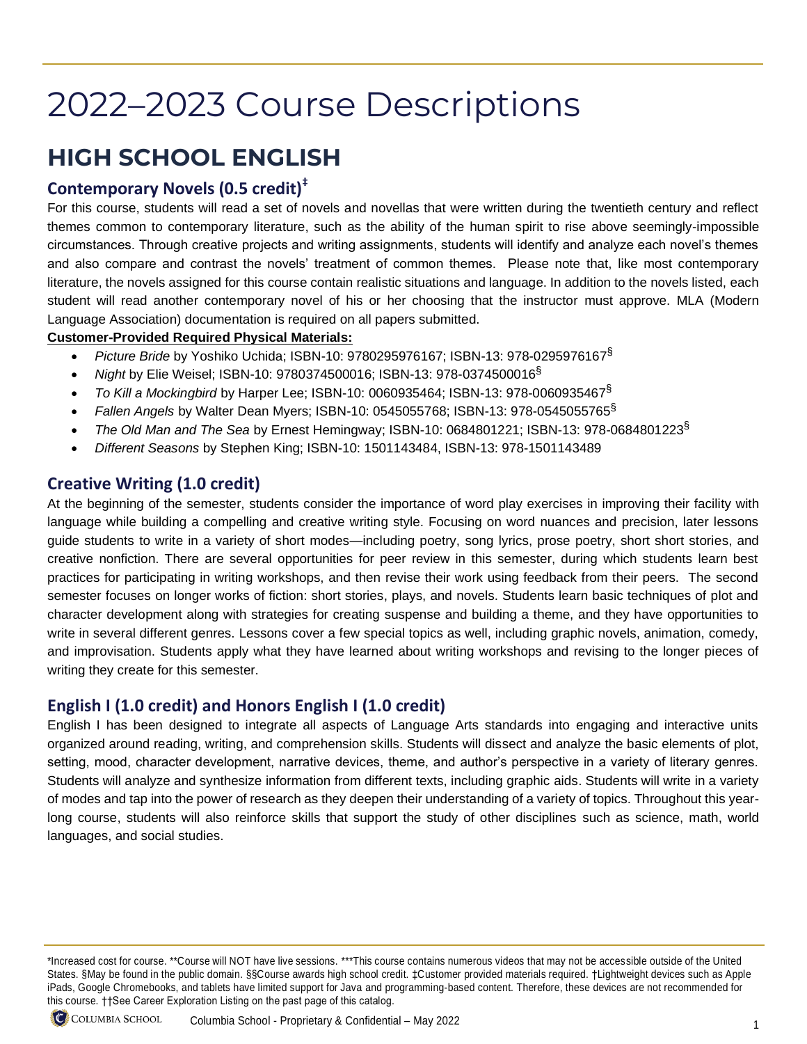# 2022–2023 Course Descriptions

## HIGH SCHOOL ENGLISH

### Contemporary Novels (0.5 credit)‡

For this course, students will read a set of novels and novellas that were written during the twentieth century and reflect themes common to contemporary literature, such as the ability of the human spirit to rise above seemingly-impossible circumstances. Through creative projects and writing assignments, students will identify and analyze each novel's themes and also compare and contrast the novels' treatment of common themes. Please note that, like most contemporary literature, the novels assigned for this course contain realistic situations and language. In addition to the novels listed, each student will read another contemporary novel of his or her choosing that the instructor must approve. MLA (Modern Language Association) documentation is required on all papers submitted.

**Customer-Provided Required Physical Materials:**

- *Picture Bride* by Yoshiko Uchida; ISBN-10: 9780295976167; ISBN-13: 978-0295976167§
- *Night* by Elie Weisel; ISBN-10: 9780374500016; ISBN-13: 978-0374500016§
- *To Kill a Mockingbird* by Harper Lee; ISBN-10: 0060935464; ISBN-13: 978-0060935467§
- *Fallen Angels* by Walter Dean Myers; ISBN-10: 0545055768; ISBN-13: 978-0545055765§
- *The Old Man and The Sea* by Ernest Hemingway; ISBN-10: 0684801221; ISBN-13: 978-0684801223§
- *Different Seasons* by Stephen King; ISBN-10: 1501143484, ISBN-13: 978-1501143489

### Creative Writing (1.0 credit)

At the beginning of the semester, students consider the importance of word play exercises in improving their facility with language while building a compelling and creative writing style. Focusing on word nuances and precision, later lessons guide students to write in a variety of short modes—including poetry, song lyrics, prose poetry, short short stories, and creative nonfiction. There are several opportunities for peer review in this semester, during which students learn best practices for participating in writing workshops, and then revise their work using feedback from their peers. The second semester focuses on longer works of fiction: short stories, plays, and novels. Students learn basic techniques of plot and character development along with strategies for creating suspense and building a theme, and they have opportunities to write in several different genres. Lessons cover a few special topics as well, including graphic novels, animation, comedy, and improvisation. Students apply what they have learned about writing workshops and revising to the longer pieces of writing they create for this semester.

### English I (1.0 credit) and Honors English I (1.0 credit)

English I has been designed to integrate all aspects of Language Arts standards into engaging and interactive units organized around reading, writing, and comprehension skills. Students will dissect and analyze the basic elements of plot, setting, mood, character development, narrative devices, theme, and author's perspective in a variety of literary genres. Students will analyze and synthesize information from different texts, including graphic aids. Students will write in a variety of modes and tap into the power of research as they deepen their understanding of a variety of topics. Throughout this year-long course, students will also reinforce skills that support the study of other disciplines such as science, math, world languages, and social studies.

*Increased cost for course. **Course will NOT have live sessions. ***This course contains numerous videos that may not be accessible outside of the United States. §May be found in the public domain. §§Course awards high school credit. ‡Customer provided materials required. †Lightweight devices such as Apple iPads, Google Chromebooks, and tablets have limited support for Java and programming-based content. Therefore, these devices are not recommended for this course. ††See Career Exploration Listing on the past page of this catalog.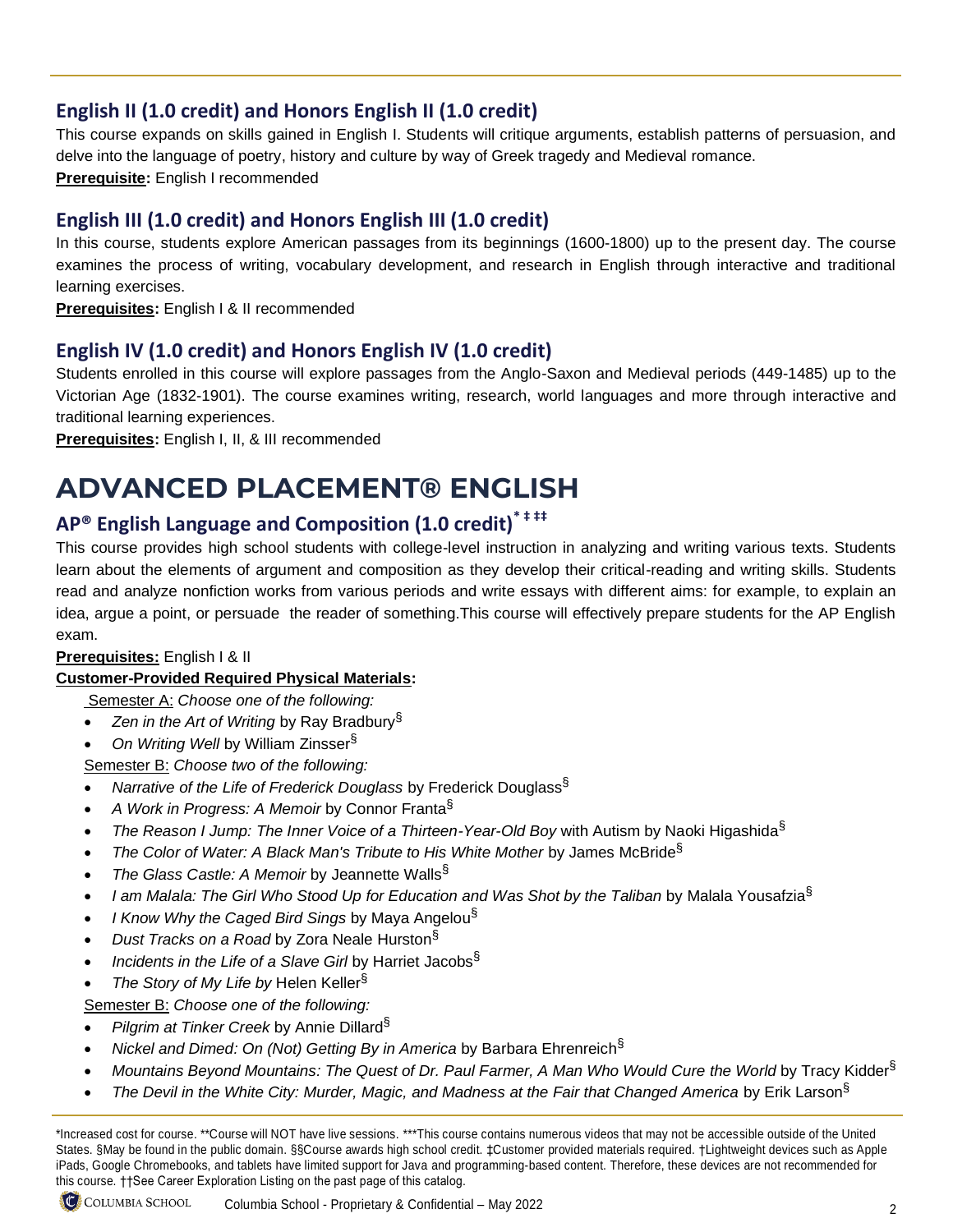## English II (1.0 credit) and Honors English II (1.0 credit)

This course expands on skills gained in English I. Students will critique arguments, establish patterns of persuasion, and delve into the language of poetry, history and culture by way of Greek tragedy and Medieval romance.

**Prerequisite:** English I recommended

## English III (1.0 credit) and Honors English III (1.0 credit)

In this course, students explore American passages from its beginnings (1600-1800) up to the present day. The course examines the process of writing, vocabulary development, and research in English through interactive and traditional learning exercises.

**Prerequisites:** English I & II recommended

## English IV (1.0 credit) and Honors English IV (1.0 credit)

Students enrolled in this course will explore passages from the Anglo-Saxon and Medieval periods (449-1485) up to the Victorian Age (1832-1901). The course examines writing, research, world languages and more through interactive and traditional learning experiences.

**Prerequisites:** English I, II, & III recommended

# ADVANCED PLACEMENT® ENGLISH

## AP® English Language and Composition (1.0 credit)* ‡ ‡‡

This course provides high school students with college-level instruction in analyzing and writing various texts. Students learn about the elements of argument and composition as they develop their critical-reading and writing skills. Students read and analyze nonfiction works from various periods and write essays with different aims: for example, to explain an idea, argue a point, or persuade the reader of something.This course will effectively prepare students for the AP English exam.

**Prerequisites:** English I & II

**Customer-Provided Required Physical Materials:**

Semester A: *Choose one of the following:*

- *Zen in the Art of Writing* by Ray Bradbury§
- *On Writing Well* by William Zinsser§

Semester B: *Choose two of the following:*

- *Narrative of the Life of Frederick Douglass* by Frederick Douglass§
- *A Work in Progress: A Memoir* by Connor Franta§
- *The Reason I Jump: The Inner Voice of a Thirteen-Year-Old Boy* with Autism by Naoki Higashida§
- *The Color of Water: A Black Man's Tribute to His White Mother* by James McBride§
- *The Glass Castle: A Memoir* by Jeannette Walls§
- *I am Malala: The Girl Who Stood Up for Education and Was Shot by the Taliban* by Malala Yousafzia§
- *I Know Why the Caged Bird Sings* by Maya Angelou§
- *Dust Tracks on a Road* by Zora Neale Hurston§
- *Incidents in the Life of a Slave Girl* by Harriet Jacobs§
- *The Story of My Life by* Helen Keller§

Semester B: *Choose one of the following:*

- *Pilgrim at Tinker Creek* by Annie Dillard§
- *Nickel and Dimed: On (Not) Getting By in America* by Barbara Ehrenreich§
- *Mountains Beyond Mountains: The Quest of Dr. Paul Farmer, A Man Who Would Cure the World* by Tracy Kidder§
- *The Devil in the White City: Murder, Magic, and Madness at the Fair that Changed America* by Erik Larson§

*Increased cost for course. **Course will NOT have live sessions. ***This course contains numerous videos that may not be accessible outside of the United States. §May be found in the public domain. §§Course awards high school credit. ‡Customer provided materials required. †Lightweight devices such as Apple iPads, Google Chromebooks, and tablets have limited support for Java and programming-based content. Therefore, these devices are not recommended for this course. ††See Career Exploration Listing on the past page of this catalog.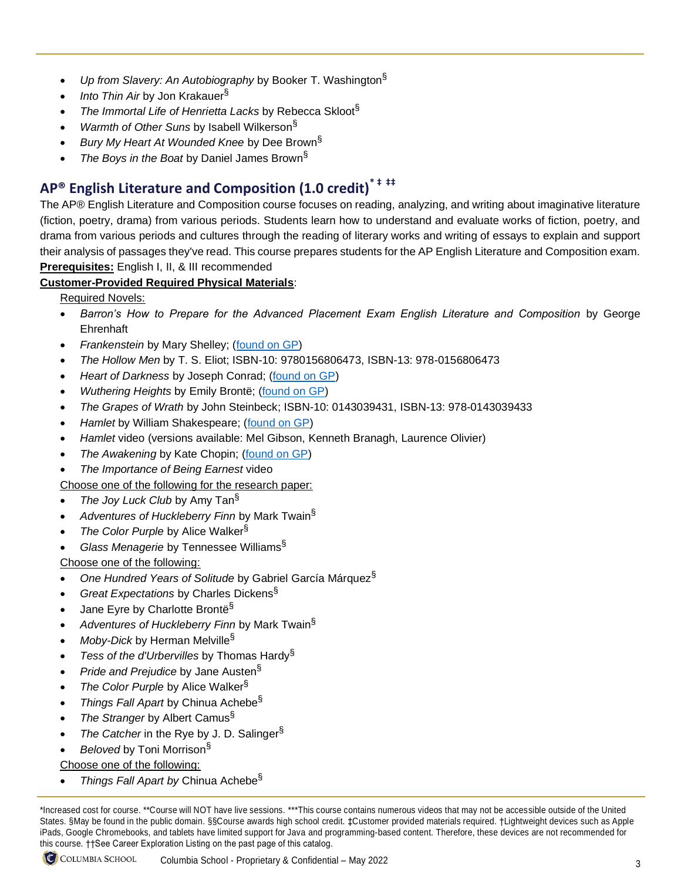- *Up from Slavery: An Autobiography* by Booker T. Washington§
- *Into Thin Air* by Jon Krakauer§
- *The Immortal Life of Henrietta Lacks* by Rebecca Skloot§
- *Warmth of Other Suns* by Isabell Wilkerson§
- *Bury My Heart At Wounded Knee* by Dee Brown§
- *The Boys in the Boat* by Daniel James Brown§

## AP® English Literature and Composition (1.0 credit)* ‡ ‡‡

The AP® English Literature and Composition course focuses on reading, analyzing, and writing about imaginative literature (fiction, poetry, drama) from various periods. Students learn how to understand and evaluate works of fiction, poetry, and drama from various periods and cultures through the reading of literary works and writing of essays to explain and support their analysis of passages they've read. This course prepares students for the AP English Literature and Composition exam.

**Prerequisites:** English I, II, & III recommended

**Customer-Provided Required Physical Materials**:

Required Novels:

- *Barron's How to Prepare for the Advanced Placement Exam English Literature and Composition* by George Ehrenhaft
- *Frankenstein* by Mary Shelley; (found on GP)
- *The Hollow Men* by T. S. Eliot; ISBN-10: 9780156806473, ISBN-13: 978-0156806473
- *Heart of Darkness* by Joseph Conrad; (found on GP)
- *Wuthering Heights* by Emily Brontë; (found on GP)
- *The Grapes of Wrath* by John Steinbeck; ISBN-10: 0143039431, ISBN-13: 978-0143039433
- *Hamlet* by William Shakespeare; (found on GP)
- *Hamlet* video (versions available: Mel Gibson, Kenneth Branagh, Laurence Olivier)
- *The Awakening* by Kate Chopin; (found on GP)
- *The Importance of Being Earnest* video

Choose one of the following for the research paper:

- *The Joy Luck Club* by Amy Tan§
- *Adventures of Huckleberry Finn* by Mark Twain§
- *The Color Purple* by Alice Walker§
- *Glass Menagerie* by Tennessee Williams§

Choose one of the following:

- *One Hundred Years of Solitude* by Gabriel García Márquez§
- *Great Expectations* by Charles Dickens§
- Jane Eyre by Charlotte Brontë§
- *Adventures of Huckleberry Finn* by Mark Twain§
- *Moby-Dick* by Herman Melville§
- *Tess of the d'Urbervilles* by Thomas Hardy§
- *Pride and Prejudice* by Jane Austen§
- *The Color Purple* by Alice Walker§
- *Things Fall Apart* by Chinua Achebe§
- *The Stranger* by Albert Camus§
- *The Catcher* in the Rye by J. D. Salinger§
- *Beloved* by Toni Morrison§

Choose one of the following:

- *Things Fall Apart by* Chinua Achebe§

*Increased cost for course. **Course will NOT have live sessions. ***This course contains numerous videos that may not be accessible outside of the United States. §May be found in the public domain. §§Course awards high school credit. ‡Customer provided materials required. †Lightweight devices such as Apple iPads, Google Chromebooks, and tablets have limited support for Java and programming-based content. Therefore, these devices are not recommended for this course. ††See Career Exploration Listing on the past page of this catalog.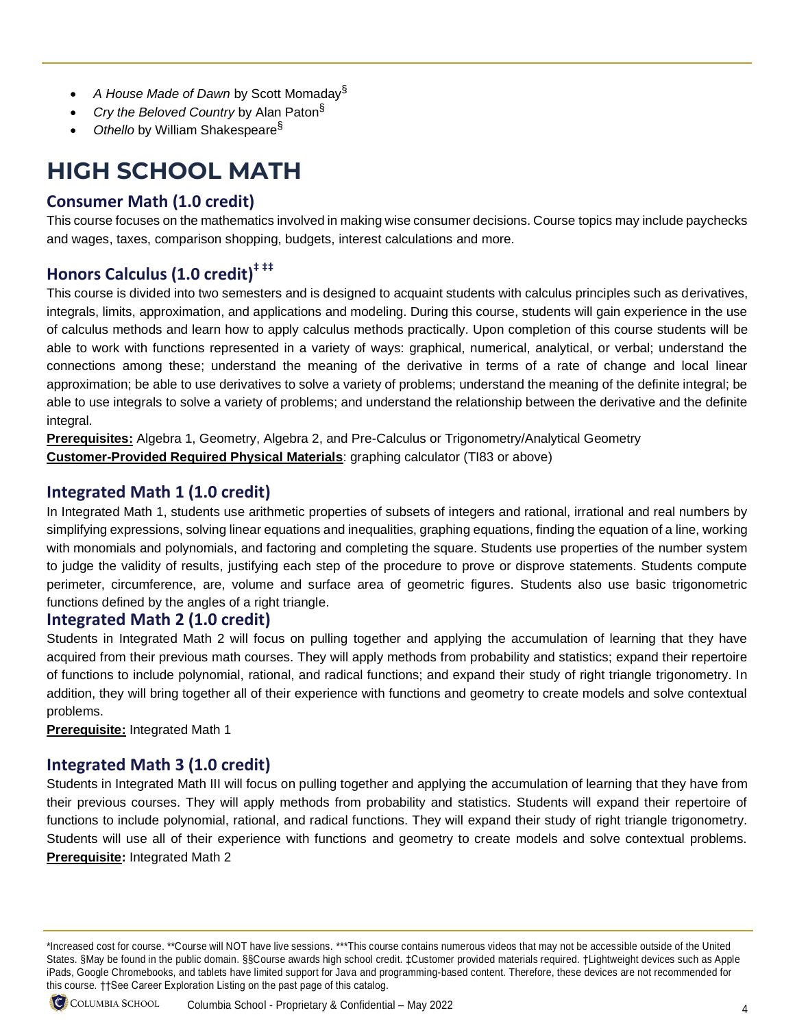- *A House Made of Dawn* by Scott Momaday§
- *Cry the Beloved Country* by Alan Paton§
- *Othello* by William Shakespeare§

# HIGH SCHOOL MATH

## Consumer Math (1.0 credit)

This course focuses on the mathematics involved in making wise consumer decisions. Course topics may include paychecks and wages, taxes, comparison shopping, budgets, interest calculations and more.

## Honors Calculus (1.0 credit)‡ ‡‡

This course is divided into two semesters and is designed to acquaint students with calculus principles such as derivatives, integrals, limits, approximation, and applications and modeling. During this course, students will gain experience in the use of calculus methods and learn how to apply calculus methods practically. Upon completion of this course students will be able to work with functions represented in a variety of ways: graphical, numerical, analytical, or verbal; understand the connections among these; understand the meaning of the derivative in terms of a rate of change and local linear approximation; be able to use derivatives to solve a variety of problems; understand the meaning of the definite integral; be able to use integrals to solve a variety of problems; and understand the relationship between the derivative and the definite integral.

**Prerequisites:** Algebra 1, Geometry, Algebra 2, and Pre-Calculus or Trigonometry/Analytical Geometry

**Customer-Provided Required Physical Materials**: graphing calculator (TI83 or above)

## Integrated Math 1 (1.0 credit)

In Integrated Math 1, students use arithmetic properties of subsets of integers and rational, irrational and real numbers by simplifying expressions, solving linear equations and inequalities, graphing equations, finding the equation of a line, working with monomials and polynomials, and factoring and completing the square. Students use properties of the number system to judge the validity of results, justifying each step of the procedure to prove or disprove statements. Students compute perimeter, circumference, are, volume and surface area of geometric figures. Students also use basic trigonometric functions defined by the angles of a right triangle.

## Integrated Math 2 (1.0 credit)

Students in Integrated Math 2 will focus on pulling together and applying the accumulation of learning that they have acquired from their previous math courses. They will apply methods from probability and statistics; expand their repertoire of functions to include polynomial, rational, and radical functions; and expand their study of right triangle trigonometry. In addition, they will bring together all of their experience with functions and geometry to create models and solve contextual problems.

**Prerequisite:** Integrated Math 1

## Integrated Math 3 (1.0 credit)

Students in Integrated Math III will focus on pulling together and applying the accumulation of learning that they have from their previous courses. They will apply methods from probability and statistics. Students will expand their repertoire of functions to include polynomial, rational, and radical functions. They will expand their study of right triangle trigonometry. Students will use all of their experience with functions and geometry to create models and solve contextual problems.

**Prerequisite:** Integrated Math 2

*Increased cost for course. **Course will NOT have live sessions. ***This course contains numerous videos that may not be accessible outside of the United States. §May be found in the public domain. §§Course awards high school credit. ‡Customer provided materials required. †Lightweight devices such as Apple iPads, Google Chromebooks, and tablets have limited support for Java and programming-based content. Therefore, these devices are not recommended for this course. ††See Career Exploration Listing on the past page of this catalog.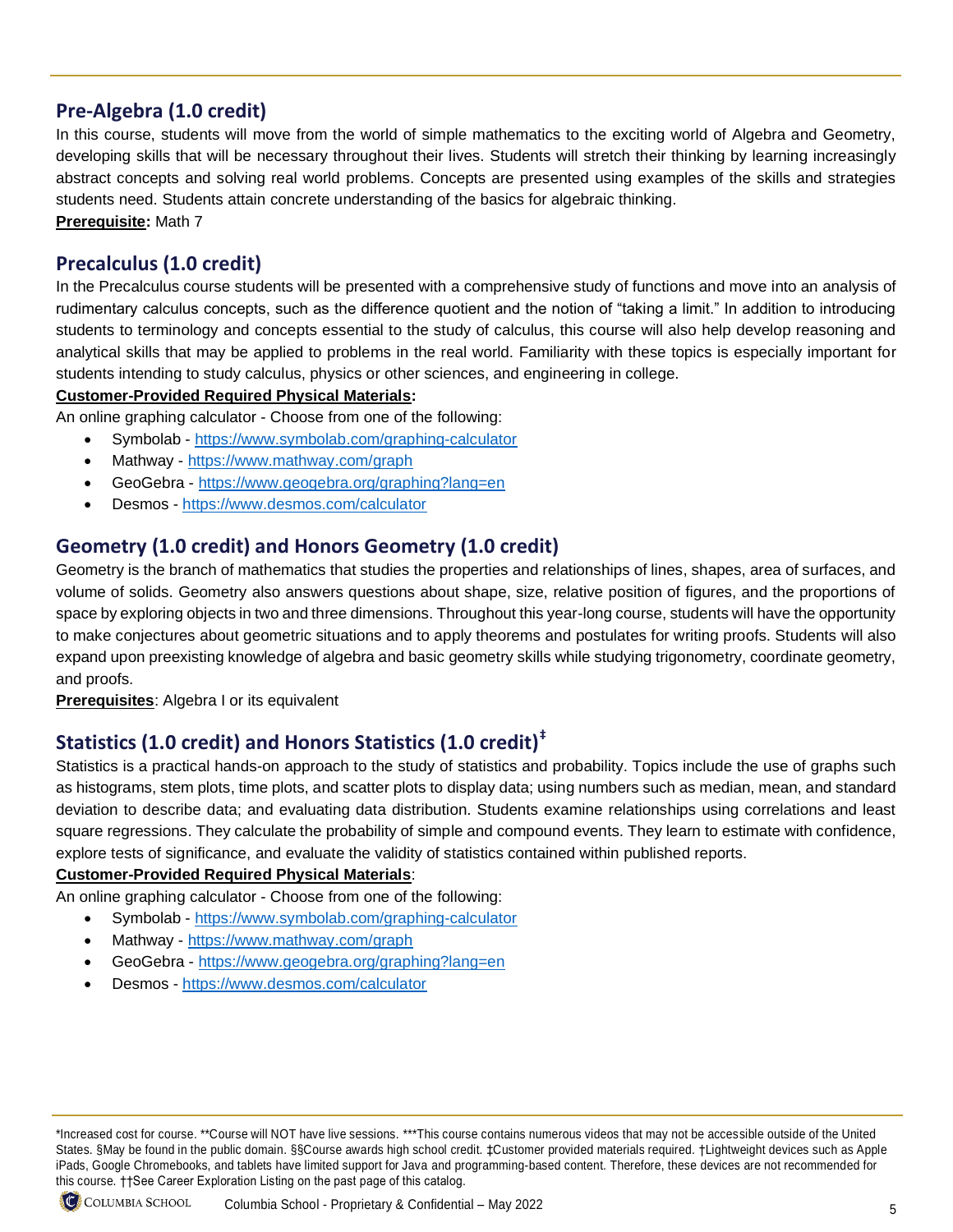## Pre-Algebra (1.0 credit)

In this course, students will move from the world of simple mathematics to the exciting world of Algebra and Geometry, developing skills that will be necessary throughout their lives. Students will stretch their thinking by learning increasingly abstract concepts and solving real world problems. Concepts are presented using examples of the skills and strategies students need. Students attain concrete understanding of the basics for algebraic thinking.

**Prerequisite:** Math 7

## Precalculus (1.0 credit)

In the Precalculus course students will be presented with a comprehensive study of functions and move into an analysis of rudimentary calculus concepts, such as the difference quotient and the notion of "taking a limit." In addition to introducing students to terminology and concepts essential to the study of calculus, this course will also help develop reasoning and analytical skills that may be applied to problems in the real world. Familiarity with these topics is especially important for students intending to study calculus, physics or other sciences, and engineering in college.

**Customer-Provided Required Physical Materials:**

An online graphing calculator - Choose from one of the following:

- Symbolab - https://www.symbolab.com/graphing-calculator
- Mathway - https://www.mathway.com/graph
- GeoGebra - https://www.geogebra.org/graphing?lang=en
- Desmos - https://www.desmos.com/calculator

## Geometry (1.0 credit) and Honors Geometry (1.0 credit)

Geometry is the branch of mathematics that studies the properties and relationships of lines, shapes, area of surfaces, and volume of solids. Geometry also answers questions about shape, size, relative position of figures, and the proportions of space by exploring objects in two and three dimensions. Throughout this year-long course, students will have the opportunity to make conjectures about geometric situations and to apply theorems and postulates for writing proofs. Students will also expand upon preexisting knowledge of algebra and basic geometry skills while studying trigonometry, coordinate geometry, and proofs.

**Prerequisites**: Algebra I or its equivalent

## Statistics (1.0 credit) and Honors Statistics (1.0 credit)‡

Statistics is a practical hands-on approach to the study of statistics and probability. Topics include the use of graphs such as histograms, stem plots, time plots, and scatter plots to display data; using numbers such as median, mean, and standard deviation to describe data; and evaluating data distribution. Students examine relationships using correlations and least square regressions. They calculate the probability of simple and compound events. They learn to estimate with confidence, explore tests of significance, and evaluate the validity of statistics contained within published reports.

**Customer-Provided Required Physical Materials**:

An online graphing calculator - Choose from one of the following:

- Symbolab - https://www.symbolab.com/graphing-calculator
- Mathway - https://www.mathway.com/graph
- GeoGebra - https://www.geogebra.org/graphing?lang=en
- Desmos - https://www.desmos.com/calculator

*Increased cost for course. **Course will NOT have live sessions. ***This course contains numerous videos that may not be accessible outside of the United States. §May be found in the public domain. §§Course awards high school credit. ‡Customer provided materials required. †Lightweight devices such as Apple iPads, Google Chromebooks, and tablets have limited support for Java and programming-based content. Therefore, these devices are not recommended for this course. ††See Career Exploration Listing on the past page of this catalog.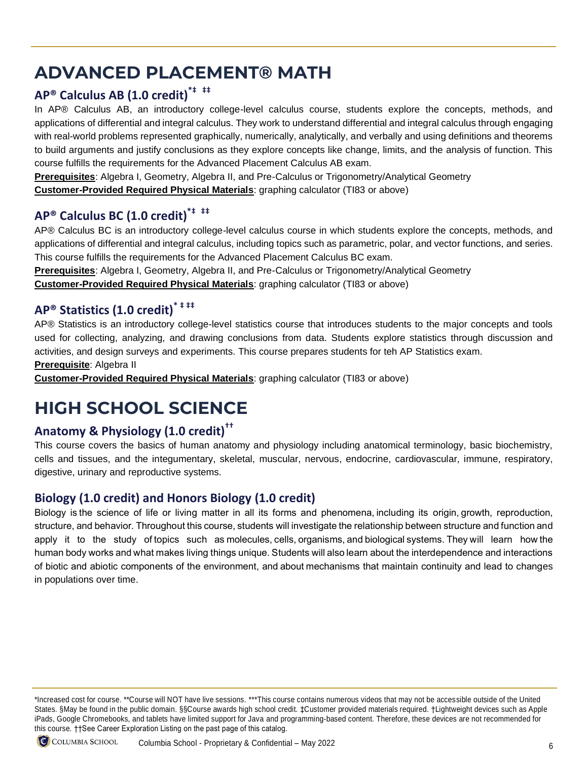# ADVANCED PLACEMENT® MATH

## AP® Calculus AB (1.0 credit)*‡ ‡‡

In AP® Calculus AB, an introductory college-level calculus course, students explore the concepts, methods, and applications of differential and integral calculus. They work to understand differential and integral calculus through engaging with real-world problems represented graphically, numerically, analytically, and verbally and using definitions and theorems to build arguments and justify conclusions as they explore concepts like change, limits, and the analysis of function. This course fulfills the requirements for the Advanced Placement Calculus AB exam.

**Prerequisites**: Algebra I, Geometry, Algebra II, and Pre-Calculus or Trigonometry/Analytical Geometry

**Customer-Provided Required Physical Materials**: graphing calculator (TI83 or above)

## AP® Calculus BC (1.0 credit)*‡ ‡‡

AP® Calculus BC is an introductory college-level calculus course in which students explore the concepts, methods, and applications of differential and integral calculus, including topics such as parametric, polar, and vector functions, and series. This course fulfills the requirements for the Advanced Placement Calculus BC exam.

**Prerequisites**: Algebra I, Geometry, Algebra II, and Pre-Calculus or Trigonometry/Analytical Geometry

**Customer-Provided Required Physical Materials**: graphing calculator (TI83 or above)

## AP® Statistics (1.0 credit)* ‡ ‡‡

AP® Statistics is an introductory college-level statistics course that introduces students to the major concepts and tools used for collecting, analyzing, and drawing conclusions from data. Students explore statistics through discussion and activities, and design surveys and experiments. This course prepares students for teh AP Statistics exam.

**Prerequisite**: Algebra II

**Customer-Provided Required Physical Materials**: graphing calculator (TI83 or above)

# HIGH SCHOOL SCIENCE

## Anatomy & Physiology (1.0 credit)††

This course covers the basics of human anatomy and physiology including anatomical terminology, basic biochemistry, cells and tissues, and the integumentary, skeletal, muscular, nervous, endocrine, cardiovascular, immune, respiratory, digestive, urinary and reproductive systems.

## Biology (1.0 credit) and Honors Biology (1.0 credit)

Biology is the science of life or living matter in all its forms and phenomena, including its origin, growth, reproduction, structure, and behavior. Throughout this course, students will investigate the relationship between structure and function and apply it to the study of topics such as molecules, cells, organisms, and biological systems. They will learn how the human body works and what makes living things unique. Students will also learn about the interdependence and interactions of biotic and abiotic components of the environment, and about mechanisms that maintain continuity and lead to changes in populations over time.

*Increased cost for course. **Course will NOT have live sessions. ***This course contains numerous videos that may not be accessible outside of the United States. §May be found in the public domain. §§Course awards high school credit. ‡Customer provided materials required. †Lightweight devices such as Apple iPads, Google Chromebooks, and tablets have limited support for Java and programming-based content. Therefore, these devices are not recommended for this course. ††See Career Exploration Listing on the past page of this catalog.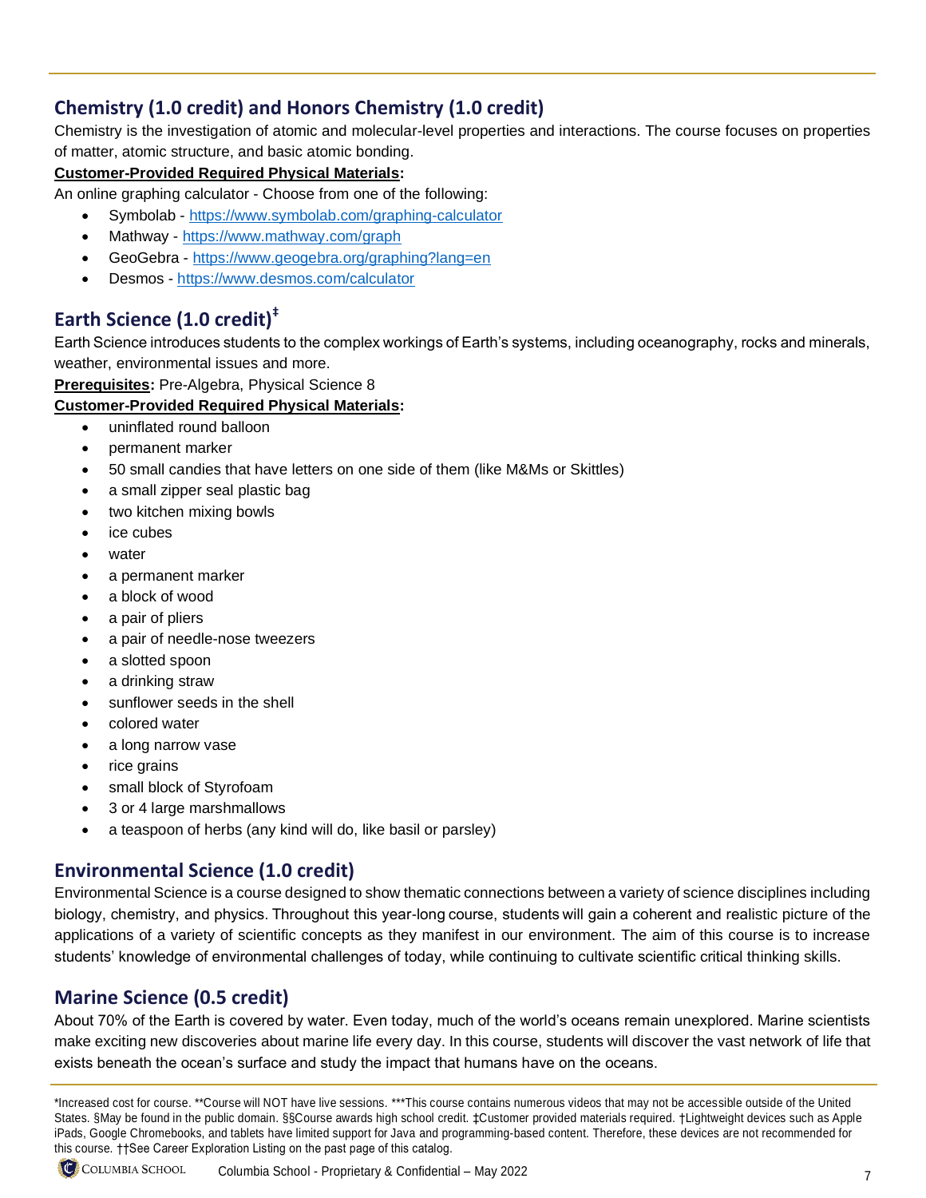## Chemistry (1.0 credit) and Honors Chemistry (1.0 credit)

Chemistry is the investigation of atomic and molecular-level properties and interactions. The course focuses on properties of matter, atomic structure, and basic atomic bonding.

**Customer-Provided Required Physical Materials:**

An online graphing calculator - Choose from one of the following:

- Symbolab - https://www.symbolab.com/graphing-calculator
- Mathway - https://www.mathway.com/graph
- GeoGebra - https://www.geogebra.org/graphing?lang=en
- Desmos - https://www.desmos.com/calculator

## Earth Science (1.0 credit)‡

Earth Science introduces students to the complex workings of Earth's systems, including oceanography, rocks and minerals, weather, environmental issues and more.

**Prerequisites:** Pre-Algebra, Physical Science 8

**Customer-Provided Required Physical Materials:**

- uninflated round balloon
- permanent marker
- 50 small candies that have letters on one side of them (like M&Ms or Skittles)
- a small zipper seal plastic bag
- two kitchen mixing bowls
- ice cubes
- water
- a permanent marker
- a block of wood
- a pair of pliers
- a pair of needle-nose tweezers
- a slotted spoon
- a drinking straw
- sunflower seeds in the shell
- colored water
- a long narrow vase
- rice grains
- small block of Styrofoam
- 3 or 4 large marshmallows
- a teaspoon of herbs (any kind will do, like basil or parsley)

## Environmental Science (1.0 credit)

Environmental Science is a course designed to show thematic connections between a variety of science disciplines including biology, chemistry, and physics. Throughout this year-long course, students will gain a coherent and realistic picture of the applications of a variety of scientific concepts as they manifest in our environment. The aim of this course is to increase students' knowledge of environmental challenges of today, while continuing to cultivate scientific critical thinking skills.

## Marine Science (0.5 credit)

About 70% of the Earth is covered by water. Even today, much of the world's oceans remain unexplored. Marine scientists make exciting new discoveries about marine life every day. In this course, students will discover the vast network of life that exists beneath the ocean's surface and study the impact that humans have on the oceans.

*Increased cost for course. **Course will NOT have live sessions. ***This course contains numerous videos that may not be accessible outside of the United States. §May be found in the public domain. §§Course awards high school credit. ‡Customer provided materials required. †Lightweight devices such as Apple iPads, Google Chromebooks, and tablets have limited support for Java and programming-based content. Therefore, these devices are not recommended for this course. ††See Career Exploration Listing on the past page of this catalog.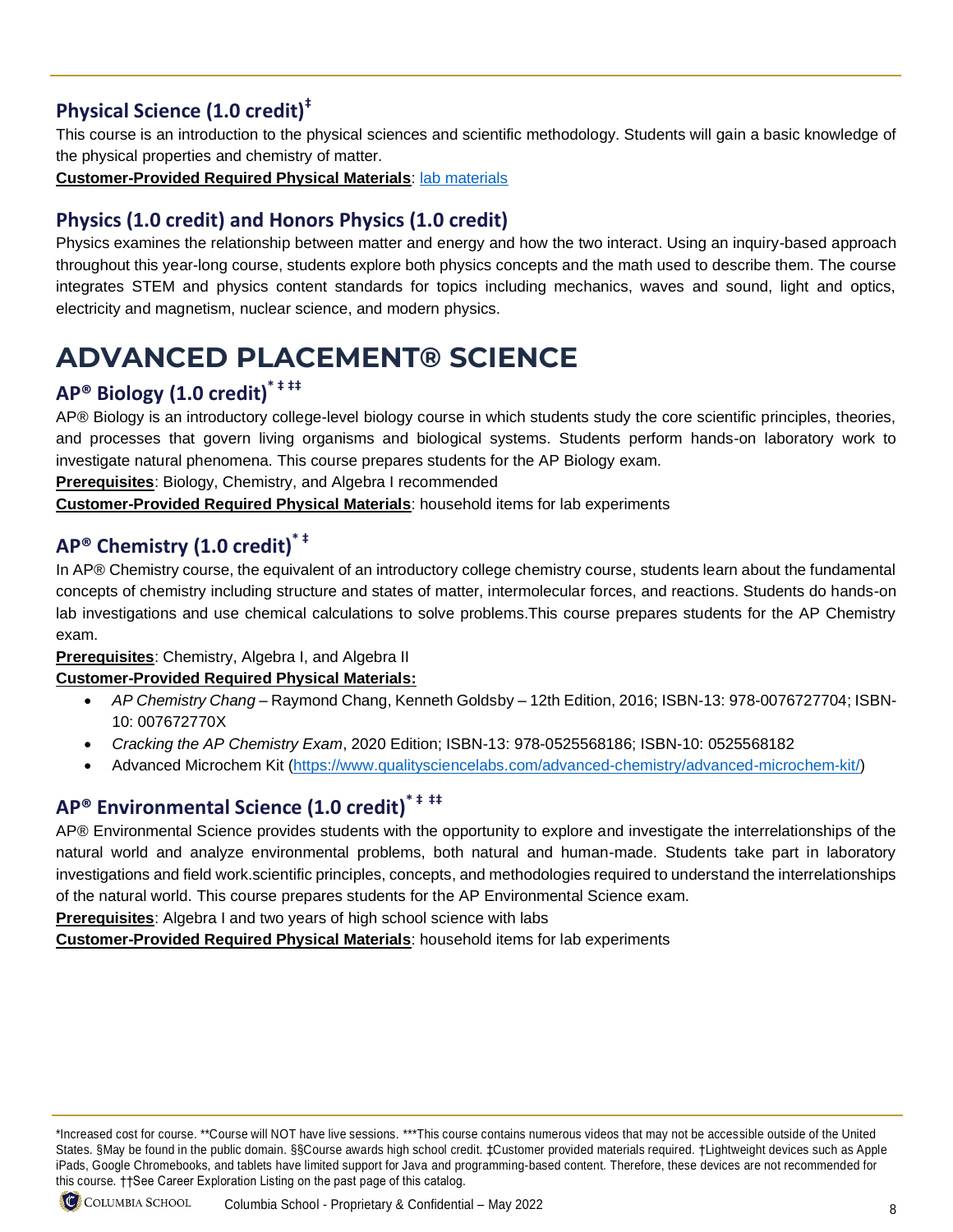### Physical Science (1.0 credit)‡

This course is an introduction to the physical sciences and scientific methodology. Students will gain a basic knowledge of the physical properties and chemistry of matter.

**Customer-Provided Required Physical Materials**: lab materials

### Physics (1.0 credit) and Honors Physics (1.0 credit)

Physics examines the relationship between matter and energy and how the two interact. Using an inquiry-based approach throughout this year-long course, students explore both physics concepts and the math used to describe them. The course integrates STEM and physics content standards for topics including mechanics, waves and sound, light and optics, electricity and magnetism, nuclear science, and modern physics.

# ADVANCED PLACEMENT® SCIENCE

### AP® Biology (1.0 credit)* ‡ ‡‡

AP® Biology is an introductory college-level biology course in which students study the core scientific principles, theories, and processes that govern living organisms and biological systems. Students perform hands-on laboratory work to investigate natural phenomena. This course prepares students for the AP Biology exam.

**Prerequisites**: Biology, Chemistry, and Algebra I recommended

**Customer-Provided Required Physical Materials**: household items for lab experiments

### AP® Chemistry (1.0 credit)* ‡

In AP® Chemistry course, the equivalent of an introductory college chemistry course, students learn about the fundamental concepts of chemistry including structure and states of matter, intermolecular forces, and reactions. Students do hands-on lab investigations and use chemical calculations to solve problems.This course prepares students for the AP Chemistry exam.

**Prerequisites**: Chemistry, Algebra I, and Algebra II

**Customer-Provided Required Physical Materials:**

- *AP Chemistry Chang* – Raymond Chang, Kenneth Goldsby – 12th Edition, 2016; ISBN-13: 978-0076727704; ISBN-10: 007672770X
- *Cracking the AP Chemistry Exam*, 2020 Edition; ISBN-13: 978-0525568186; ISBN-10: 0525568182
- Advanced Microchem Kit (https://www.qualitysciencelabs.com/advanced-chemistry/advanced-microchem-kit/)

### AP® Environmental Science (1.0 credit)* ‡ ‡‡

AP® Environmental Science provides students with the opportunity to explore and investigate the interrelationships of the natural world and analyze environmental problems, both natural and human-made. Students take part in laboratory investigations and field work.scientific principles, concepts, and methodologies required to understand the interrelationships of the natural world. This course prepares students for the AP Environmental Science exam.

**Prerequisites**: Algebra I and two years of high school science with labs

**Customer-Provided Required Physical Materials**: household items for lab experiments

*Increased cost for course. **Course will NOT have live sessions. ***This course contains numerous videos that may not be accessible outside of the United States. §May be found in the public domain. §§Course awards high school credit. ‡Customer provided materials required. †Lightweight devices such as Apple iPads, Google Chromebooks, and tablets have limited support for Java and programming-based content. Therefore, these devices are not recommended for this course. ††See Career Exploration Listing on the past page of this catalog.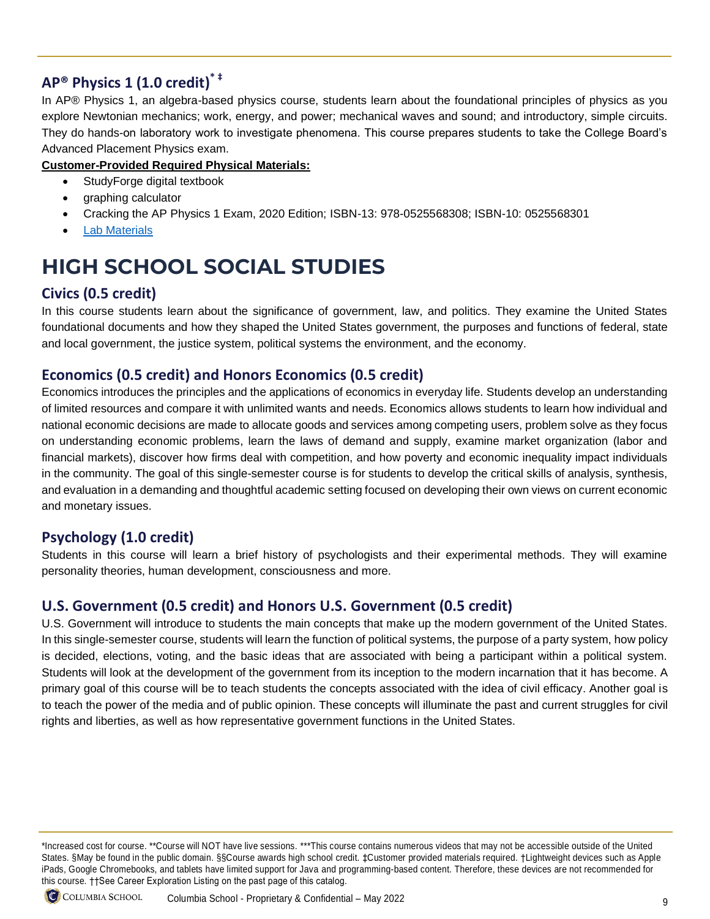### AP® Physics 1 (1.0 credit)* ‡

In AP® Physics 1, an algebra-based physics course, students learn about the foundational principles of physics as you explore Newtonian mechanics; work, energy, and power; mechanical waves and sound; and introductory, simple circuits. They do hands-on laboratory work to investigate phenomena. This course prepares students to take the College Board's Advanced Placement Physics exam.

**Customer-Provided Required Physical Materials:**

- StudyForge digital textbook
- graphing calculator
- Cracking the AP Physics 1 Exam, 2020 Edition; ISBN-13: 978-0525568308; ISBN-10: 0525568301
- Lab Materials

# HIGH SCHOOL SOCIAL STUDIES

### Civics (0.5 credit)

In this course students learn about the significance of government, law, and politics. They examine the United States foundational documents and how they shaped the United States government, the purposes and functions of federal, state and local government, the justice system, political systems the environment, and the economy.

### Economics (0.5 credit) and Honors Economics (0.5 credit)

Economics introduces the principles and the applications of economics in everyday life. Students develop an understanding of limited resources and compare it with unlimited wants and needs. Economics allows students to learn how individual and national economic decisions are made to allocate goods and services among competing users, problem solve as they focus on understanding economic problems, learn the laws of demand and supply, examine market organization (labor and financial markets), discover how firms deal with competition, and how poverty and economic inequality impact individuals in the community. The goal of this single-semester course is for students to develop the critical skills of analysis, synthesis, and evaluation in a demanding and thoughtful academic setting focused on developing their own views on current economic and monetary issues.

### Psychology (1.0 credit)

Students in this course will learn a brief history of psychologists and their experimental methods. They will examine personality theories, human development, consciousness and more.

### U.S. Government (0.5 credit) and Honors U.S. Government (0.5 credit)

U.S. Government will introduce to students the main concepts that make up the modern government of the United States. In this single-semester course, students will learn the function of political systems, the purpose of a party system, how policy is decided, elections, voting, and the basic ideas that are associated with being a participant within a political system. Students will look at the development of the government from its inception to the modern incarnation that it has become. A primary goal of this course will be to teach students the concepts associated with the idea of civil efficacy. Another goal is to teach the power of the media and of public opinion. These concepts will illuminate the past and current struggles for civil rights and liberties, as well as how representative government functions in the United States.

*Increased cost for course. **Course will NOT have live sessions. ***This course contains numerous videos that may not be accessible outside of the United States. §May be found in the public domain. §§Course awards high school credit. ‡Customer provided materials required. †Lightweight devices such as Apple iPads, Google Chromebooks, and tablets have limited support for Java and programming-based content. Therefore, these devices are not recommended for this course. ††See Career Exploration Listing on the past page of this catalog.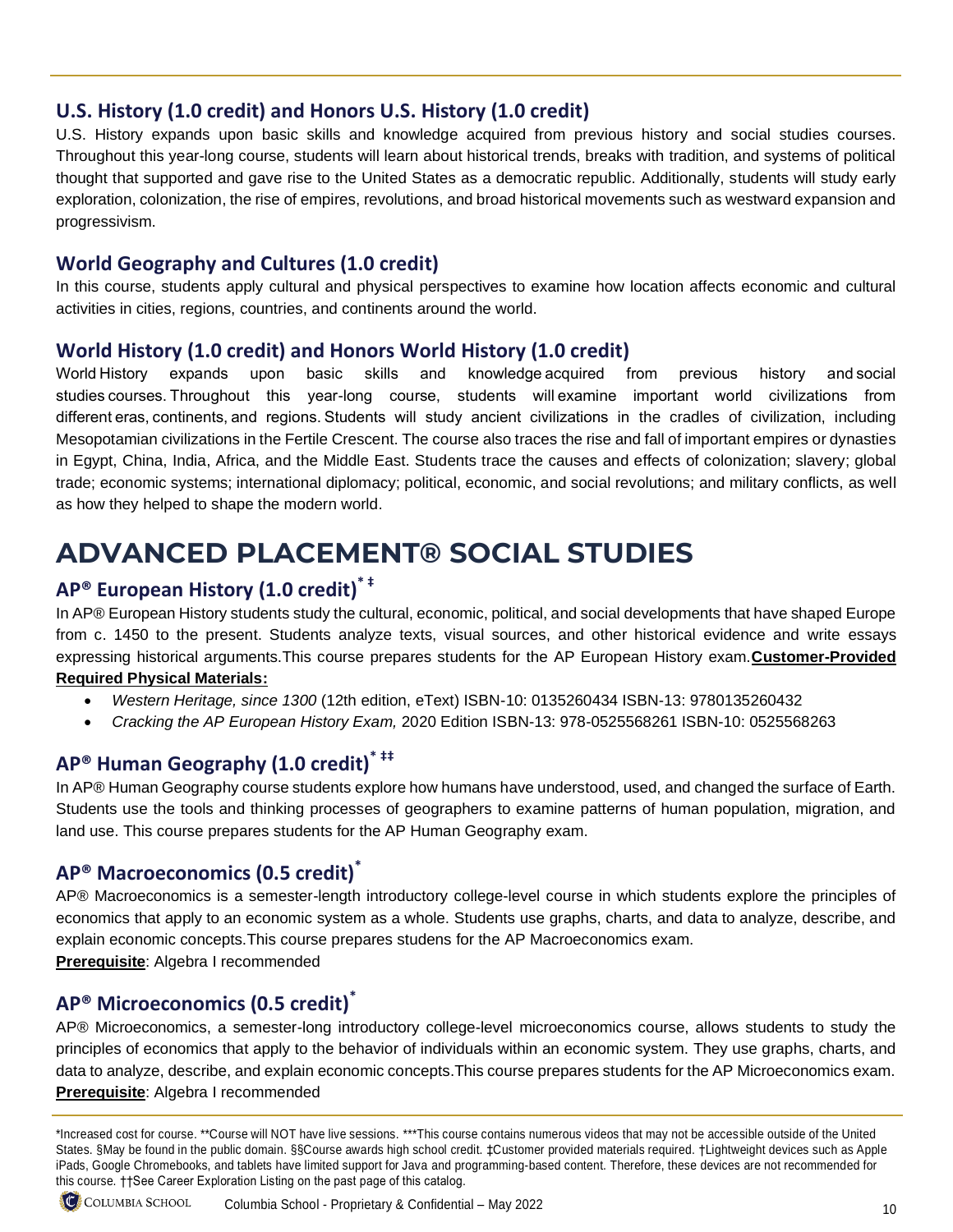## U.S. History (1.0 credit) and Honors U.S. History (1.0 credit)

U.S. History expands upon basic skills and knowledge acquired from previous history and social studies courses. Throughout this year-long course, students will learn about historical trends, breaks with tradition, and systems of political thought that supported and gave rise to the United States as a democratic republic. Additionally, students will study early exploration, colonization, the rise of empires, revolutions, and broad historical movements such as westward expansion and progressivism.

## World Geography and Cultures (1.0 credit)

In this course, students apply cultural and physical perspectives to examine how location affects economic and cultural activities in cities, regions, countries, and continents around the world.

## World History (1.0 credit) and Honors World History (1.0 credit)

World History expands upon basic skills and knowledge acquired from previous history and social studies courses. Throughout this year-long course, students will examine important world civilizations from different eras, continents, and regions. Students will study ancient civilizations in the cradles of civilization, including Mesopotamian civilizations in the Fertile Crescent. The course also traces the rise and fall of important empires or dynasties in Egypt, China, India, Africa, and the Middle East. Students trace the causes and effects of colonization; slavery; global trade; economic systems; international diplomacy; political, economic, and social revolutions; and military conflicts, as well as how they helped to shape the modern world.

# ADVANCED PLACEMENT® SOCIAL STUDIES

## AP® European History (1.0 credit)* ‡

In AP® European History students study the cultural, economic, political, and social developments that have shaped Europe from c. 1450 to the present. Students analyze texts, visual sources, and other historical evidence and write essays expressing historical arguments.This course prepares students for the AP European History exam.**Customer-Provided Required Physical Materials:**

- *Western Heritage, since 1300* (12th edition, eText) ISBN-10: 0135260434 ISBN-13: 9780135260432
- *Cracking the AP European History Exam,* 2020 Edition ISBN-13: 978-0525568261 ISBN-10: 0525568263

## AP® Human Geography (1.0 credit)* ‡‡

In AP® Human Geography course students explore how humans have understood, used, and changed the surface of Earth. Students use the tools and thinking processes of geographers to examine patterns of human population, migration, and land use. This course prepares students for the AP Human Geography exam.

## AP® Macroeconomics (0.5 credit)*

AP® Macroeconomics is a semester-length introductory college-level course in which students explore the principles of economics that apply to an economic system as a whole. Students use graphs, charts, and data to analyze, describe, and explain economic concepts.This course prepares studens for the AP Macroeconomics exam.

**Prerequisite**: Algebra I recommended

## AP® Microeconomics (0.5 credit)*

AP® Microeconomics, a semester-long introductory college-level microeconomics course, allows students to study the principles of economics that apply to the behavior of individuals within an economic system. They use graphs, charts, and data to analyze, describe, and explain economic concepts.This course prepares students for the AP Microeconomics exam.

**Prerequisite**: Algebra I recommended

*Increased cost for course. **Course will NOT have live sessions. ***This course contains numerous videos that may not be accessible outside of the United States. §May be found in the public domain. §§Course awards high school credit. ‡Customer provided materials required. †Lightweight devices such as Apple iPads, Google Chromebooks, and tablets have limited support for Java and programming-based content. Therefore, these devices are not recommended for this course. ††See Career Exploration Listing on the past page of this catalog.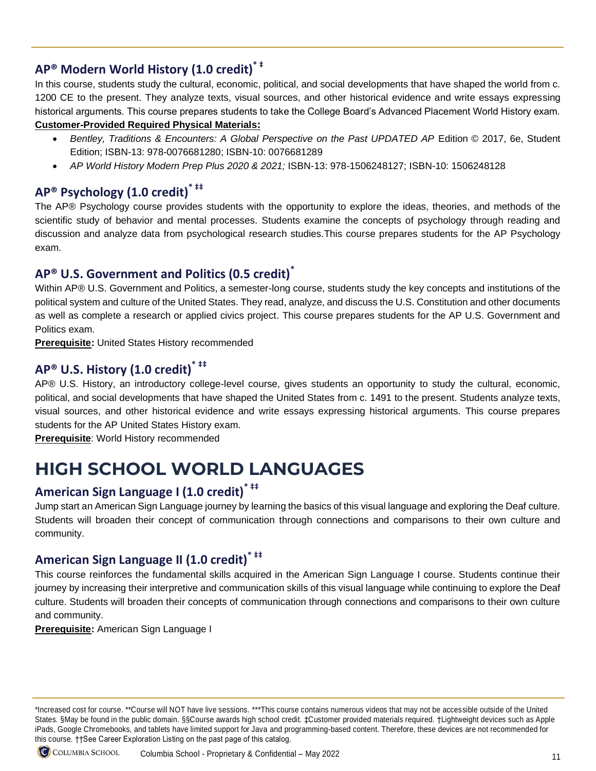### AP® Modern World History (1.0 credit)* ‡

In this course, students study the cultural, economic, political, and social developments that have shaped the world from c. 1200 CE to the present. They analyze texts, visual sources, and other historical evidence and write essays expressing historical arguments. This course prepares students to take the College Board's Advanced Placement World History exam.

**Customer-Provided Required Physical Materials:**

- *Bentley, Traditions & Encounters: A Global Perspective on the Past UPDATED AP* Edition © 2017, 6e, Student Edition; ISBN-13: 978-0076681280; ISBN-10: 0076681289
- *AP World History Modern Prep Plus 2020 & 2021;* ISBN-13: 978-1506248127; ISBN-10: 1506248128

### AP® Psychology (1.0 credit)* ‡‡

The AP® Psychology course provides students with the opportunity to explore the ideas, theories, and methods of the scientific study of behavior and mental processes. Students examine the concepts of psychology through reading and discussion and analyze data from psychological research studies.This course prepares students for the AP Psychology exam.

### AP® U.S. Government and Politics (0.5 credit)*

Within AP® U.S. Government and Politics, a semester-long course, students study the key concepts and institutions of the political system and culture of the United States. They read, analyze, and discuss the U.S. Constitution and other documents as well as complete a research or applied civics project. This course prepares students for the AP U.S. Government and Politics exam.

**Prerequisite:** United States History recommended

### AP® U.S. History (1.0 credit)* ‡‡

AP® U.S. History, an introductory college-level course, gives students an opportunity to study the cultural, economic, political, and social developments that have shaped the United States from c. 1491 to the present. Students analyze texts, visual sources, and other historical evidence and write essays expressing historical arguments. This course prepares students for the AP United States History exam.

**Prerequisite**: World History recommended

## HIGH SCHOOL WORLD LANGUAGES

### American Sign Language I (1.0 credit)* ‡‡

Jump start an American Sign Language journey by learning the basics of this visual language and exploring the Deaf culture. Students will broaden their concept of communication through connections and comparisons to their own culture and community.

### American Sign Language II (1.0 credit)* ‡‡

This course reinforces the fundamental skills acquired in the American Sign Language I course. Students continue their journey by increasing their interpretive and communication skills of this visual language while continuing to explore the Deaf culture. Students will broaden their concepts of communication through connections and comparisons to their own culture and community.

**Prerequisite:** American Sign Language I

*Increased cost for course. **Course will NOT have live sessions. ***This course contains numerous videos that may not be accessible outside of the United States. §May be found in the public domain. §§Course awards high school credit. ‡Customer provided materials required. †Lightweight devices such as Apple iPads, Google Chromebooks, and tablets have limited support for Java and programming-based content. Therefore, these devices are not recommended for this course. ††See Career Exploration Listing on the past page of this catalog.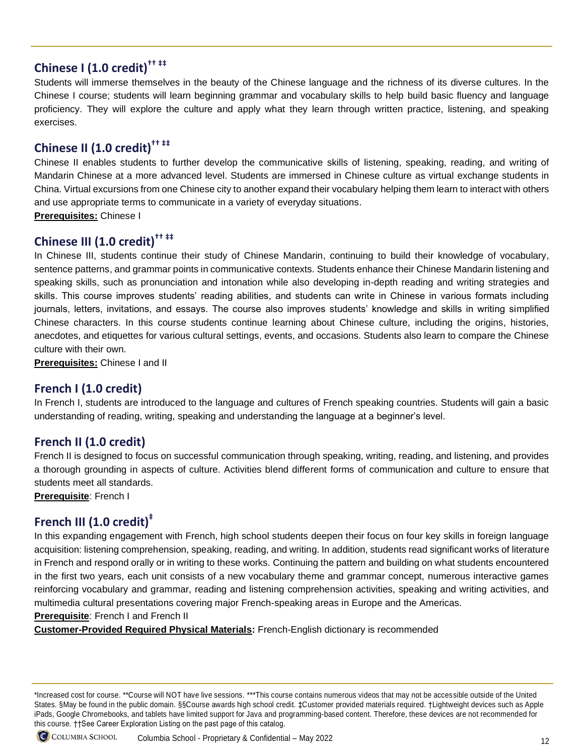## Chinese I (1.0 credit)†† ‡‡

Students will immerse themselves in the beauty of the Chinese language and the richness of its diverse cultures. In the Chinese I course; students will learn beginning grammar and vocabulary skills to help build basic fluency and language proficiency. They will explore the culture and apply what they learn through written practice, listening, and speaking exercises.

## Chinese II (1.0 credit)†† ‡‡

Chinese II enables students to further develop the communicative skills of listening, speaking, reading, and writing of Mandarin Chinese at a more advanced level. Students are immersed in Chinese culture as virtual exchange students in China. Virtual excursions from one Chinese city to another expand their vocabulary helping them learn to interact with others and use appropriate terms to communicate in a variety of everyday situations.

**Prerequisites:** Chinese I

## Chinese III (1.0 credit)†† ‡‡

In Chinese III, students continue their study of Chinese Mandarin, continuing to build their knowledge of vocabulary, sentence patterns, and grammar points in communicative contexts. Students enhance their Chinese Mandarin listening and speaking skills, such as pronunciation and intonation while also developing in-depth reading and writing strategies and skills. This course improves students' reading abilities, and students can write in Chinese in various formats including journals, letters, invitations, and essays. The course also improves students' knowledge and skills in writing simplified Chinese characters. In this course students continue learning about Chinese culture, including the origins, histories, anecdotes, and etiquettes for various cultural settings, events, and occasions. Students also learn to compare the Chinese culture with their own.

**Prerequisites:** Chinese I and II

## French I (1.0 credit)

In French I, students are introduced to the language and cultures of French speaking countries. Students will gain a basic understanding of reading, writing, speaking and understanding the language at a beginner's level.

## French II (1.0 credit)

French II is designed to focus on successful communication through speaking, writing, reading, and listening, and provides a thorough grounding in aspects of culture. Activities blend different forms of communication and culture to ensure that students meet all standards.

**Prerequisite**: French I

## French III (1.0 credit)‡

In this expanding engagement with French, high school students deepen their focus on four key skills in foreign language acquisition: listening comprehension, speaking, reading, and writing. In addition, students read significant works of literature in French and respond orally or in writing to these works. Continuing the pattern and building on what students encountered in the first two years, each unit consists of a new vocabulary theme and grammar concept, numerous interactive games reinforcing vocabulary and grammar, reading and listening comprehension activities, speaking and writing activities, and multimedia cultural presentations covering major French-speaking areas in Europe and the Americas.

**Prerequisite**: French I and French II

**Customer-Provided Required Physical Materials:** French-English dictionary is recommended

---

*Increased cost for course. **Course will NOT have live sessions. ***This course contains numerous videos that may not be accessible outside of the United States. §May be found in the public domain. §§Course awards high school credit. ‡Customer provided materials required. †Lightweight devices such as Apple iPads, Google Chromebooks, and tablets have limited support for Java and programming-based content. Therefore, these devices are not recommended for this course. ††See Career Exploration Listing on the past page of this catalog.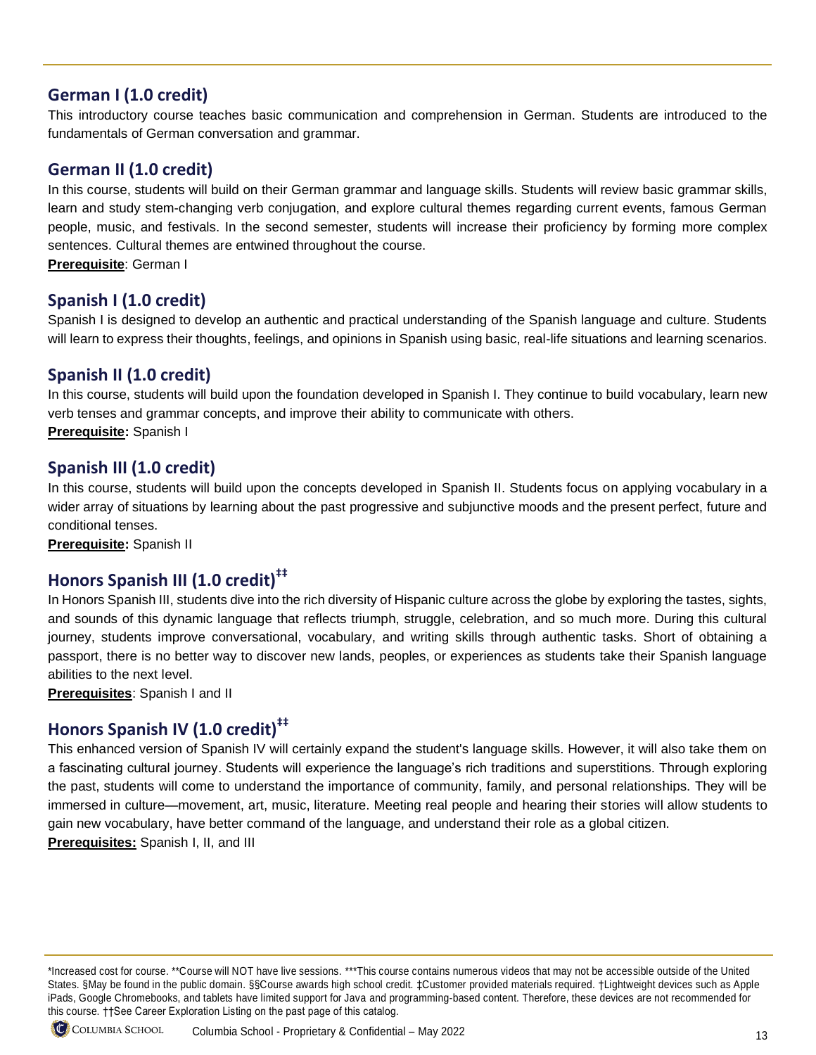## German I (1.0 credit)

This introductory course teaches basic communication and comprehension in German. Students are introduced to the fundamentals of German conversation and grammar.

## German II (1.0 credit)

In this course, students will build on their German grammar and language skills. Students will review basic grammar skills, learn and study stem-changing verb conjugation, and explore cultural themes regarding current events, famous German people, music, and festivals. In the second semester, students will increase their proficiency by forming more complex sentences. Cultural themes are entwined throughout the course.

**Prerequisite**: German I

## Spanish I (1.0 credit)

Spanish I is designed to develop an authentic and practical understanding of the Spanish language and culture. Students will learn to express their thoughts, feelings, and opinions in Spanish using basic, real-life situations and learning scenarios.

## Spanish II (1.0 credit)

In this course, students will build upon the foundation developed in Spanish I. They continue to build vocabulary, learn new verb tenses and grammar concepts, and improve their ability to communicate with others.

**Prerequisite:** Spanish I

## Spanish III (1.0 credit)

In this course, students will build upon the concepts developed in Spanish II. Students focus on applying vocabulary in a wider array of situations by learning about the past progressive and subjunctive moods and the present perfect, future and conditional tenses.

**Prerequisite:** Spanish II

## Honors Spanish III (1.0 credit)‡‡

In Honors Spanish III, students dive into the rich diversity of Hispanic culture across the globe by exploring the tastes, sights, and sounds of this dynamic language that reflects triumph, struggle, celebration, and so much more. During this cultural journey, students improve conversational, vocabulary, and writing skills through authentic tasks. Short of obtaining a passport, there is no better way to discover new lands, peoples, or experiences as students take their Spanish language abilities to the next level.

**Prerequisites**: Spanish I and II

## Honors Spanish IV (1.0 credit)‡‡

This enhanced version of Spanish IV will certainly expand the student's language skills. However, it will also take them on a fascinating cultural journey. Students will experience the language's rich traditions and superstitions. Through exploring the past, students will come to understand the importance of community, family, and personal relationships. They will be immersed in culture—movement, art, music, literature. Meeting real people and hearing their stories will allow students to gain new vocabulary, have better command of the language, and understand their role as a global citizen.

**Prerequisites:** Spanish I, II, and III

*Increased cost for course. **Course will NOT have live sessions. ***This course contains numerous videos that may not be accessible outside of the United States. §May be found in the public domain. §§Course awards high school credit. ‡Customer provided materials required. †Lightweight devices such as Apple iPads, Google Chromebooks, and tablets have limited support for Java and programming-based content. Therefore, these devices are not recommended for this course. ††See Career Exploration Listing on the past page of this catalog.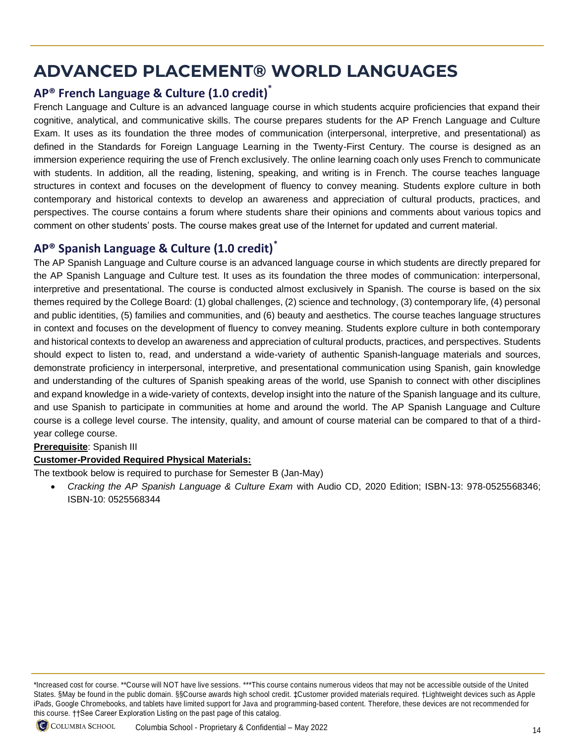# ADVANCED PLACEMENT® WORLD LANGUAGES

## AP® French Language & Culture (1.0 credit)*

French Language and Culture is an advanced language course in which students acquire proficiencies that expand their cognitive, analytical, and communicative skills. The course prepares students for the AP French Language and Culture Exam. It uses as its foundation the three modes of communication (interpersonal, interpretive, and presentational) as defined in the Standards for Foreign Language Learning in the Twenty-First Century. The course is designed as an immersion experience requiring the use of French exclusively. The online learning coach only uses French to communicate with students. In addition, all the reading, listening, speaking, and writing is in French. The course teaches language structures in context and focuses on the development of fluency to convey meaning. Students explore culture in both contemporary and historical contexts to develop an awareness and appreciation of cultural products, practices, and perspectives. The course contains a forum where students share their opinions and comments about various topics and comment on other students' posts. The course makes great use of the Internet for updated and current material.

## AP® Spanish Language & Culture (1.0 credit)*

The AP Spanish Language and Culture course is an advanced language course in which students are directly prepared for the AP Spanish Language and Culture test. It uses as its foundation the three modes of communication: interpersonal, interpretive and presentational. The course is conducted almost exclusively in Spanish. The course is based on the six themes required by the College Board: (1) global challenges, (2) science and technology, (3) contemporary life, (4) personal and public identities, (5) families and communities, and (6) beauty and aesthetics. The course teaches language structures in context and focuses on the development of fluency to convey meaning. Students explore culture in both contemporary and historical contexts to develop an awareness and appreciation of cultural products, practices, and perspectives. Students should expect to listen to, read, and understand a wide-variety of authentic Spanish-language materials and sources, demonstrate proficiency in interpersonal, interpretive, and presentational communication using Spanish, gain knowledge and understanding of the cultures of Spanish speaking areas of the world, use Spanish to connect with other disciplines and expand knowledge in a wide-variety of contexts, develop insight into the nature of the Spanish language and its culture, and use Spanish to participate in communities at home and around the world. The AP Spanish Language and Culture course is a college level course. The intensity, quality, and amount of course material can be compared to that of a third-year college course.

**Prerequisite**: Spanish III

**Customer-Provided Required Physical Materials:**

The textbook below is required to purchase for Semester B (Jan-May)

- *Cracking the AP Spanish Language & Culture Exam* with Audio CD, 2020 Edition; ISBN-13: 978-0525568346; ISBN-10: 0525568344

*Increased cost for course. **Course will NOT have live sessions. ***This course contains numerous videos that may not be accessible outside of the United States. §May be found in the public domain. §§Course awards high school credit. ‡Customer provided materials required. †Lightweight devices such as Apple iPads, Google Chromebooks, and tablets have limited support for Java and programming-based content. Therefore, these devices are not recommended for this course. ††See Career Exploration Listing on the past page of this catalog.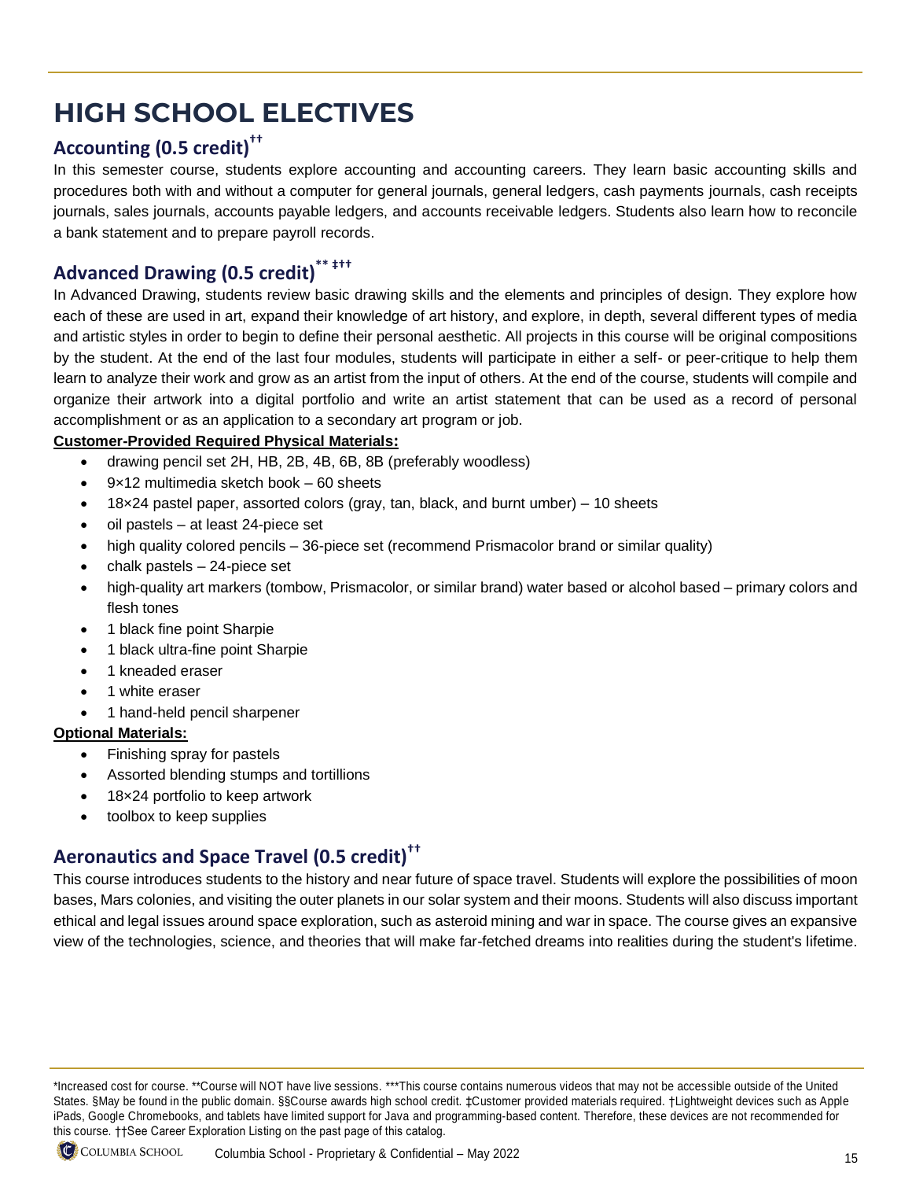# HIGH SCHOOL ELECTIVES

## Accounting (0.5 credit)††

In this semester course, students explore accounting and accounting careers. They learn basic accounting skills and procedures both with and without a computer for general journals, general ledgers, cash payments journals, cash receipts journals, sales journals, accounts payable ledgers, and accounts receivable ledgers. Students also learn how to reconcile a bank statement and to prepare payroll records.

## Advanced Drawing (0.5 credit)** ‡††

In Advanced Drawing, students review basic drawing skills and the elements and principles of design. They explore how each of these are used in art, expand their knowledge of art history, and explore, in depth, several different types of media and artistic styles in order to begin to define their personal aesthetic. All projects in this course will be original compositions by the student. At the end of the last four modules, students will participate in either a self- or peer-critique to help them learn to analyze their work and grow as an artist from the input of others. At the end of the course, students will compile and organize their artwork into a digital portfolio and write an artist statement that can be used as a record of personal accomplishment or as an application to a secondary art program or job.

**Customer-Provided Required Physical Materials:**

- drawing pencil set 2H, HB, 2B, 4B, 6B, 8B (preferably woodless)
- 9×12 multimedia sketch book – 60 sheets
- 18×24 pastel paper, assorted colors (gray, tan, black, and burnt umber) – 10 sheets
- oil pastels – at least 24-piece set
- high quality colored pencils – 36-piece set (recommend Prismacolor brand or similar quality)
- chalk pastels – 24-piece set
- high-quality art markers (tombow, Prismacolor, or similar brand) water based or alcohol based – primary colors and flesh tones
- 1 black fine point Sharpie
- 1 black ultra-fine point Sharpie
- 1 kneaded eraser
- 1 white eraser
- 1 hand-held pencil sharpener

**Optional Materials:**

- Finishing spray for pastels
- Assorted blending stumps and tortillions
- 18×24 portfolio to keep artwork
- toolbox to keep supplies

## Aeronautics and Space Travel (0.5 credit)††

This course introduces students to the history and near future of space travel. Students will explore the possibilities of moon bases, Mars colonies, and visiting the outer planets in our solar system and their moons. Students will also discuss important ethical and legal issues around space exploration, such as asteroid mining and war in space. The course gives an expansive view of the technologies, science, and theories that will make far-fetched dreams into realities during the student's lifetime.

*Increased cost for course. **Course will NOT have live sessions. ***This course contains numerous videos that may not be accessible outside of the United States. §May be found in the public domain. §§Course awards high school credit. ‡Customer provided materials required. †Lightweight devices such as Apple iPads, Google Chromebooks, and tablets have limited support for Java and programming-based content. Therefore, these devices are not recommended for this course. ††See Career Exploration Listing on the past page of this catalog.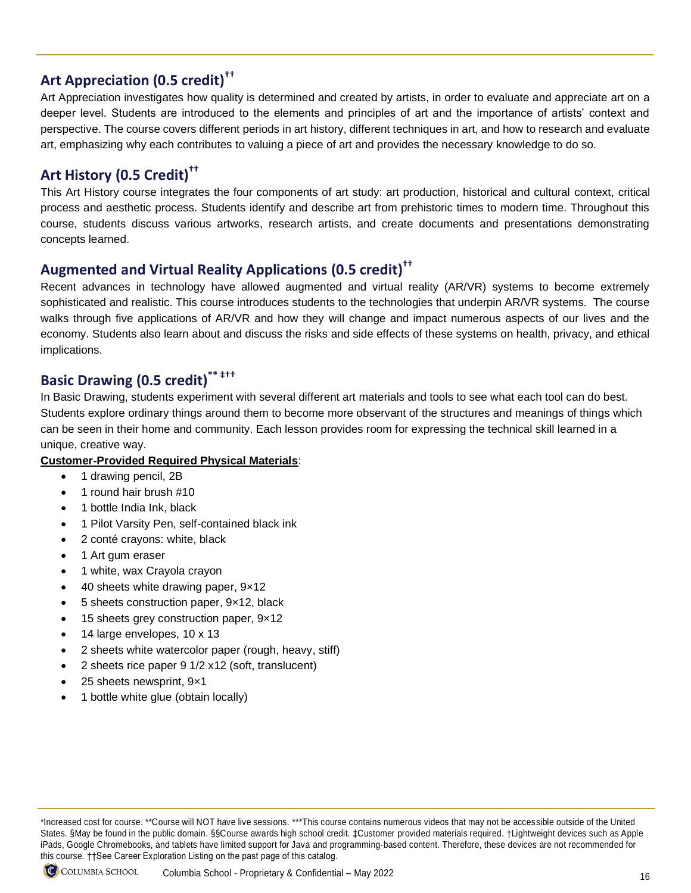## Art Appreciation (0.5 credit)††

Art Appreciation investigates how quality is determined and created by artists, in order to evaluate and appreciate art on a deeper level. Students are introduced to the elements and principles of art and the importance of artists' context and perspective. The course covers different periods in art history, different techniques in art, and how to research and evaluate art, emphasizing why each contributes to valuing a piece of art and provides the necessary knowledge to do so.

## Art History (0.5 Credit)††

This Art History course integrates the four components of art study: art production, historical and cultural context, critical process and aesthetic process. Students identify and describe art from prehistoric times to modern time. Throughout this course, students discuss various artworks, research artists, and create documents and presentations demonstrating concepts learned.

## Augmented and Virtual Reality Applications (0.5 credit)††

Recent advances in technology have allowed augmented and virtual reality (AR/VR) systems to become extremely sophisticated and realistic. This course introduces students to the technologies that underpin AR/VR systems. The course walks through five applications of AR/VR and how they will change and impact numerous aspects of our lives and the economy. Students also learn about and discuss the risks and side effects of these systems on health, privacy, and ethical implications.

## Basic Drawing (0.5 credit)** ‡††

In Basic Drawing, students experiment with several different art materials and tools to see what each tool can do best. Students explore ordinary things around them to become more observant of the structures and meanings of things which can be seen in their home and community. Each lesson provides room for expressing the technical skill learned in a unique, creative way.

**Customer-Provided Required Physical Materials**:

- 1 drawing pencil, 2B
- 1 round hair brush #10
- 1 bottle India Ink, black
- 1 Pilot Varsity Pen, self-contained black ink
- 2 conté crayons: white, black
- 1 Art gum eraser
- 1 white, wax Crayola crayon
- 40 sheets white drawing paper, 9×12
- 5 sheets construction paper, 9×12, black
- 15 sheets grey construction paper, 9×12
- 14 large envelopes, 10 x 13
- 2 sheets white watercolor paper (rough, heavy, stiff)
- 2 sheets rice paper 9 1/2 x12 (soft, translucent)
- 25 sheets newsprint, 9×1
- 1 bottle white glue (obtain locally)

*Increased cost for course. **Course will NOT have live sessions. ***This course contains numerous videos that may not be accessible outside of the United States. §May be found in the public domain. §§Course awards high school credit. ‡Customer provided materials required. †Lightweight devices such as Apple iPads, Google Chromebooks, and tablets have limited support for Java and programming-based content. Therefore, these devices are not recommended for this course. ††See Career Exploration Listing on the past page of this catalog.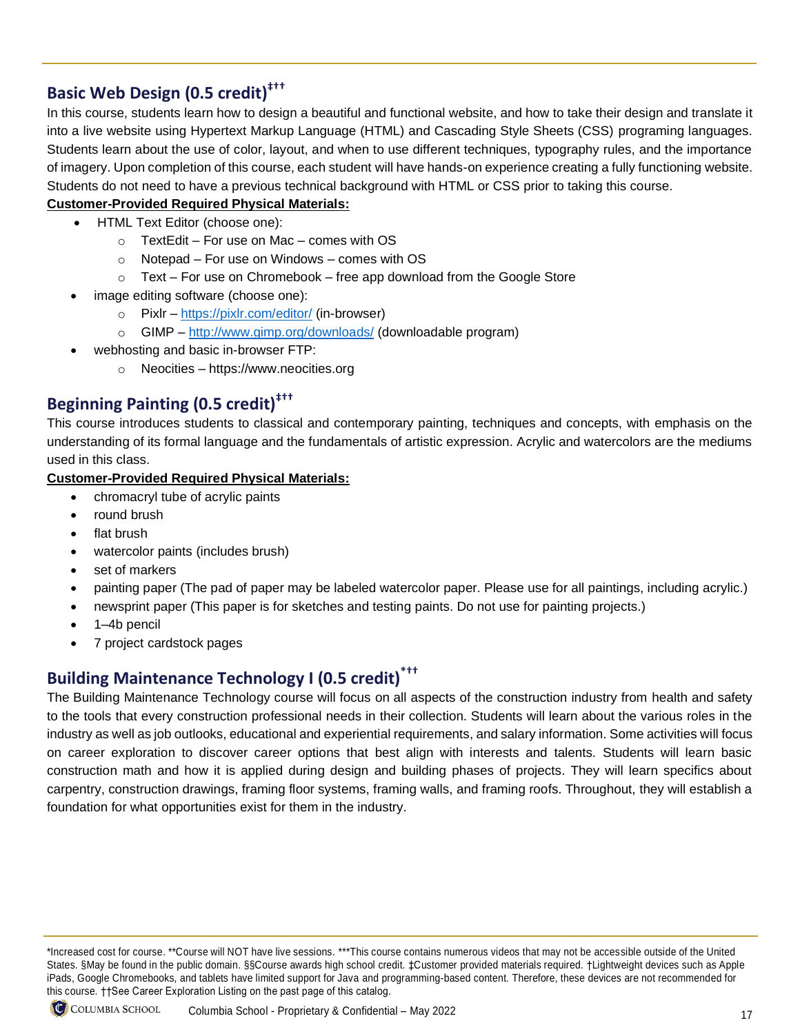## Basic Web Design (0.5 credit)‡††

In this course, students learn how to design a beautiful and functional website, and how to take their design and translate it into a live website using Hypertext Markup Language (HTML) and Cascading Style Sheets (CSS) programing languages. Students learn about the use of color, layout, and when to use different techniques, typography rules, and the importance of imagery. Upon completion of this course, each student will have hands-on experience creating a fully functioning website. Students do not need to have a previous technical background with HTML or CSS prior to taking this course.

**Customer-Provided Required Physical Materials:**

- HTML Text Editor (choose one):
  - TextEdit – For use on Mac – comes with OS
  - Notepad – For use on Windows – comes with OS
  - Text – For use on Chromebook – free app download from the Google Store
- image editing software (choose one):
  - Pixlr – https://pixlr.com/editor/ (in-browser)
  - GIMP – http://www.gimp.org/downloads/ (downloadable program)
- webhosting and basic in-browser FTP:
  - Neocities – https://www.neocities.org

## Beginning Painting (0.5 credit)‡††

This course introduces students to classical and contemporary painting, techniques and concepts, with emphasis on the understanding of its formal language and the fundamentals of artistic expression. Acrylic and watercolors are the mediums used in this class.

**Customer-Provided Required Physical Materials:**

- chromacryl tube of acrylic paints
- round brush
- flat brush
- watercolor paints (includes brush)
- set of markers
- painting paper (The pad of paper may be labeled watercolor paper. Please use for all paintings, including acrylic.)
- newsprint paper (This paper is for sketches and testing paints. Do not use for painting projects.)
- 1–4b pencil
- 7 project cardstock pages

## Building Maintenance Technology I (0.5 credit)*††

The Building Maintenance Technology course will focus on all aspects of the construction industry from health and safety to the tools that every construction professional needs in their collection. Students will learn about the various roles in the industry as well as job outlooks, educational and experiential requirements, and salary information. Some activities will focus on career exploration to discover career options that best align with interests and talents. Students will learn basic construction math and how it is applied during design and building phases of projects. They will learn specifics about carpentry, construction drawings, framing floor systems, framing walls, and framing roofs. Throughout, they will establish a foundation for what opportunities exist for them in the industry.

*Increased cost for course. **Course will NOT have live sessions. ***This course contains numerous videos that may not be accessible outside of the United States. §May be found in the public domain. §§Course awards high school credit. ‡Customer provided materials required. †Lightweight devices such as Apple iPads, Google Chromebooks, and tablets have limited support for Java and programming-based content. Therefore, these devices are not recommended for this course. ††See Career Exploration Listing on the past page of this catalog.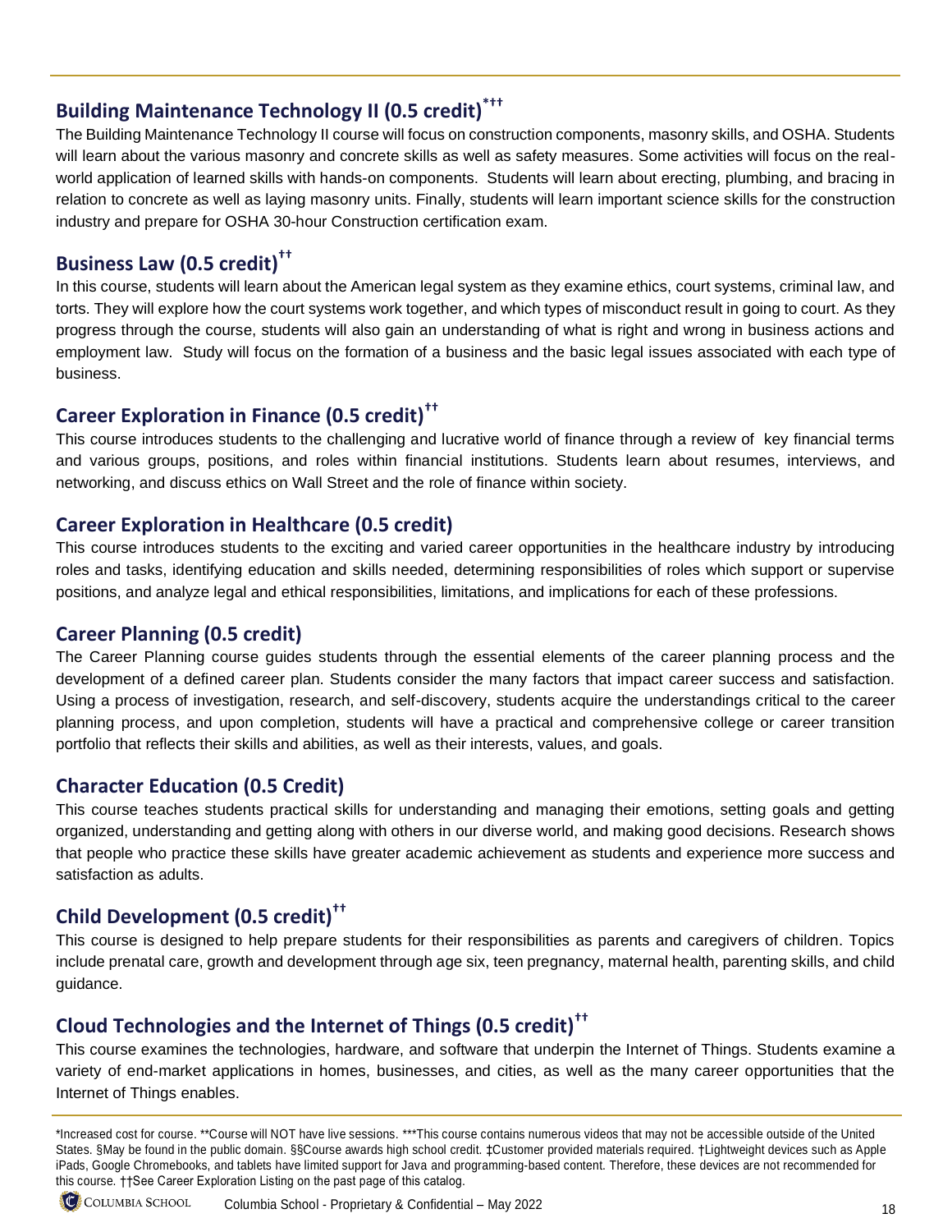## Building Maintenance Technology II (0.5 credit)*††

The Building Maintenance Technology II course will focus on construction components, masonry skills, and OSHA. Students will learn about the various masonry and concrete skills as well as safety measures. Some activities will focus on the real-world application of learned skills with hands-on components. Students will learn about erecting, plumbing, and bracing in relation to concrete as well as laying masonry units. Finally, students will learn important science skills for the construction industry and prepare for OSHA 30-hour Construction certification exam.

## Business Law (0.5 credit)††

In this course, students will learn about the American legal system as they examine ethics, court systems, criminal law, and torts. They will explore how the court systems work together, and which types of misconduct result in going to court. As they progress through the course, students will also gain an understanding of what is right and wrong in business actions and employment law. Study will focus on the formation of a business and the basic legal issues associated with each type of business.

## Career Exploration in Finance (0.5 credit)††

This course introduces students to the challenging and lucrative world of finance through a review of key financial terms and various groups, positions, and roles within financial institutions. Students learn about resumes, interviews, and networking, and discuss ethics on Wall Street and the role of finance within society.

## Career Exploration in Healthcare (0.5 credit)

This course introduces students to the exciting and varied career opportunities in the healthcare industry by introducing roles and tasks, identifying education and skills needed, determining responsibilities of roles which support or supervise positions, and analyze legal and ethical responsibilities, limitations, and implications for each of these professions.

## Career Planning (0.5 credit)

The Career Planning course guides students through the essential elements of the career planning process and the development of a defined career plan. Students consider the many factors that impact career success and satisfaction. Using a process of investigation, research, and self-discovery, students acquire the understandings critical to the career planning process, and upon completion, students will have a practical and comprehensive college or career transition portfolio that reflects their skills and abilities, as well as their interests, values, and goals.

## Character Education (0.5 Credit)

This course teaches students practical skills for understanding and managing their emotions, setting goals and getting organized, understanding and getting along with others in our diverse world, and making good decisions. Research shows that people who practice these skills have greater academic achievement as students and experience more success and satisfaction as adults.

## Child Development (0.5 credit)††

This course is designed to help prepare students for their responsibilities as parents and caregivers of children. Topics include prenatal care, growth and development through age six, teen pregnancy, maternal health, parenting skills, and child guidance.

## Cloud Technologies and the Internet of Things (0.5 credit)††

This course examines the technologies, hardware, and software that underpin the Internet of Things. Students examine a variety of end-market applications in homes, businesses, and cities, as well as the many career opportunities that the Internet of Things enables.

---

*Increased cost for course. **Course will NOT have live sessions. ***This course contains numerous videos that may not be accessible outside of the United States. §May be found in the public domain. §§Course awards high school credit. ‡Customer provided materials required. †Lightweight devices such as Apple iPads, Google Chromebooks, and tablets have limited support for Java and programming-based content. Therefore, these devices are not recommended for this course. ††See Career Exploration Listing on the past page of this catalog.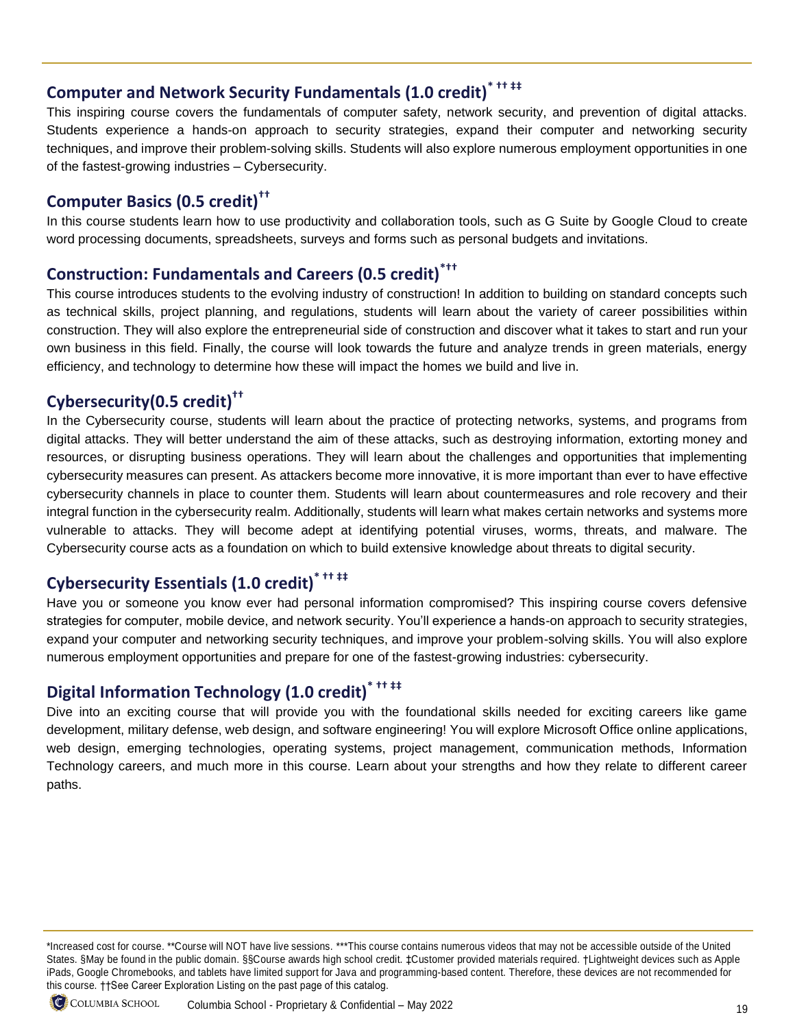## Computer and Network Security Fundamentals (1.0 credit)* †† ‡‡

This inspiring course covers the fundamentals of computer safety, network security, and prevention of digital attacks. Students experience a hands-on approach to security strategies, expand their computer and networking security techniques, and improve their problem-solving skills. Students will also explore numerous employment opportunities in one of the fastest-growing industries – Cybersecurity.

## Computer Basics (0.5 credit)††

In this course students learn how to use productivity and collaboration tools, such as G Suite by Google Cloud to create word processing documents, spreadsheets, surveys and forms such as personal budgets and invitations.

## Construction: Fundamentals and Careers (0.5 credit)*††

This course introduces students to the evolving industry of construction! In addition to building on standard concepts such as technical skills, project planning, and regulations, students will learn about the variety of career possibilities within construction. They will also explore the entrepreneurial side of construction and discover what it takes to start and run your own business in this field. Finally, the course will look towards the future and analyze trends in green materials, energy efficiency, and technology to determine how these will impact the homes we build and live in.

## Cybersecurity(0.5 credit)††

In the Cybersecurity course, students will learn about the practice of protecting networks, systems, and programs from digital attacks. They will better understand the aim of these attacks, such as destroying information, extorting money and resources, or disrupting business operations. They will learn about the challenges and opportunities that implementing cybersecurity measures can present. As attackers become more innovative, it is more important than ever to have effective cybersecurity channels in place to counter them. Students will learn about countermeasures and role recovery and their integral function in the cybersecurity realm. Additionally, students will learn what makes certain networks and systems more vulnerable to attacks. They will become adept at identifying potential viruses, worms, threats, and malware. The Cybersecurity course acts as a foundation on which to build extensive knowledge about threats to digital security.

## Cybersecurity Essentials (1.0 credit)* †† ‡‡

Have you or someone you know ever had personal information compromised? This inspiring course covers defensive strategies for computer, mobile device, and network security. You'll experience a hands-on approach to security strategies, expand your computer and networking security techniques, and improve your problem-solving skills. You will also explore numerous employment opportunities and prepare for one of the fastest-growing industries: cybersecurity.

## Digital Information Technology (1.0 credit)* †† ‡‡

Dive into an exciting course that will provide you with the foundational skills needed for exciting careers like game development, military defense, web design, and software engineering! You will explore Microsoft Office online applications, web design, emerging technologies, operating systems, project management, communication methods, Information Technology careers, and much more in this course. Learn about your strengths and how they relate to different career paths.

---

*Increased cost for course. **Course will NOT have live sessions. ***This course contains numerous videos that may not be accessible outside of the United States. §May be found in the public domain. §§Course awards high school credit. ‡Customer provided materials required. †Lightweight devices such as Apple iPads, Google Chromebooks, and tablets have limited support for Java and programming-based content. Therefore, these devices are not recommended for this course. ††See Career Exploration Listing on the past page of this catalog.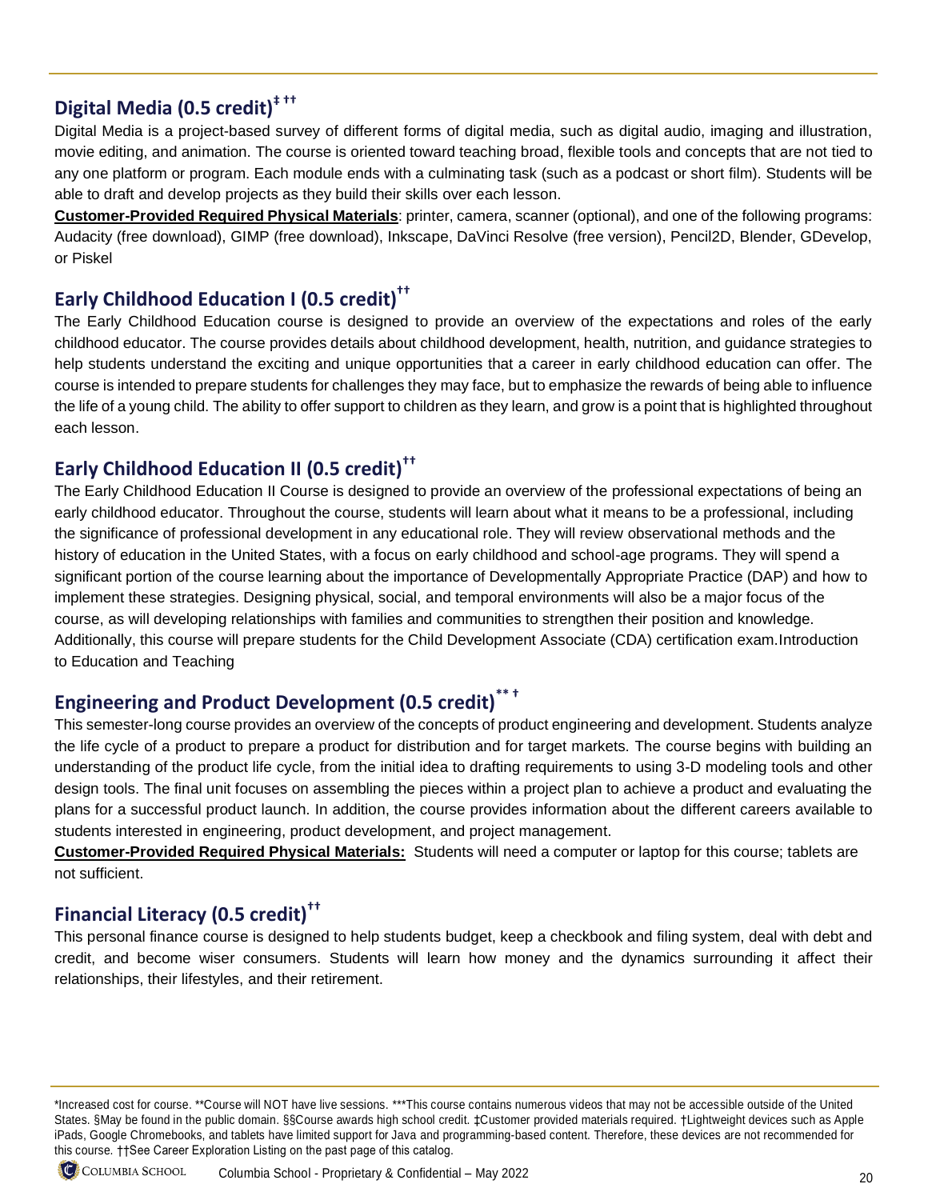## Digital Media (0.5 credit)‡ ††

Digital Media is a project-based survey of different forms of digital media, such as digital audio, imaging and illustration, movie editing, and animation. The course is oriented toward teaching broad, flexible tools and concepts that are not tied to any one platform or program. Each module ends with a culminating task (such as a podcast or short film). Students will be able to draft and develop projects as they build their skills over each lesson.

**Customer-Provided Required Physical Materials**: printer, camera, scanner (optional), and one of the following programs: Audacity (free download), GIMP (free download), Inkscape, DaVinci Resolve (free version), Pencil2D, Blender, GDevelop, or Piskel

## Early Childhood Education I (0.5 credit)††

The Early Childhood Education course is designed to provide an overview of the expectations and roles of the early childhood educator. The course provides details about childhood development, health, nutrition, and guidance strategies to help students understand the exciting and unique opportunities that a career in early childhood education can offer. The course is intended to prepare students for challenges they may face, but to emphasize the rewards of being able to influence the life of a young child. The ability to offer support to children as they learn, and grow is a point that is highlighted throughout each lesson.

## Early Childhood Education II (0.5 credit)††

The Early Childhood Education II Course is designed to provide an overview of the professional expectations of being an early childhood educator. Throughout the course, students will learn about what it means to be a professional, including the significance of professional development in any educational role. They will review observational methods and the history of education in the United States, with a focus on early childhood and school-age programs. They will spend a significant portion of the course learning about the importance of Developmentally Appropriate Practice (DAP) and how to implement these strategies. Designing physical, social, and temporal environments will also be a major focus of the course, as will developing relationships with families and communities to strengthen their position and knowledge. Additionally, this course will prepare students for the Child Development Associate (CDA) certification exam.Introduction to Education and Teaching

## Engineering and Product Development (0.5 credit)** †

This semester-long course provides an overview of the concepts of product engineering and development. Students analyze the life cycle of a product to prepare a product for distribution and for target markets. The course begins with building an understanding of the product life cycle, from the initial idea to drafting requirements to using 3-D modeling tools and other design tools. The final unit focuses on assembling the pieces within a project plan to achieve a product and evaluating the plans for a successful product launch. In addition, the course provides information about the different careers available to students interested in engineering, product development, and project management.

**Customer-Provided Required Physical Materials:** Students will need a computer or laptop for this course; tablets are not sufficient.

## Financial Literacy (0.5 credit)††

This personal finance course is designed to help students budget, keep a checkbook and filing system, deal with debt and credit, and become wiser consumers. Students will learn how money and the dynamics surrounding it affect their relationships, their lifestyles, and their retirement.

*Increased cost for course. **Course will NOT have live sessions. ***This course contains numerous videos that may not be accessible outside of the United States. §May be found in the public domain. §§Course awards high school credit. ‡Customer provided materials required. †Lightweight devices such as Apple iPads, Google Chromebooks, and tablets have limited support for Java and programming-based content. Therefore, these devices are not recommended for this course. ††See Career Exploration Listing on the past page of this catalog.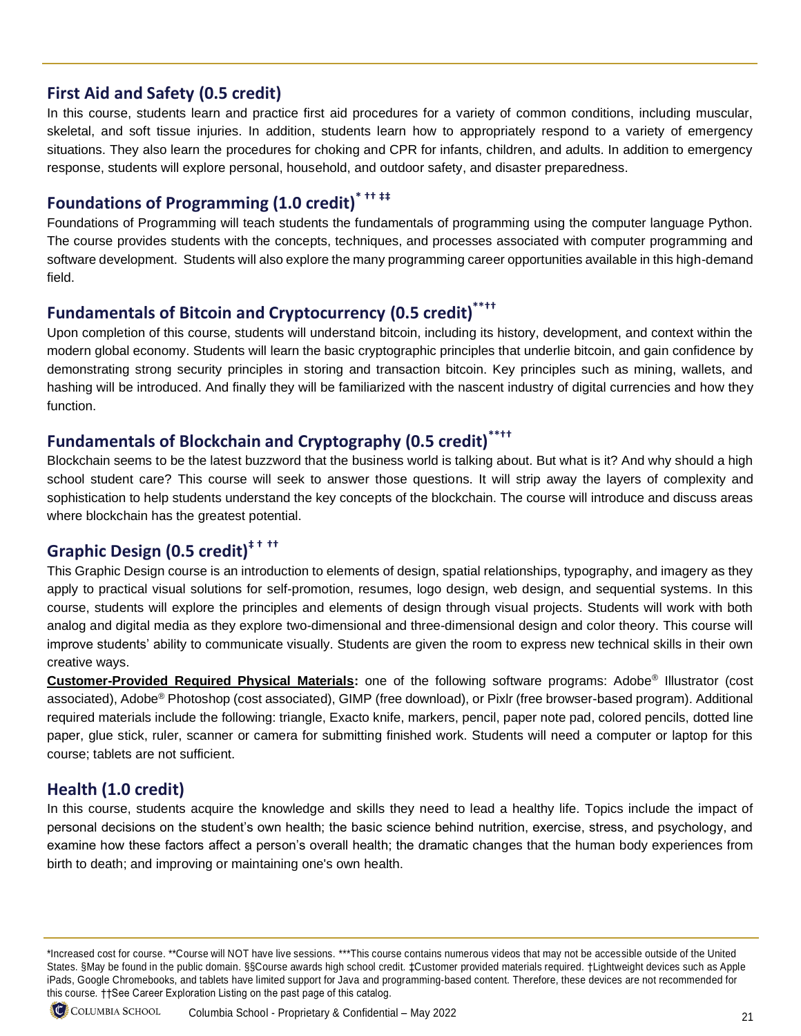## First Aid and Safety (0.5 credit)

In this course, students learn and practice first aid procedures for a variety of common conditions, including muscular, skeletal, and soft tissue injuries. In addition, students learn how to appropriately respond to a variety of emergency situations. They also learn the procedures for choking and CPR for infants, children, and adults. In addition to emergency response, students will explore personal, household, and outdoor safety, and disaster preparedness.

## Foundations of Programming (1.0 credit)* †† ‡‡

Foundations of Programming will teach students the fundamentals of programming using the computer language Python. The course provides students with the concepts, techniques, and processes associated with computer programming and software development. Students will also explore the many programming career opportunities available in this high-demand field.

## Fundamentals of Bitcoin and Cryptocurrency (0.5 credit)**††

Upon completion of this course, students will understand bitcoin, including its history, development, and context within the modern global economy. Students will learn the basic cryptographic principles that underlie bitcoin, and gain confidence by demonstrating strong security principles in storing and transaction bitcoin. Key principles such as mining, wallets, and hashing will be introduced. And finally they will be familiarized with the nascent industry of digital currencies and how they function.

## Fundamentals of Blockchain and Cryptography (0.5 credit)**††

Blockchain seems to be the latest buzzword that the business world is talking about. But what is it? And why should a high school student care? This course will seek to answer those questions. It will strip away the layers of complexity and sophistication to help students understand the key concepts of the blockchain. The course will introduce and discuss areas where blockchain has the greatest potential.

## Graphic Design (0.5 credit)‡ † ††

This Graphic Design course is an introduction to elements of design, spatial relationships, typography, and imagery as they apply to practical visual solutions for self-promotion, resumes, logo design, web design, and sequential systems. In this course, students will explore the principles and elements of design through visual projects. Students will work with both analog and digital media as they explore two-dimensional and three-dimensional design and color theory. This course will improve students' ability to communicate visually. Students are given the room to express new technical skills in their own creative ways.

**Customer-Provided Required Physical Materials:** one of the following software programs: Adobe® Illustrator (cost associated), Adobe® Photoshop (cost associated), GIMP (free download), or Pixlr (free browser-based program). Additional required materials include the following: triangle, Exacto knife, markers, pencil, paper note pad, colored pencils, dotted line paper, glue stick, ruler, scanner or camera for submitting finished work. Students will need a computer or laptop for this course; tablets are not sufficient.

## Health (1.0 credit)

In this course, students acquire the knowledge and skills they need to lead a healthy life. Topics include the impact of personal decisions on the student's own health; the basic science behind nutrition, exercise, stress, and psychology, and examine how these factors affect a person's overall health; the dramatic changes that the human body experiences from birth to death; and improving or maintaining one's own health.

---

*Increased cost for course. **Course will NOT have live sessions. ***This course contains numerous videos that may not be accessible outside of the United States. §May be found in the public domain. §§Course awards high school credit. ‡Customer provided materials required. †Lightweight devices such as Apple iPads, Google Chromebooks, and tablets have limited support for Java and programming-based content. Therefore, these devices are not recommended for this course. ††See Career Exploration Listing on the past page of this catalog.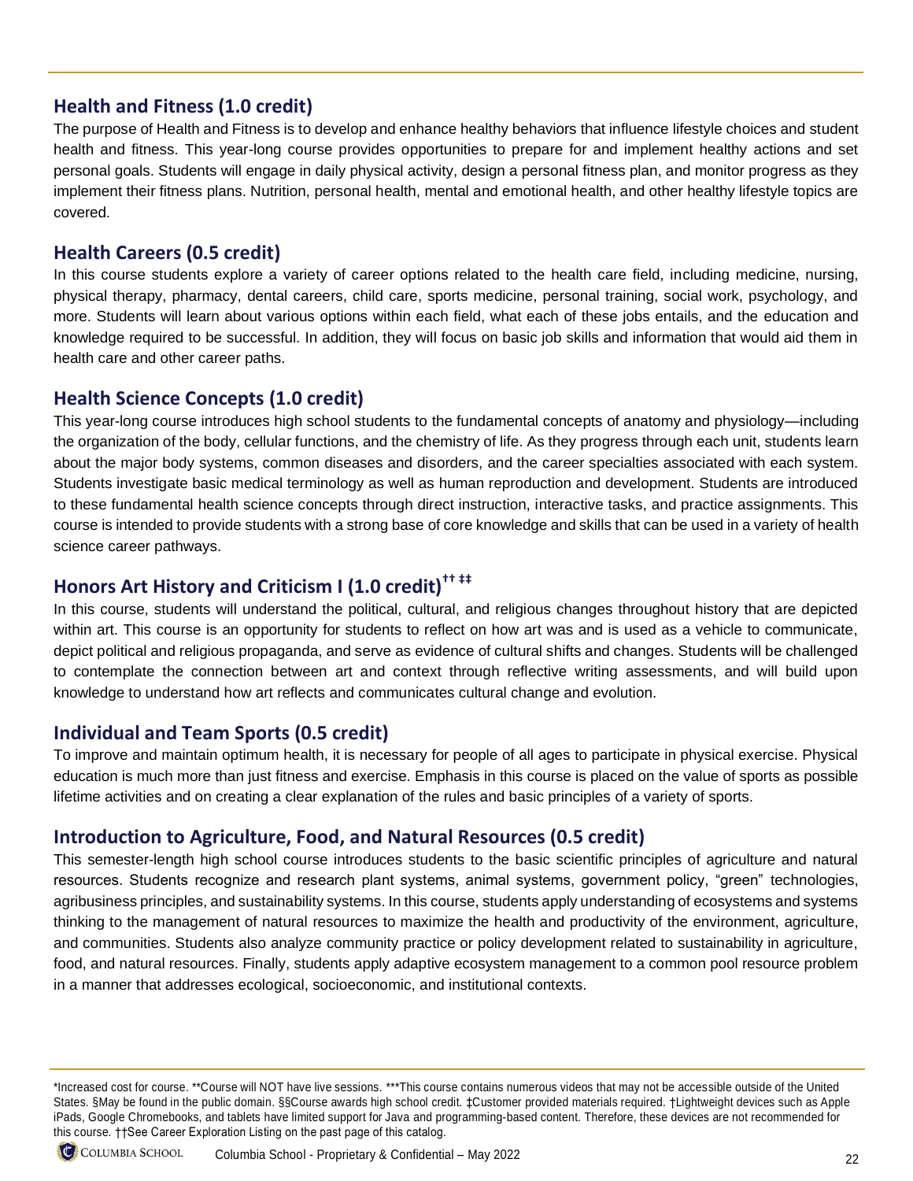## Health and Fitness (1.0 credit)

The purpose of Health and Fitness is to develop and enhance healthy behaviors that influence lifestyle choices and student health and fitness. This year-long course provides opportunities to prepare for and implement healthy actions and set personal goals. Students will engage in daily physical activity, design a personal fitness plan, and monitor progress as they implement their fitness plans. Nutrition, personal health, mental and emotional health, and other healthy lifestyle topics are covered.

## Health Careers (0.5 credit)

In this course students explore a variety of career options related to the health care field, including medicine, nursing, physical therapy, pharmacy, dental careers, child care, sports medicine, personal training, social work, psychology, and more. Students will learn about various options within each field, what each of these jobs entails, and the education and knowledge required to be successful. In addition, they will focus on basic job skills and information that would aid them in health care and other career paths.

## Health Science Concepts (1.0 credit)

This year-long course introduces high school students to the fundamental concepts of anatomy and physiology—including the organization of the body, cellular functions, and the chemistry of life. As they progress through each unit, students learn about the major body systems, common diseases and disorders, and the career specialties associated with each system. Students investigate basic medical terminology as well as human reproduction and development. Students are introduced to these fundamental health science concepts through direct instruction, interactive tasks, and practice assignments. This course is intended to provide students with a strong base of core knowledge and skills that can be used in a variety of health science career pathways.

## Honors Art History and Criticism I (1.0 credit)[†† ‡‡]

In this course, students will understand the political, cultural, and religious changes throughout history that are depicted within art. This course is an opportunity for students to reflect on how art was and is used as a vehicle to communicate, depict political and religious propaganda, and serve as evidence of cultural shifts and changes. Students will be challenged to contemplate the connection between art and context through reflective writing assessments, and will build upon knowledge to understand how art reflects and communicates cultural change and evolution.

## Individual and Team Sports (0.5 credit)

To improve and maintain optimum health, it is necessary for people of all ages to participate in physical exercise. Physical education is much more than just fitness and exercise. Emphasis in this course is placed on the value of sports as possible lifetime activities and on creating a clear explanation of the rules and basic principles of a variety of sports.

## Introduction to Agriculture, Food, and Natural Resources (0.5 credit)

This semester-length high school course introduces students to the basic scientific principles of agriculture and natural resources. Students recognize and research plant systems, animal systems, government policy, "green" technologies, agribusiness principles, and sustainability systems. In this course, students apply understanding of ecosystems and systems thinking to the management of natural resources to maximize the health and productivity of the environment, agriculture, and communities. Students also analyze community practice or policy development related to sustainability in agriculture, food, and natural resources. Finally, students apply adaptive ecosystem management to a common pool resource problem in a manner that addresses ecological, socioeconomic, and institutional contexts.

*Increased cost for course. **Course will NOT have live sessions. ***This course contains numerous videos that may not be accessible outside of the United States. §May be found in the public domain. §§Course awards high school credit. ‡Customer provided materials required. †Lightweight devices such as Apple iPads, Google Chromebooks, and tablets have limited support for Java and programming-based content. Therefore, these devices are not recommended for this course. ††See Career Exploration Listing on the past page of this catalog.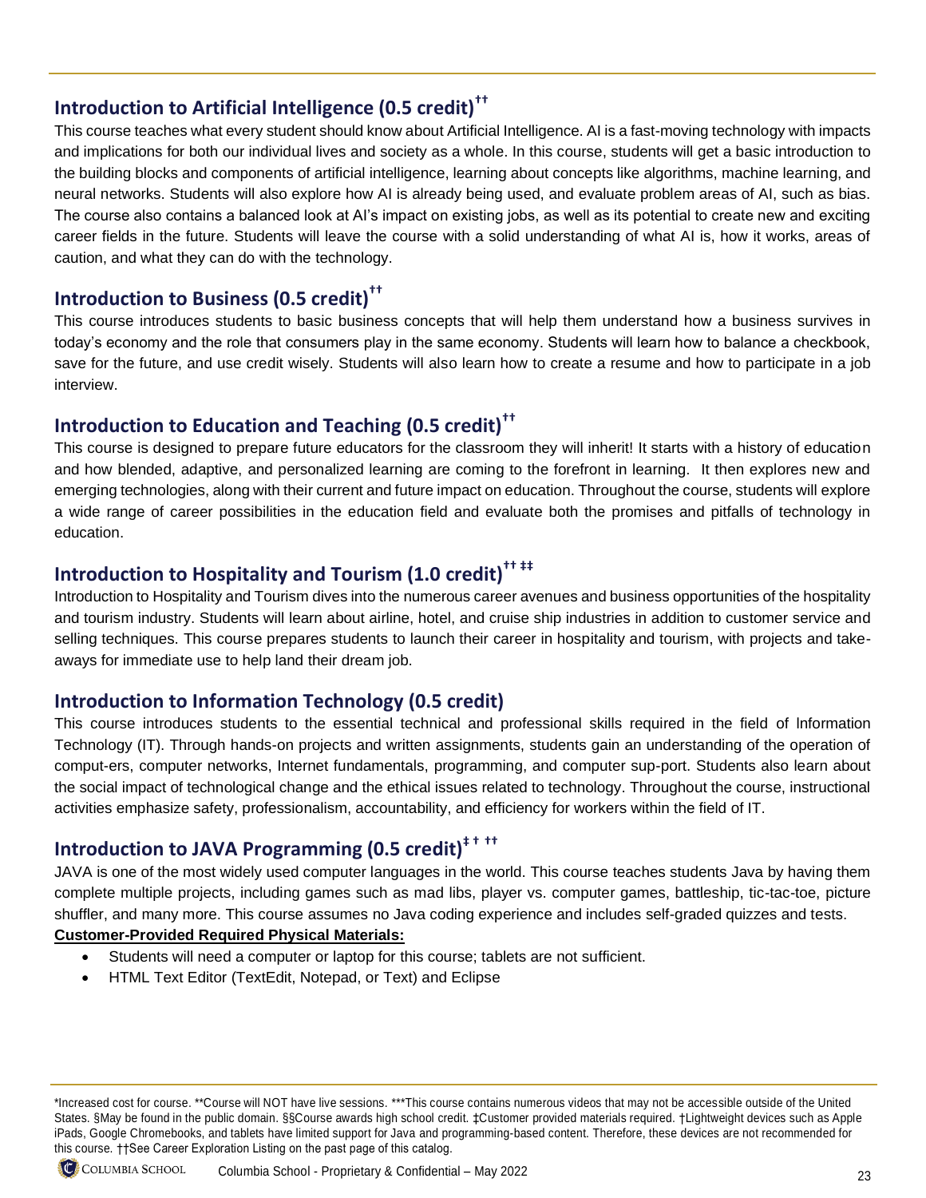## Introduction to Artificial Intelligence (0.5 credit)††

This course teaches what every student should know about Artificial Intelligence. AI is a fast-moving technology with impacts and implications for both our individual lives and society as a whole. In this course, students will get a basic introduction to the building blocks and components of artificial intelligence, learning about concepts like algorithms, machine learning, and neural networks. Students will also explore how AI is already being used, and evaluate problem areas of AI, such as bias. The course also contains a balanced look at AI's impact on existing jobs, as well as its potential to create new and exciting career fields in the future. Students will leave the course with a solid understanding of what AI is, how it works, areas of caution, and what they can do with the technology.

## Introduction to Business (0.5 credit)††

This course introduces students to basic business concepts that will help them understand how a business survives in today's economy and the role that consumers play in the same economy. Students will learn how to balance a checkbook, save for the future, and use credit wisely. Students will also learn how to create a resume and how to participate in a job interview.

## Introduction to Education and Teaching (0.5 credit)††

This course is designed to prepare future educators for the classroom they will inherit! It starts with a history of education and how blended, adaptive, and personalized learning are coming to the forefront in learning. It then explores new and emerging technologies, along with their current and future impact on education. Throughout the course, students will explore a wide range of career possibilities in the education field and evaluate both the promises and pitfalls of technology in education.

## Introduction to Hospitality and Tourism (1.0 credit)†† ‡‡

Introduction to Hospitality and Tourism dives into the numerous career avenues and business opportunities of the hospitality and tourism industry. Students will learn about airline, hotel, and cruise ship industries in addition to customer service and selling techniques. This course prepares students to launch their career in hospitality and tourism, with projects and take-aways for immediate use to help land their dream job.

## Introduction to Information Technology (0.5 credit)

This course introduces students to the essential technical and professional skills required in the field of Information Technology (IT). Through hands-on projects and written assignments, students gain an understanding of the operation of comput-ers, computer networks, Internet fundamentals, programming, and computer sup-port. Students also learn about the social impact of technological change and the ethical issues related to technology. Throughout the course, instructional activities emphasize safety, professionalism, accountability, and efficiency for workers within the field of IT.

## Introduction to JAVA Programming (0.5 credit)‡ † ††

JAVA is one of the most widely used computer languages in the world. This course teaches students Java by having them complete multiple projects, including games such as mad libs, player vs. computer games, battleship, tic-tac-toe, picture shuffler, and many more. This course assumes no Java coding experience and includes self-graded quizzes and tests.

**Customer-Provided Required Physical Materials:**

- Students will need a computer or laptop for this course; tablets are not sufficient.
- HTML Text Editor (TextEdit, Notepad, or Text) and Eclipse

*Increased cost for course. **Course will NOT have live sessions. ***This course contains numerous videos that may not be accessible outside of the United States. §May be found in the public domain. §§Course awards high school credit. ‡Customer provided materials required. †Lightweight devices such as Apple iPads, Google Chromebooks, and tablets have limited support for Java and programming-based content. Therefore, these devices are not recommended for this course. ††See Career Exploration Listing on the past page of this catalog.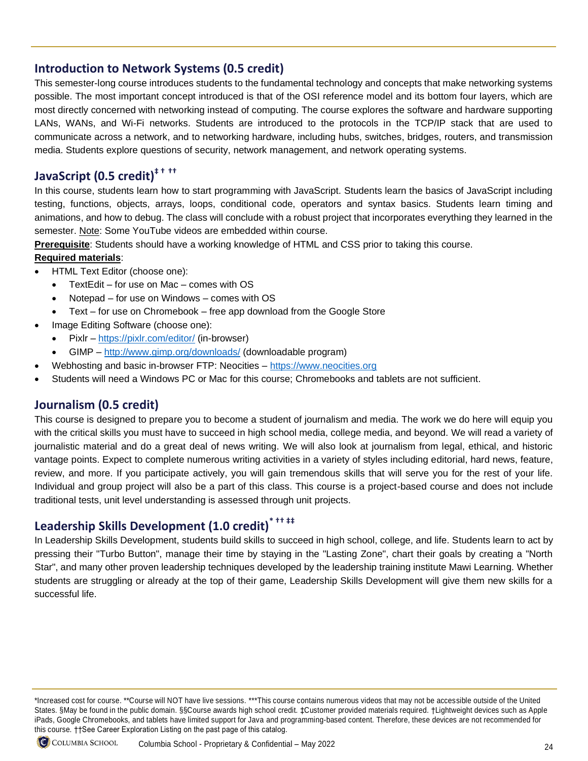## Introduction to Network Systems (0.5 credit)

This semester-long course introduces students to the fundamental technology and concepts that make networking systems possible. The most important concept introduced is that of the OSI reference model and its bottom four layers, which are most directly concerned with networking instead of computing. The course explores the software and hardware supporting LANs, WANs, and Wi-Fi networks. Students are introduced to the protocols in the TCP/IP stack that are used to communicate across a network, and to networking hardware, including hubs, switches, bridges, routers, and transmission media. Students explore questions of security, network management, and network operating systems.

## JavaScript (0.5 credit)‡ † ††

In this course, students learn how to start programming with JavaScript. Students learn the basics of JavaScript including testing, functions, objects, arrays, loops, conditional code, operators and syntax basics. Students learn timing and animations, and how to debug. The class will conclude with a robust project that incorporates everything they learned in the semester. Note: Some YouTube videos are embedded within course.

**Prerequisite**: Students should have a working knowledge of HTML and CSS prior to taking this course.

**Required materials**:

- HTML Text Editor (choose one):
  - TextEdit – for use on Mac – comes with OS
  - Notepad – for use on Windows – comes with OS
  - Text – for use on Chromebook – free app download from the Google Store
- Image Editing Software (choose one):
  - Pixlr – https://pixlr.com/editor/ (in-browser)
  - GIMP – http://www.gimp.org/downloads/ (downloadable program)
- Webhosting and basic in-browser FTP: Neocities – https://www.neocities.org
- Students will need a Windows PC or Mac for this course; Chromebooks and tablets are not sufficient.

## Journalism (0.5 credit)

This course is designed to prepare you to become a student of journalism and media. The work we do here will equip you with the critical skills you must have to succeed in high school media, college media, and beyond. We will read a variety of journalistic material and do a great deal of news writing. We will also look at journalism from legal, ethical, and historic vantage points. Expect to complete numerous writing activities in a variety of styles including editorial, hard news, feature, review, and more. If you participate actively, you will gain tremendous skills that will serve you for the rest of your life. Individual and group project will also be a part of this class. This course is a project-based course and does not include traditional tests, unit level understanding is assessed through unit projects.

## Leadership Skills Development (1.0 credit)* †† ‡‡

In Leadership Skills Development, students build skills to succeed in high school, college, and life. Students learn to act by pressing their "Turbo Button", manage their time by staying in the "Lasting Zone", chart their goals by creating a "North Star", and many other proven leadership techniques developed by the leadership training institute Mawi Learning. Whether students are struggling or already at the top of their game, Leadership Skills Development will give them new skills for a successful life.

*Increased cost for course. **Course will NOT have live sessions. ***This course contains numerous videos that may not be accessible outside of the United States. §May be found in the public domain. §§Course awards high school credit. ‡Customer provided materials required. †Lightweight devices such as Apple iPads, Google Chromebooks, and tablets have limited support for Java and programming-based content. Therefore, these devices are not recommended for this course. ††See Career Exploration Listing on the past page of this catalog.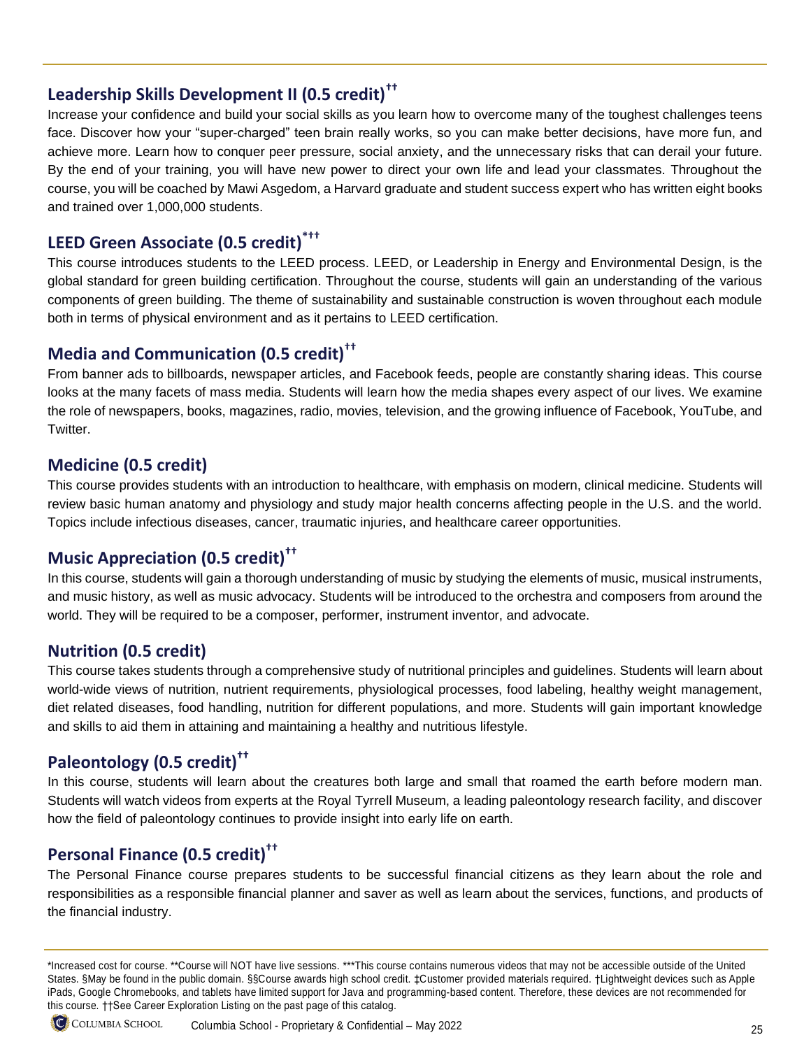## Leadership Skills Development II (0.5 credit)††

Increase your confidence and build your social skills as you learn how to overcome many of the toughest challenges teens face. Discover how your "super-charged" teen brain really works, so you can make better decisions, have more fun, and achieve more. Learn how to conquer peer pressure, social anxiety, and the unnecessary risks that can derail your future. By the end of your training, you will have new power to direct your own life and lead your classmates. Throughout the course, you will be coached by Mawi Asgedom, a Harvard graduate and student success expert who has written eight books and trained over 1,000,000 students.

## LEED Green Associate (0.5 credit)*††

This course introduces students to the LEED process. LEED, or Leadership in Energy and Environmental Design, is the global standard for green building certification. Throughout the course, students will gain an understanding of the various components of green building. The theme of sustainability and sustainable construction is woven throughout each module both in terms of physical environment and as it pertains to LEED certification.

## Media and Communication (0.5 credit)††

From banner ads to billboards, newspaper articles, and Facebook feeds, people are constantly sharing ideas. This course looks at the many facets of mass media. Students will learn how the media shapes every aspect of our lives. We examine the role of newspapers, books, magazines, radio, movies, television, and the growing influence of Facebook, YouTube, and Twitter.

## Medicine (0.5 credit)

This course provides students with an introduction to healthcare, with emphasis on modern, clinical medicine. Students will review basic human anatomy and physiology and study major health concerns affecting people in the U.S. and the world. Topics include infectious diseases, cancer, traumatic injuries, and healthcare career opportunities.

## Music Appreciation (0.5 credit)††

In this course, students will gain a thorough understanding of music by studying the elements of music, musical instruments, and music history, as well as music advocacy. Students will be introduced to the orchestra and composers from around the world. They will be required to be a composer, performer, instrument inventor, and advocate.

## Nutrition (0.5 credit)

This course takes students through a comprehensive study of nutritional principles and guidelines. Students will learn about world-wide views of nutrition, nutrient requirements, physiological processes, food labeling, healthy weight management, diet related diseases, food handling, nutrition for different populations, and more. Students will gain important knowledge and skills to aid them in attaining and maintaining a healthy and nutritious lifestyle.

## Paleontology (0.5 credit)††

In this course, students will learn about the creatures both large and small that roamed the earth before modern man. Students will watch videos from experts at the Royal Tyrrell Museum, a leading paleontology research facility, and discover how the field of paleontology continues to provide insight into early life on earth.

## Personal Finance (0.5 credit)††

The Personal Finance course prepares students to be successful financial citizens as they learn about the role and responsibilities as a responsible financial planner and saver as well as learn about the services, functions, and products of the financial industry.

---

*Increased cost for course. **Course will NOT have live sessions. ***This course contains numerous videos that may not be accessible outside of the United States. §May be found in the public domain. §§Course awards high school credit. ‡Customer provided materials required. †Lightweight devices such as Apple iPads, Google Chromebooks, and tablets have limited support for Java and programming-based content. Therefore, these devices are not recommended for this course. ††See Career Exploration Listing on the past page of this catalog.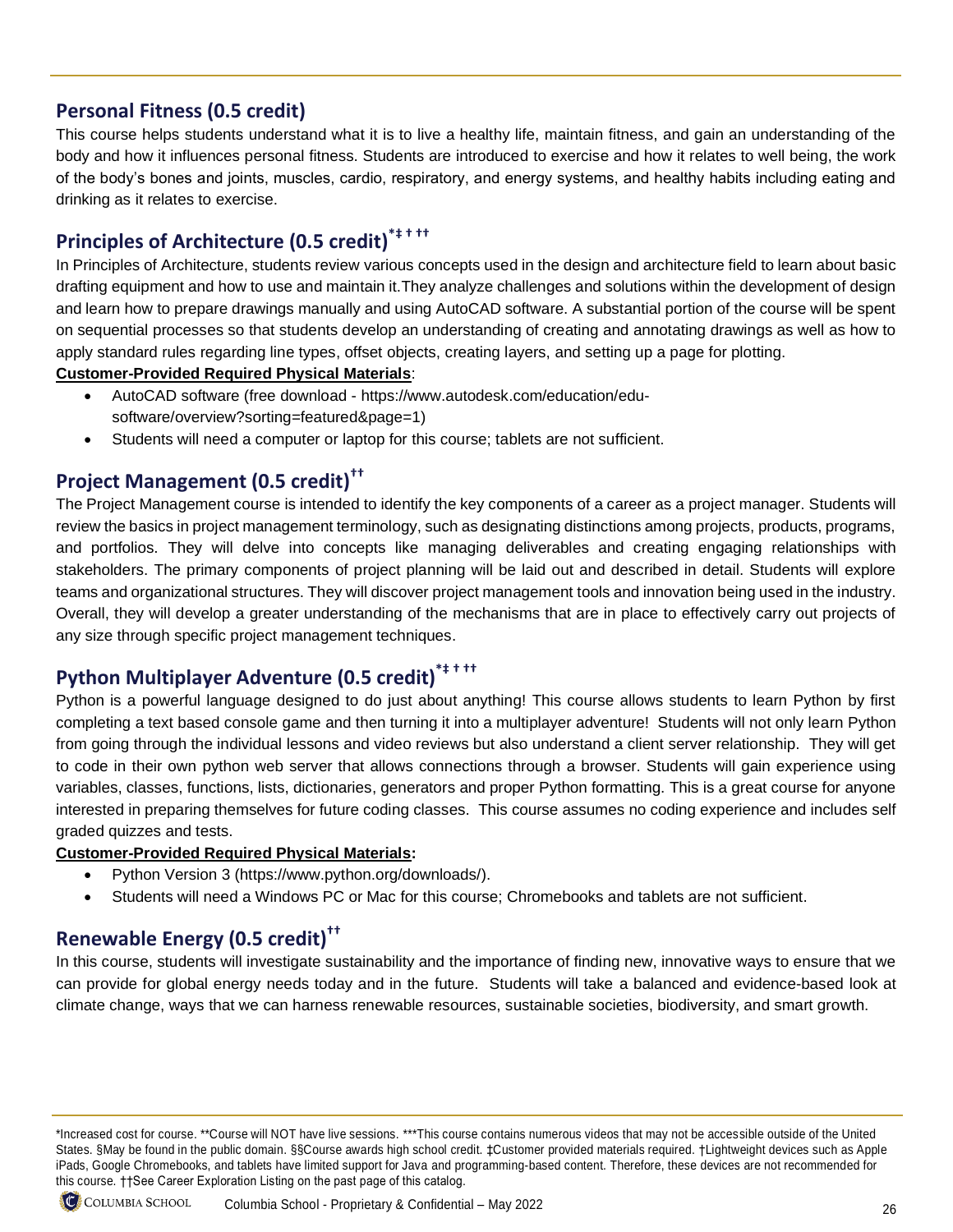## Personal Fitness (0.5 credit)

This course helps students understand what it is to live a healthy life, maintain fitness, and gain an understanding of the body and how it influences personal fitness. Students are introduced to exercise and how it relates to well being, the work of the body's bones and joints, muscles, cardio, respiratory, and energy systems, and healthy habits including eating and drinking as it relates to exercise.

## Principles of Architecture (0.5 credit)*‡ † ††

In Principles of Architecture, students review various concepts used in the design and architecture field to learn about basic drafting equipment and how to use and maintain it.They analyze challenges and solutions within the development of design and learn how to prepare drawings manually and using AutoCAD software. A substantial portion of the course will be spent on sequential processes so that students develop an understanding of creating and annotating drawings as well as how to apply standard rules regarding line types, offset objects, creating layers, and setting up a page for plotting.

**Customer-Provided Required Physical Materials**:

- AutoCAD software (free download - https://www.autodesk.com/education/edu-software/overview?sorting=featured&page=1)
- Students will need a computer or laptop for this course; tablets are not sufficient.

## Project Management (0.5 credit)††

The Project Management course is intended to identify the key components of a career as a project manager. Students will review the basics in project management terminology, such as designating distinctions among projects, products, programs, and portfolios. They will delve into concepts like managing deliverables and creating engaging relationships with stakeholders. The primary components of project planning will be laid out and described in detail. Students will explore teams and organizational structures. They will discover project management tools and innovation being used in the industry. Overall, they will develop a greater understanding of the mechanisms that are in place to effectively carry out projects of any size through specific project management techniques.

## Python Multiplayer Adventure (0.5 credit)*‡ † ††

Python is a powerful language designed to do just about anything! This course allows students to learn Python by first completing a text based console game and then turning it into a multiplayer adventure! Students will not only learn Python from going through the individual lessons and video reviews but also understand a client server relationship. They will get to code in their own python web server that allows connections through a browser. Students will gain experience using variables, classes, functions, lists, dictionaries, generators and proper Python formatting. This is a great course for anyone interested in preparing themselves for future coding classes. This course assumes no coding experience and includes self graded quizzes and tests.

**Customer-Provided Required Physical Materials:**

- Python Version 3 (https://www.python.org/downloads/).
- Students will need a Windows PC or Mac for this course; Chromebooks and tablets are not sufficient.

## Renewable Energy (0.5 credit)††

In this course, students will investigate sustainability and the importance of finding new, innovative ways to ensure that we can provide for global energy needs today and in the future. Students will take a balanced and evidence-based look at climate change, ways that we can harness renewable resources, sustainable societies, biodiversity, and smart growth.

---

*Increased cost for course. **Course will NOT have live sessions. ***This course contains numerous videos that may not be accessible outside of the United States. §May be found in the public domain. §§Course awards high school credit. ‡Customer provided materials required. †Lightweight devices such as Apple iPads, Google Chromebooks, and tablets have limited support for Java and programming-based content. Therefore, these devices are not recommended for this course. ††See Career Exploration Listing on the past page of this catalog.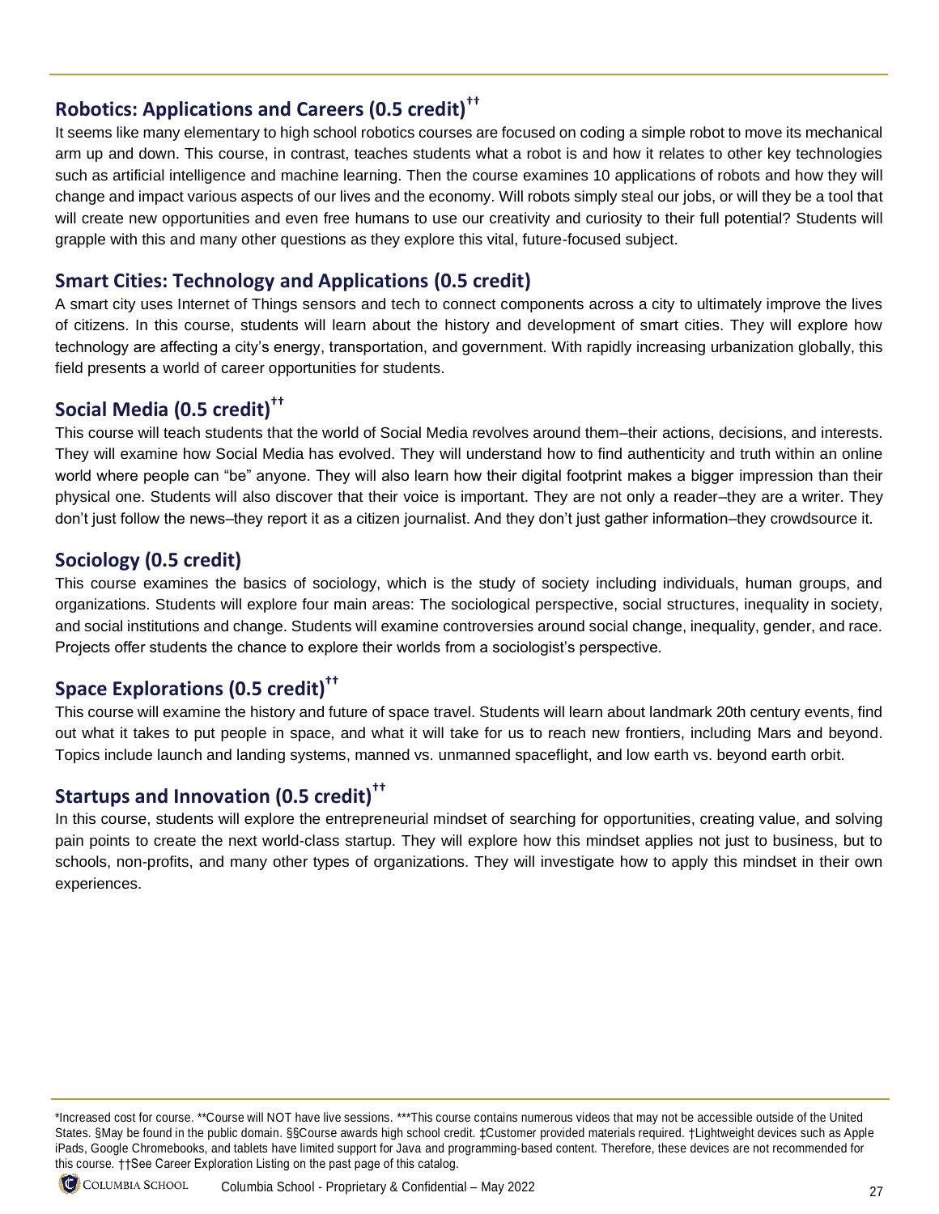## Robotics: Applications and Careers (0.5 credit)††

It seems like many elementary to high school robotics courses are focused on coding a simple robot to move its mechanical arm up and down. This course, in contrast, teaches students what a robot is and how it relates to other key technologies such as artificial intelligence and machine learning. Then the course examines 10 applications of robots and how they will change and impact various aspects of our lives and the economy. Will robots simply steal our jobs, or will they be a tool that will create new opportunities and even free humans to use our creativity and curiosity to their full potential? Students will grapple with this and many other questions as they explore this vital, future-focused subject.

## Smart Cities: Technology and Applications (0.5 credit)

A smart city uses Internet of Things sensors and tech to connect components across a city to ultimately improve the lives of citizens. In this course, students will learn about the history and development of smart cities. They will explore how technology are affecting a city's energy, transportation, and government. With rapidly increasing urbanization globally, this field presents a world of career opportunities for students.

## Social Media (0.5 credit)††

This course will teach students that the world of Social Media revolves around them–their actions, decisions, and interests. They will examine how Social Media has evolved. They will understand how to find authenticity and truth within an online world where people can "be" anyone. They will also learn how their digital footprint makes a bigger impression than their physical one. Students will also discover that their voice is important. They are not only a reader–they are a writer. They don't just follow the news–they report it as a citizen journalist. And they don't just gather information–they crowdsource it.

## Sociology (0.5 credit)

This course examines the basics of sociology, which is the study of society including individuals, human groups, and organizations. Students will explore four main areas: The sociological perspective, social structures, inequality in society, and social institutions and change. Students will examine controversies around social change, inequality, gender, and race. Projects offer students the chance to explore their worlds from a sociologist's perspective.

## Space Explorations (0.5 credit)††

This course will examine the history and future of space travel. Students will learn about landmark 20th century events, find out what it takes to put people in space, and what it will take for us to reach new frontiers, including Mars and beyond. Topics include launch and landing systems, manned vs. unmanned spaceflight, and low earth vs. beyond earth orbit.

## Startups and Innovation (0.5 credit)††

In this course, students will explore the entrepreneurial mindset of searching for opportunities, creating value, and solving pain points to create the next world-class startup. They will explore how this mindset applies not just to business, but to schools, non-profits, and many other types of organizations. They will investigate how to apply this mindset in their own experiences.

*Increased cost for course. **Course will NOT have live sessions. ***This course contains numerous videos that may not be accessible outside of the United States. §May be found in the public domain. §§Course awards high school credit. ‡Customer provided materials required. †Lightweight devices such as Apple iPads, Google Chromebooks, and tablets have limited support for Java and programming-based content. Therefore, these devices are not recommended for this course. ††See Career Exploration Listing on the past page of this catalog.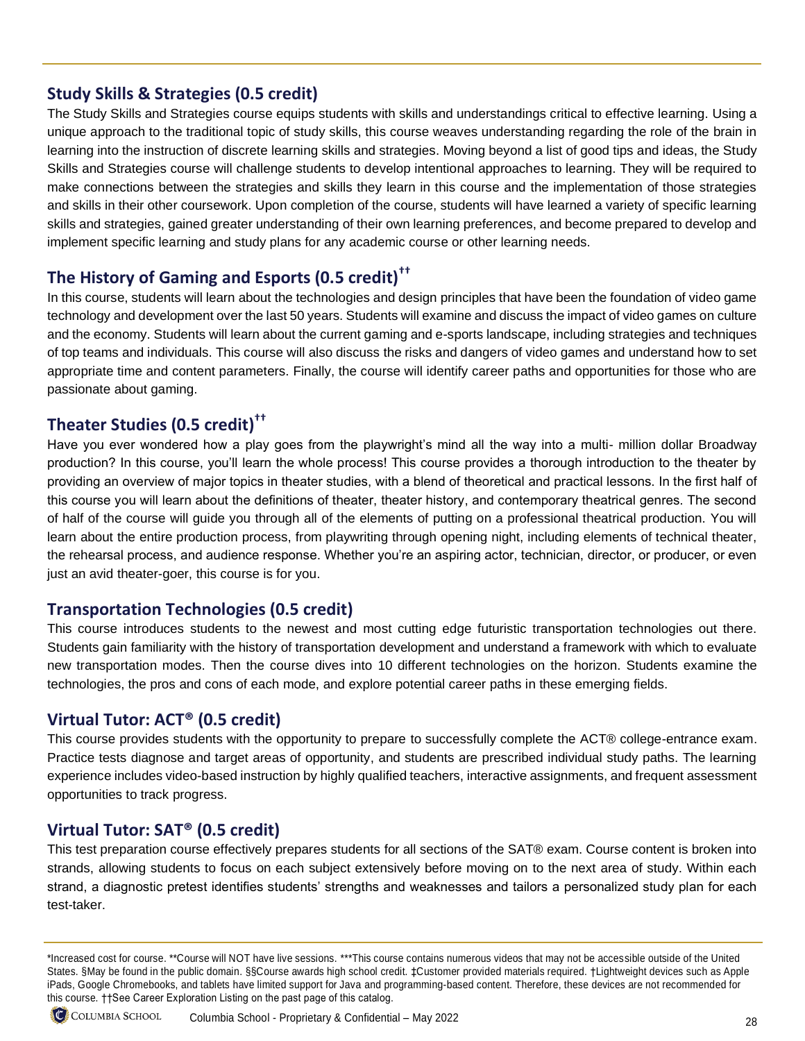## Study Skills & Strategies (0.5 credit)

The Study Skills and Strategies course equips students with skills and understandings critical to effective learning. Using a unique approach to the traditional topic of study skills, this course weaves understanding regarding the role of the brain in learning into the instruction of discrete learning skills and strategies. Moving beyond a list of good tips and ideas, the Study Skills and Strategies course will challenge students to develop intentional approaches to learning. They will be required to make connections between the strategies and skills they learn in this course and the implementation of those strategies and skills in their other coursework. Upon completion of the course, students will have learned a variety of specific learning skills and strategies, gained greater understanding of their own learning preferences, and become prepared to develop and implement specific learning and study plans for any academic course or other learning needs.

## The History of Gaming and Esports (0.5 credit)††

In this course, students will learn about the technologies and design principles that have been the foundation of video game technology and development over the last 50 years. Students will examine and discuss the impact of video games on culture and the economy. Students will learn about the current gaming and e-sports landscape, including strategies and techniques of top teams and individuals. This course will also discuss the risks and dangers of video games and understand how to set appropriate time and content parameters. Finally, the course will identify career paths and opportunities for those who are passionate about gaming.

## Theater Studies (0.5 credit)††

Have you ever wondered how a play goes from the playwright's mind all the way into a multi- million dollar Broadway production? In this course, you'll learn the whole process! This course provides a thorough introduction to the theater by providing an overview of major topics in theater studies, with a blend of theoretical and practical lessons. In the first half of this course you will learn about the definitions of theater, theater history, and contemporary theatrical genres. The second of half of the course will guide you through all of the elements of putting on a professional theatrical production. You will learn about the entire production process, from playwriting through opening night, including elements of technical theater, the rehearsal process, and audience response. Whether you're an aspiring actor, technician, director, or producer, or even just an avid theater-goer, this course is for you.

## Transportation Technologies (0.5 credit)

This course introduces students to the newest and most cutting edge futuristic transportation technologies out there. Students gain familiarity with the history of transportation development and understand a framework with which to evaluate new transportation modes. Then the course dives into 10 different technologies on the horizon. Students examine the technologies, the pros and cons of each mode, and explore potential career paths in these emerging fields.

## Virtual Tutor: ACT® (0.5 credit)

This course provides students with the opportunity to prepare to successfully complete the ACT® college-entrance exam. Practice tests diagnose and target areas of opportunity, and students are prescribed individual study paths. The learning experience includes video-based instruction by highly qualified teachers, interactive assignments, and frequent assessment opportunities to track progress.

## Virtual Tutor: SAT® (0.5 credit)

This test preparation course effectively prepares students for all sections of the SAT® exam. Course content is broken into strands, allowing students to focus on each subject extensively before moving on to the next area of study. Within each strand, a diagnostic pretest identifies students' strengths and weaknesses and tailors a personalized study plan for each test-taker.

---

*Increased cost for course. **Course will NOT have live sessions. ***This course contains numerous videos that may not be accessible outside of the United States. §May be found in the public domain. §§Course awards high school credit. ‡Customer provided materials required. †Lightweight devices such as Apple iPads, Google Chromebooks, and tablets have limited support for Java and programming-based content. Therefore, these devices are not recommended for this course. ††See Career Exploration Listing on the past page of this catalog.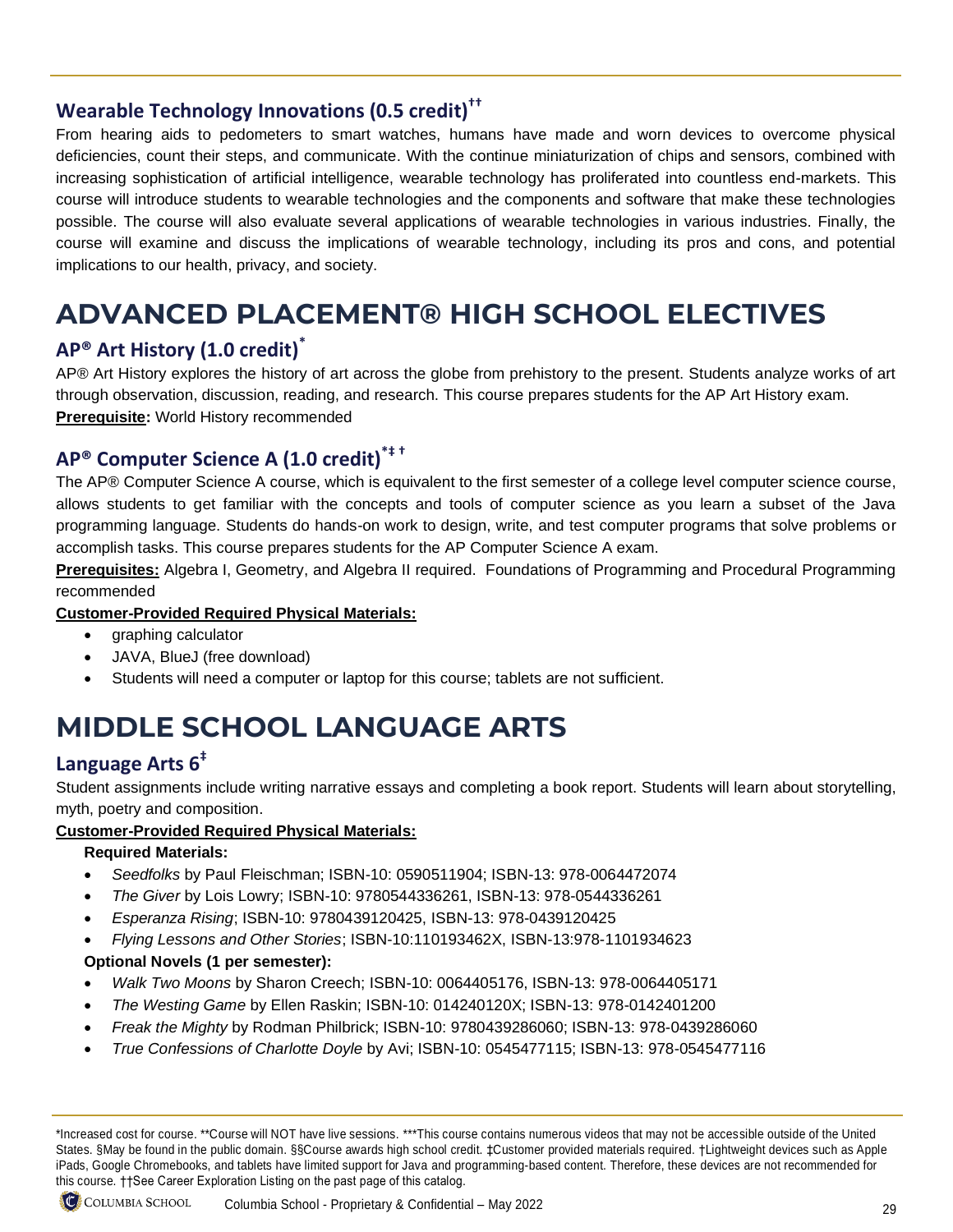### Wearable Technology Innovations (0.5 credit)††

From hearing aids to pedometers to smart watches, humans have made and worn devices to overcome physical deficiencies, count their steps, and communicate. With the continue miniaturization of chips and sensors, combined with increasing sophistication of artificial intelligence, wearable technology has proliferated into countless end-markets. This course will introduce students to wearable technologies and the components and software that make these technologies possible. The course will also evaluate several applications of wearable technologies in various industries. Finally, the course will examine and discuss the implications of wearable technology, including its pros and cons, and potential implications to our health, privacy, and society.

# ADVANCED PLACEMENT® HIGH SCHOOL ELECTIVES

### AP® Art History (1.0 credit)*

AP® Art History explores the history of art across the globe from prehistory to the present. Students analyze works of art through observation, discussion, reading, and research. This course prepares students for the AP Art History exam.

**Prerequisite:** World History recommended

### AP® Computer Science A (1.0 credit)*‡ †

The AP® Computer Science A course, which is equivalent to the first semester of a college level computer science course, allows students to get familiar with the concepts and tools of computer science as you learn a subset of the Java programming language. Students do hands-on work to design, write, and test computer programs that solve problems or accomplish tasks. This course prepares students for the AP Computer Science A exam.

**Prerequisites:** Algebra I, Geometry, and Algebra II required. Foundations of Programming and Procedural Programming recommended

**Customer-Provided Required Physical Materials:**

- graphing calculator
- JAVA, BlueJ (free download)
- Students will need a computer or laptop for this course; tablets are not sufficient.

# MIDDLE SCHOOL LANGUAGE ARTS

### Language Arts 6‡

Student assignments include writing narrative essays and completing a book report. Students will learn about storytelling, myth, poetry and composition.

**Customer-Provided Required Physical Materials:**

**Required Materials:**

- *Seedfolks* by Paul Fleischman; ISBN-10: 0590511904; ISBN-13: 978-0064472074
- *The Giver* by Lois Lowry; ISBN-10: 9780544336261, ISBN-13: 978-0544336261
- *Esperanza Rising*; ISBN-10: 9780439120425, ISBN-13: 978-0439120425
- *Flying Lessons and Other Stories*; ISBN-10:110193462X, ISBN-13:978-1101934623

**Optional Novels (1 per semester):**

- *Walk Two Moons* by Sharon Creech; ISBN-10: 0064405176, ISBN-13: 978-0064405171
- *The Westing Game* by Ellen Raskin; ISBN-10: 014240120X; ISBN-13: 978-0142401200
- *Freak the Mighty* by Rodman Philbrick; ISBN-10: 9780439286060; ISBN-13: 978-0439286060
- *True Confessions of Charlotte Doyle* by Avi; ISBN-10: 0545477115; ISBN-13: 978-0545477116

*Increased cost for course. **Course will NOT have live sessions. ***This course contains numerous videos that may not be accessible outside of the United States. §May be found in the public domain. §§Course awards high school credit. ‡Customer provided materials required. †Lightweight devices such as Apple iPads, Google Chromebooks, and tablets have limited support for Java and programming-based content. Therefore, these devices are not recommended for this course. ††See Career Exploration Listing on the past page of this catalog.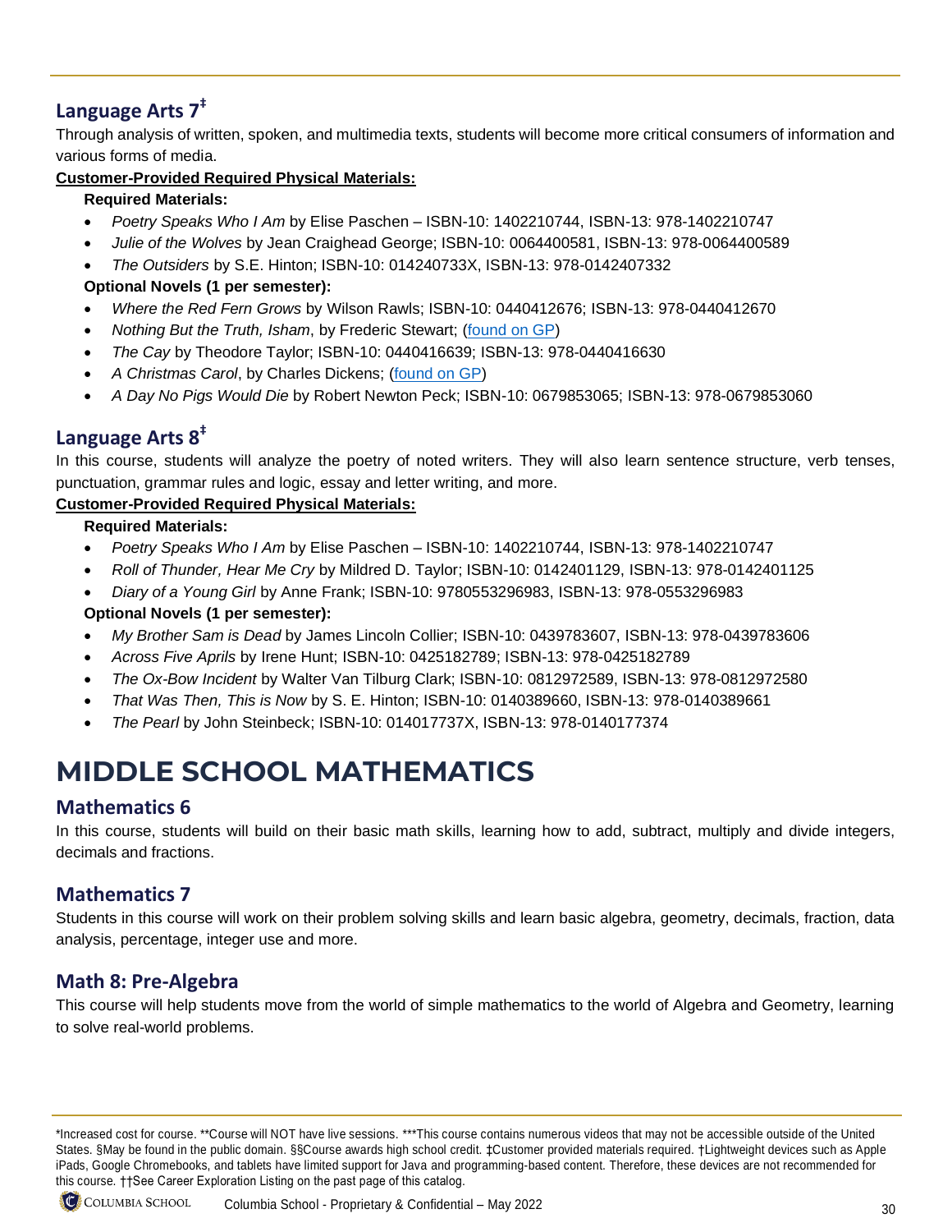## Language Arts 7‡

Through analysis of written, spoken, and multimedia texts, students will become more critical consumers of information and various forms of media.

**Customer-Provided Required Physical Materials:**

**Required Materials:**

- *Poetry Speaks Who I Am* by Elise Paschen – ISBN-10: 1402210744, ISBN-13: 978-1402210747
- *Julie of the Wolves* by Jean Craighead George; ISBN-10: 0064400581, ISBN-13: 978-0064400589
- *The Outsiders* by S.E. Hinton; ISBN-10: 014240733X, ISBN-13: 978-0142407332

**Optional Novels (1 per semester):**

- *Where the Red Fern Grows* by Wilson Rawls; ISBN-10: 0440412676; ISBN-13: 978-0440412670
- *Nothing But the Truth, Isham*, by Frederic Stewart; (found on GP)
- *The Cay* by Theodore Taylor; ISBN-10: 0440416639; ISBN-13: 978-0440416630
- *A Christmas Carol*, by Charles Dickens; (found on GP)
- *A Day No Pigs Would Die* by Robert Newton Peck; ISBN-10: 0679853065; ISBN-13: 978-0679853060

## Language Arts 8‡

In this course, students will analyze the poetry of noted writers. They will also learn sentence structure, verb tenses, punctuation, grammar rules and logic, essay and letter writing, and more.

**Customer-Provided Required Physical Materials:**

**Required Materials:**

- *Poetry Speaks Who I Am* by Elise Paschen – ISBN-10: 1402210744, ISBN-13: 978-1402210747
- *Roll of Thunder, Hear Me Cry* by Mildred D. Taylor; ISBN-10: 0142401129, ISBN-13: 978-0142401125
- *Diary of a Young Girl* by Anne Frank; ISBN-10: 9780553296983, ISBN-13: 978-0553296983

**Optional Novels (1 per semester):**

- *My Brother Sam is Dead* by James Lincoln Collier; ISBN-10: 0439783607, ISBN-13: 978-0439783606
- *Across Five Aprils* by Irene Hunt; ISBN-10: 0425182789; ISBN-13: 978-0425182789
- *The Ox-Bow Incident* by Walter Van Tilburg Clark; ISBN-10: 0812972589, ISBN-13: 978-0812972580
- *That Was Then, This is Now* by S. E. Hinton; ISBN-10: 0140389660, ISBN-13: 978-0140389661
- *The Pearl* by John Steinbeck; ISBN-10: 014017737X, ISBN-13: 978-0140177374

# MIDDLE SCHOOL MATHEMATICS

## Mathematics 6

In this course, students will build on their basic math skills, learning how to add, subtract, multiply and divide integers, decimals and fractions.

## Mathematics 7

Students in this course will work on their problem solving skills and learn basic algebra, geometry, decimals, fraction, data analysis, percentage, integer use and more.

## Math 8: Pre-Algebra

This course will help students move from the world of simple mathematics to the world of Algebra and Geometry, learning to solve real-world problems.

*Increased cost for course. **Course will NOT have live sessions. ***This course contains numerous videos that may not be accessible outside of the United States. §May be found in the public domain. §§Course awards high school credit. ‡Customer provided materials required. †Lightweight devices such as Apple iPads, Google Chromebooks, and tablets have limited support for Java and programming-based content. Therefore, these devices are not recommended for this course. ††See Career Exploration Listing on the past page of this catalog.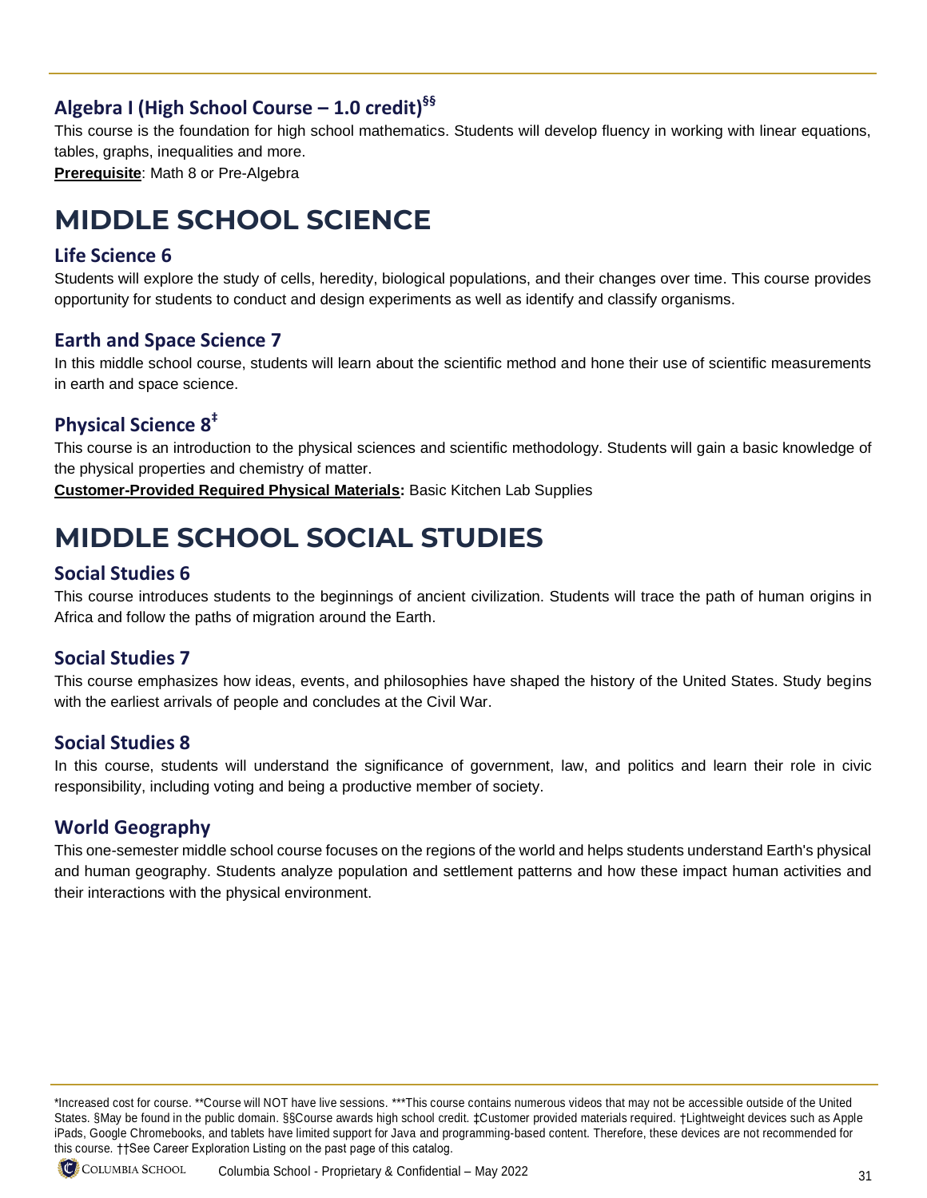### Algebra I (High School Course – 1.0 credit)§§

This course is the foundation for high school mathematics. Students will develop fluency in working with linear equations, tables, graphs, inequalities and more.

**Prerequisite**: Math 8 or Pre-Algebra

# MIDDLE SCHOOL SCIENCE

### Life Science 6

Students will explore the study of cells, heredity, biological populations, and their changes over time. This course provides opportunity for students to conduct and design experiments as well as identify and classify organisms.

### Earth and Space Science 7

In this middle school course, students will learn about the scientific method and hone their use of scientific measurements in earth and space science.

### Physical Science 8‡

This course is an introduction to the physical sciences and scientific methodology. Students will gain a basic knowledge of the physical properties and chemistry of matter.

**Customer-Provided Required Physical Materials:** Basic Kitchen Lab Supplies

# MIDDLE SCHOOL SOCIAL STUDIES

### Social Studies 6

This course introduces students to the beginnings of ancient civilization. Students will trace the path of human origins in Africa and follow the paths of migration around the Earth.

### Social Studies 7

This course emphasizes how ideas, events, and philosophies have shaped the history of the United States. Study begins with the earliest arrivals of people and concludes at the Civil War.

### Social Studies 8

In this course, students will understand the significance of government, law, and politics and learn their role in civic responsibility, including voting and being a productive member of society.

### World Geography

This one-semester middle school course focuses on the regions of the world and helps students understand Earth's physical and human geography. Students analyze population and settlement patterns and how these impact human activities and their interactions with the physical environment.

*Increased cost for course. **Course will NOT have live sessions. ***This course contains numerous videos that may not be accessible outside of the United States. §May be found in the public domain. §§Course awards high school credit. ‡Customer provided materials required. †Lightweight devices such as Apple iPads, Google Chromebooks, and tablets have limited support for Java and programming-based content. Therefore, these devices are not recommended for this course. ††See Career Exploration Listing on the past page of this catalog.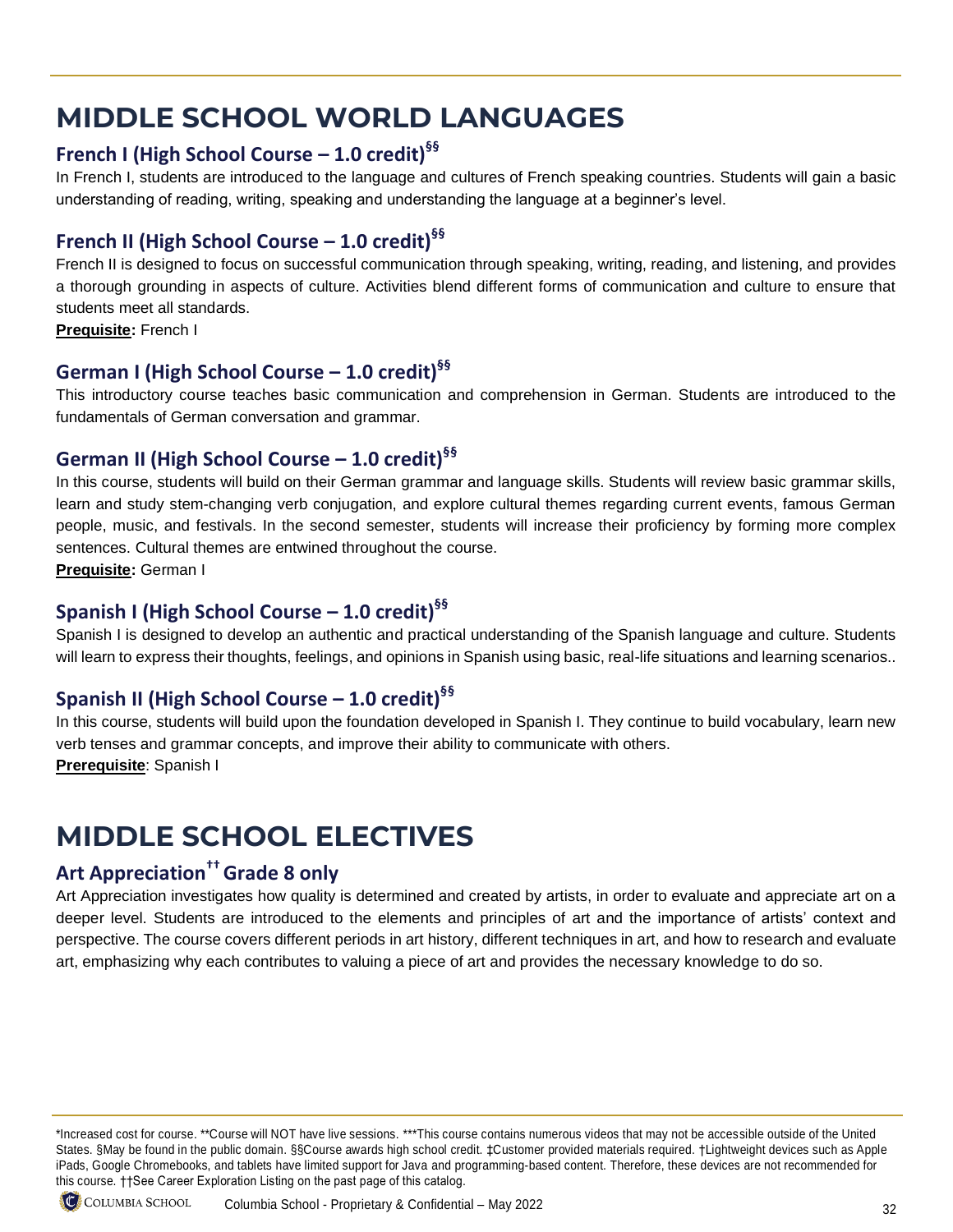# MIDDLE SCHOOL WORLD LANGUAGES

## French I (High School Course – 1.0 credit)§§

In French I, students are introduced to the language and cultures of French speaking countries. Students will gain a basic understanding of reading, writing, speaking and understanding the language at a beginner's level.

## French II (High School Course – 1.0 credit)§§

French II is designed to focus on successful communication through speaking, writing, reading, and listening, and provides a thorough grounding in aspects of culture. Activities blend different forms of communication and culture to ensure that students meet all standards.

**Prequisite:** French I

## German I (High School Course – 1.0 credit)§§

This introductory course teaches basic communication and comprehension in German. Students are introduced to the fundamentals of German conversation and grammar.

## German II (High School Course – 1.0 credit)§§

In this course, students will build on their German grammar and language skills. Students will review basic grammar skills, learn and study stem-changing verb conjugation, and explore cultural themes regarding current events, famous German people, music, and festivals. In the second semester, students will increase their proficiency by forming more complex sentences. Cultural themes are entwined throughout the course.

**Prequisite:** German I

## Spanish I (High School Course – 1.0 credit)§§

Spanish I is designed to develop an authentic and practical understanding of the Spanish language and culture. Students will learn to express their thoughts, feelings, and opinions in Spanish using basic, real-life situations and learning scenarios..

## Spanish II (High School Course – 1.0 credit)§§

In this course, students will build upon the foundation developed in Spanish I. They continue to build vocabulary, learn new verb tenses and grammar concepts, and improve their ability to communicate with others.

**Prerequisite**: Spanish I

# MIDDLE SCHOOL ELECTIVES

## Art Appreciation†† Grade 8 only

Art Appreciation investigates how quality is determined and created by artists, in order to evaluate and appreciate art on a deeper level. Students are introduced to the elements and principles of art and the importance of artists' context and perspective. The course covers different periods in art history, different techniques in art, and how to research and evaluate art, emphasizing why each contributes to valuing a piece of art and provides the necessary knowledge to do so.

*Increased cost for course. **Course will NOT have live sessions. ***This course contains numerous videos that may not be accessible outside of the United States. §May be found in the public domain. §§Course awards high school credit. ‡Customer provided materials required. †Lightweight devices such as Apple iPads, Google Chromebooks, and tablets have limited support for Java and programming-based content. Therefore, these devices are not recommended for this course. ††See Career Exploration Listing on the past page of this catalog.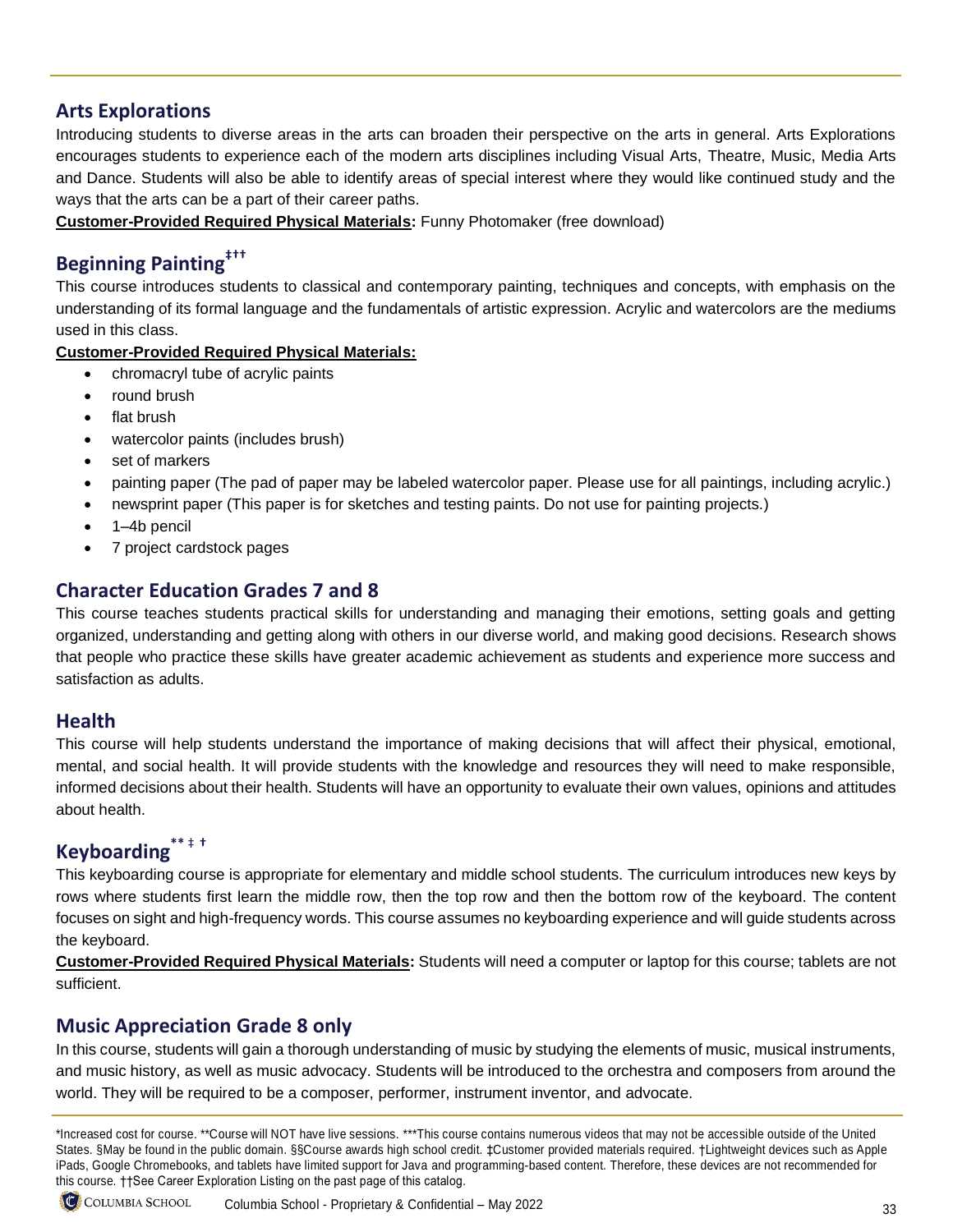## Arts Explorations

Introducing students to diverse areas in the arts can broaden their perspective on the arts in general. Arts Explorations encourages students to experience each of the modern arts disciplines including Visual Arts, Theatre, Music, Media Arts and Dance. Students will also be able to identify areas of special interest where they would like continued study and the ways that the arts can be a part of their career paths.

**Customer-Provided Required Physical Materials:** Funny Photomaker (free download)

## Beginning Painting‡††

This course introduces students to classical and contemporary painting, techniques and concepts, with emphasis on the understanding of its formal language and the fundamentals of artistic expression. Acrylic and watercolors are the mediums used in this class.

**Customer-Provided Required Physical Materials:**

- chromacryl tube of acrylic paints
- round brush
- flat brush
- watercolor paints (includes brush)
- set of markers
- painting paper (The pad of paper may be labeled watercolor paper. Please use for all paintings, including acrylic.)
- newsprint paper (This paper is for sketches and testing paints. Do not use for painting projects.)
- 1–4b pencil
- 7 project cardstock pages

## Character Education Grades 7 and 8

This course teaches students practical skills for understanding and managing their emotions, setting goals and getting organized, understanding and getting along with others in our diverse world, and making good decisions. Research shows that people who practice these skills have greater academic achievement as students and experience more success and satisfaction as adults.

## Health

This course will help students understand the importance of making decisions that will affect their physical, emotional, mental, and social health. It will provide students with the knowledge and resources they will need to make responsible, informed decisions about their health. Students will have an opportunity to evaluate their own values, opinions and attitudes about health.

## Keyboarding** ‡ †

This keyboarding course is appropriate for elementary and middle school students. The curriculum introduces new keys by rows where students first learn the middle row, then the top row and then the bottom row of the keyboard. The content focuses on sight and high-frequency words. This course assumes no keyboarding experience and will guide students across the keyboard.

**Customer-Provided Required Physical Materials:** Students will need a computer or laptop for this course; tablets are not sufficient.

## Music Appreciation Grade 8 only

In this course, students will gain a thorough understanding of music by studying the elements of music, musical instruments, and music history, as well as music advocacy. Students will be introduced to the orchestra and composers from around the world. They will be required to be a composer, performer, instrument inventor, and advocate.

*Increased cost for course. **Course will NOT have live sessions. ***This course contains numerous videos that may not be accessible outside of the United States. §May be found in the public domain. §§Course awards high school credit. ‡Customer provided materials required. †Lightweight devices such as Apple iPads, Google Chromebooks, and tablets have limited support for Java and programming-based content. Therefore, these devices are not recommended for this course. ††See Career Exploration Listing on the past page of this catalog.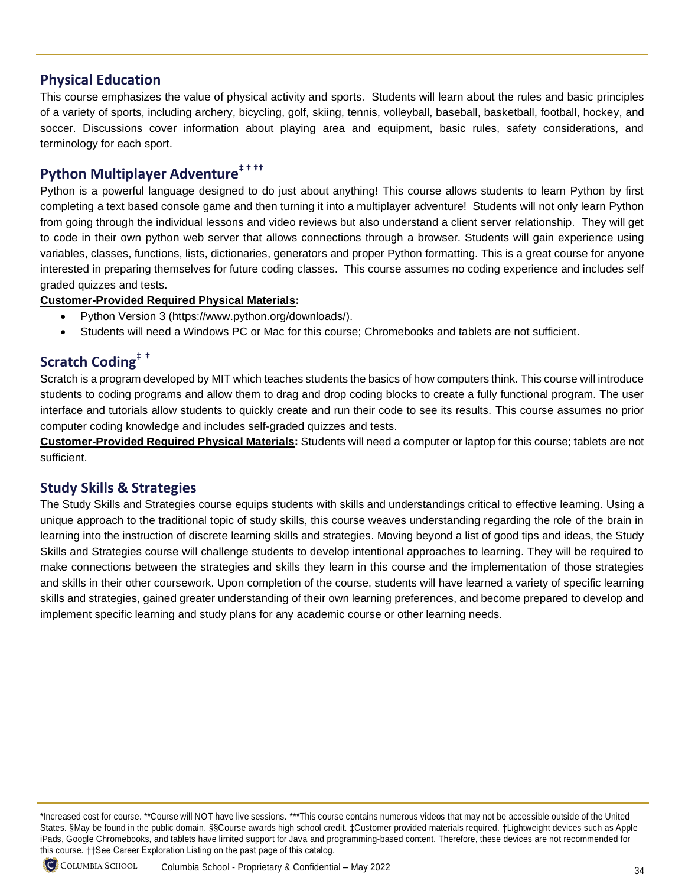## Physical Education

This course emphasizes the value of physical activity and sports. Students will learn about the rules and basic principles of a variety of sports, including archery, bicycling, golf, skiing, tennis, volleyball, baseball, basketball, football, hockey, and soccer. Discussions cover information about playing area and equipment, basic rules, safety considerations, and terminology for each sport.

## Python Multiplayer Adventure‡ † ††

Python is a powerful language designed to do just about anything! This course allows students to learn Python by first completing a text based console game and then turning it into a multiplayer adventure! Students will not only learn Python from going through the individual lessons and video reviews but also understand a client server relationship. They will get to code in their own python web server that allows connections through a browser. Students will gain experience using variables, classes, functions, lists, dictionaries, generators and proper Python formatting. This is a great course for anyone interested in preparing themselves for future coding classes. This course assumes no coding experience and includes self graded quizzes and tests.

**Customer-Provided Required Physical Materials:**

- Python Version 3 (https://www.python.org/downloads/).
- Students will need a Windows PC or Mac for this course; Chromebooks and tablets are not sufficient.

## Scratch Coding‡ †

Scratch is a program developed by MIT which teaches students the basics of how computers think. This course will introduce students to coding programs and allow them to drag and drop coding blocks to create a fully functional program. The user interface and tutorials allow students to quickly create and run their code to see its results. This course assumes no prior computer coding knowledge and includes self-graded quizzes and tests.

**Customer-Provided Required Physical Materials:** Students will need a computer or laptop for this course; tablets are not sufficient.

## Study Skills & Strategies

The Study Skills and Strategies course equips students with skills and understandings critical to effective learning. Using a unique approach to the traditional topic of study skills, this course weaves understanding regarding the role of the brain in learning into the instruction of discrete learning skills and strategies. Moving beyond a list of good tips and ideas, the Study Skills and Strategies course will challenge students to develop intentional approaches to learning. They will be required to make connections between the strategies and skills they learn in this course and the implementation of those strategies and skills in their other coursework. Upon completion of the course, students will have learned a variety of specific learning skills and strategies, gained greater understanding of their own learning preferences, and become prepared to develop and implement specific learning and study plans for any academic course or other learning needs.

*Increased cost for course. **Course will NOT have live sessions. ***This course contains numerous videos that may not be accessible outside of the United States. §May be found in the public domain. §§Course awards high school credit. ‡Customer provided materials required. †Lightweight devices such as Apple iPads, Google Chromebooks, and tablets have limited support for Java and programming-based content. Therefore, these devices are not recommended for this course. ††See Career Exploration Listing on the past page of this catalog.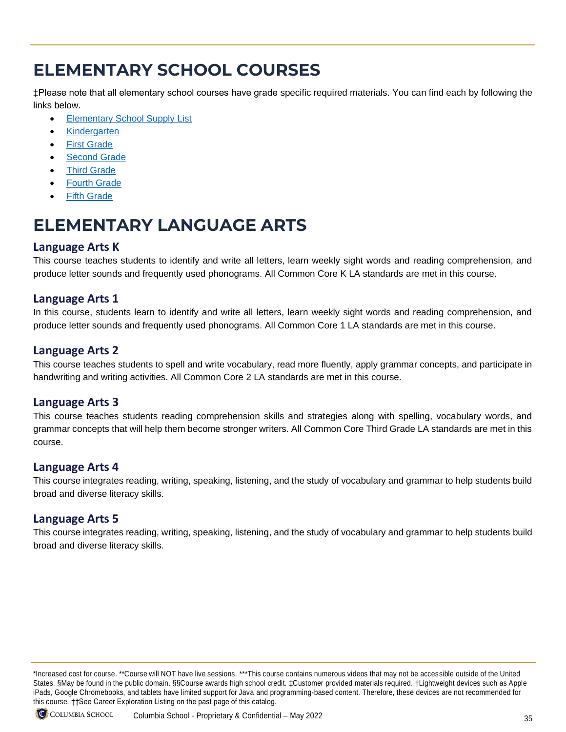# ELEMENTARY SCHOOL COURSES

‡Please note that all elementary school courses have grade specific required materials. You can find each by following the links below.

- Elementary School Supply List
- Kindergarten
- First Grade
- Second Grade
- Third Grade
- Fourth Grade
- Fifth Grade

# ELEMENTARY LANGUAGE ARTS

## Language Arts K

This course teaches students to identify and write all letters, learn weekly sight words and reading comprehension, and produce letter sounds and frequently used phonograms. All Common Core K LA standards are met in this course.

## Language Arts 1

In this course, students learn to identify and write all letters, learn weekly sight words and reading comprehension, and produce letter sounds and frequently used phonograms. All Common Core 1 LA standards are met in this course.

## Language Arts 2

This course teaches students to spell and write vocabulary, read more fluently, apply grammar concepts, and participate in handwriting and writing activities. All Common Core 2 LA standards are met in this course.

## Language Arts 3

This course teaches students reading comprehension skills and strategies along with spelling, vocabulary words, and grammar concepts that will help them become stronger writers. All Common Core Third Grade LA standards are met in this course.

## Language Arts 4

This course integrates reading, writing, speaking, listening, and the study of vocabulary and grammar to help students build broad and diverse literacy skills.

## Language Arts 5

This course integrates reading, writing, speaking, listening, and the study of vocabulary and grammar to help students build broad and diverse literacy skills.

*Increased cost for course. **Course will NOT have live sessions. ***This course contains numerous videos that may not be accessible outside of the United States. §May be found in the public domain. §§Course awards high school credit. ‡Customer provided materials required. †Lightweight devices such as Apple iPads, Google Chromebooks, and tablets have limited support for Java and programming-based content. Therefore, these devices are not recommended for this course. ††See Career Exploration Listing on the past page of this catalog.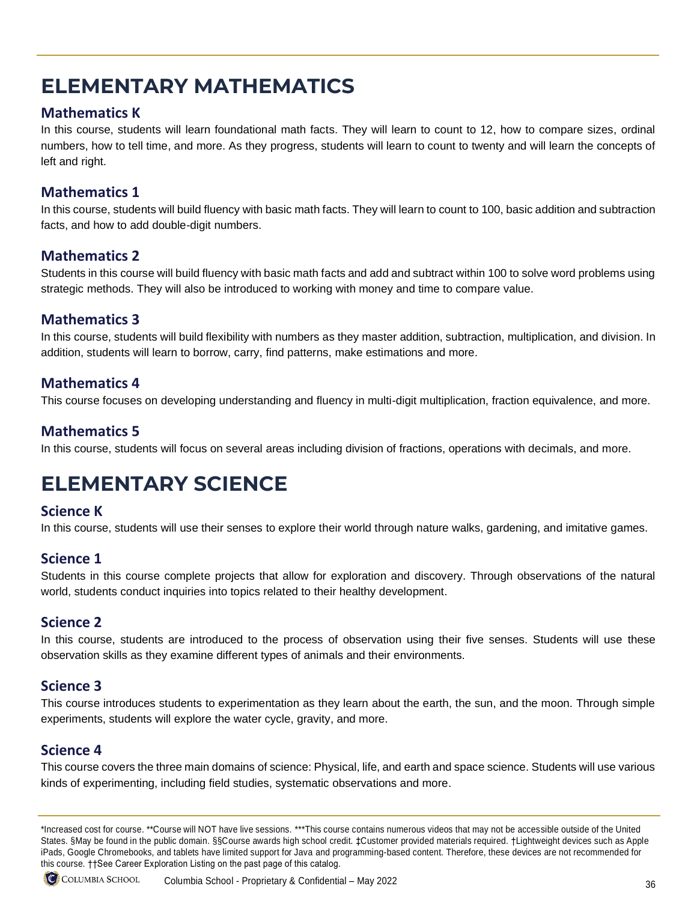# ELEMENTARY MATHEMATICS

## Mathematics K

In this course, students will learn foundational math facts. They will learn to count to 12, how to compare sizes, ordinal numbers, how to tell time, and more. As they progress, students will learn to count to twenty and will learn the concepts of left and right.

## Mathematics 1

In this course, students will build fluency with basic math facts. They will learn to count to 100, basic addition and subtraction facts, and how to add double-digit numbers.

## Mathematics 2

Students in this course will build fluency with basic math facts and add and subtract within 100 to solve word problems using strategic methods. They will also be introduced to working with money and time to compare value.

## Mathematics 3

In this course, students will build flexibility with numbers as they master addition, subtraction, multiplication, and division. In addition, students will learn to borrow, carry, find patterns, make estimations and more.

## Mathematics 4

This course focuses on developing understanding and fluency in multi-digit multiplication, fraction equivalence, and more.

## Mathematics 5

In this course, students will focus on several areas including division of fractions, operations with decimals, and more.

# ELEMENTARY SCIENCE

## Science K

In this course, students will use their senses to explore their world through nature walks, gardening, and imitative games.

## Science 1

Students in this course complete projects that allow for exploration and discovery. Through observations of the natural world, students conduct inquiries into topics related to their healthy development.

## Science 2

In this course, students are introduced to the process of observation using their five senses. Students will use these observation skills as they examine different types of animals and their environments.

## Science 3

This course introduces students to experimentation as they learn about the earth, the sun, and the moon. Through simple experiments, students will explore the water cycle, gravity, and more.

## Science 4

This course covers the three main domains of science: Physical, life, and earth and space science. Students will use various kinds of experimenting, including field studies, systematic observations and more.

*Increased cost for course. **Course will NOT have live sessions. ***This course contains numerous videos that may not be accessible outside of the United States. §May be found in the public domain. §§Course awards high school credit. ‡Customer provided materials required. †Lightweight devices such as Apple iPads, Google Chromebooks, and tablets have limited support for Java and programming-based content. Therefore, these devices are not recommended for this course. ††See Career Exploration Listing on the past page of this catalog.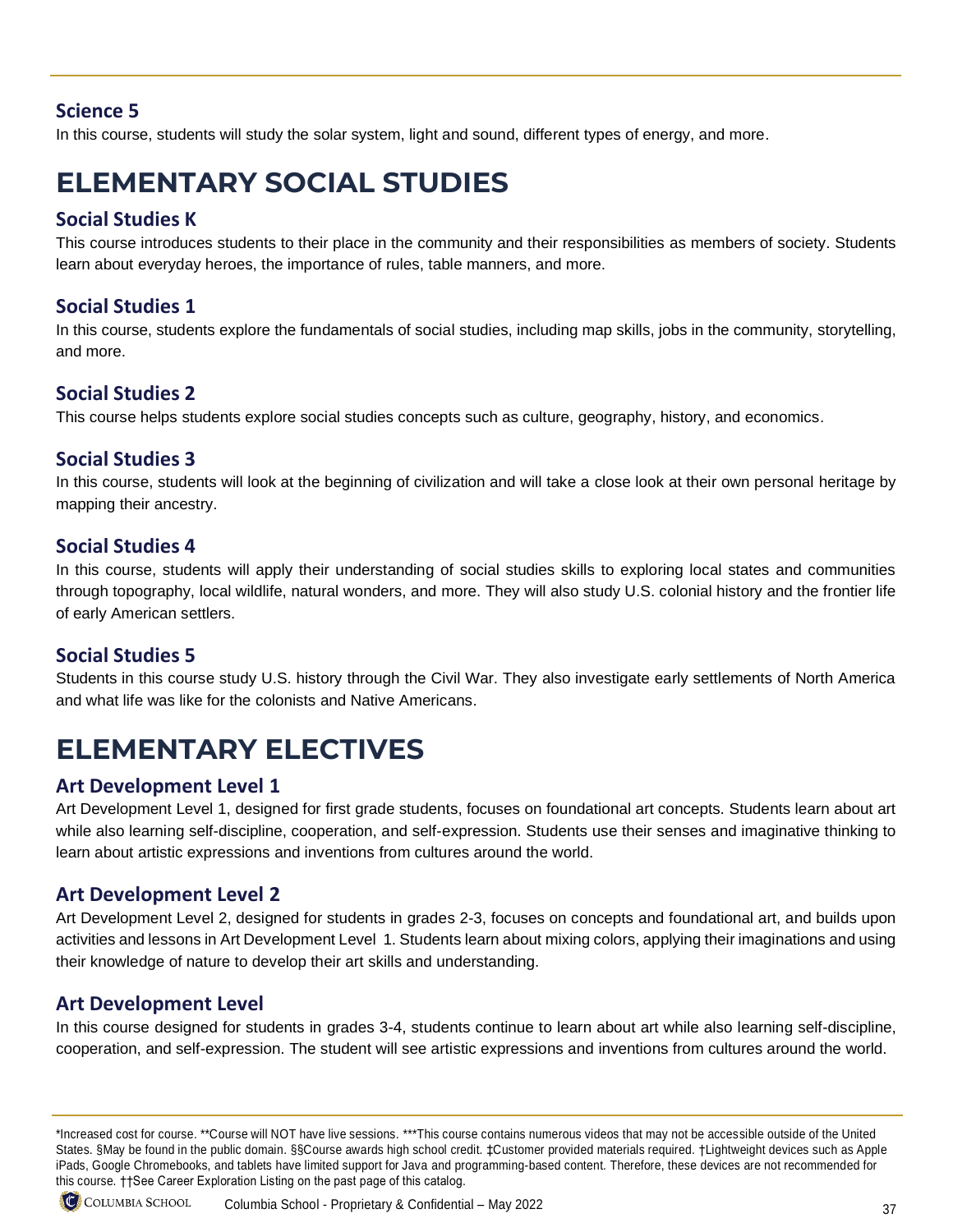### Science 5

In this course, students will study the solar system, light and sound, different types of energy, and more.

## ELEMENTARY SOCIAL STUDIES

### Social Studies K

This course introduces students to their place in the community and their responsibilities as members of society. Students learn about everyday heroes, the importance of rules, table manners, and more.

### Social Studies 1

In this course, students explore the fundamentals of social studies, including map skills, jobs in the community, storytelling, and more.

### Social Studies 2

This course helps students explore social studies concepts such as culture, geography, history, and economics.

### Social Studies 3

In this course, students will look at the beginning of civilization and will take a close look at their own personal heritage by mapping their ancestry.

### Social Studies 4

In this course, students will apply their understanding of social studies skills to exploring local states and communities through topography, local wildlife, natural wonders, and more. They will also study U.S. colonial history and the frontier life of early American settlers.

### Social Studies 5

Students in this course study U.S. history through the Civil War. They also investigate early settlements of North America and what life was like for the colonists and Native Americans.

## ELEMENTARY ELECTIVES

### Art Development Level 1

Art Development Level 1, designed for first grade students, focuses on foundational art concepts. Students learn about art while also learning self-discipline, cooperation, and self-expression. Students use their senses and imaginative thinking to learn about artistic expressions and inventions from cultures around the world.

### Art Development Level 2

Art Development Level 2, designed for students in grades 2-3, focuses on concepts and foundational art, and builds upon activities and lessons in Art Development Level 1. Students learn about mixing colors, applying their imaginations and using their knowledge of nature to develop their art skills and understanding.

### Art Development Level

In this course designed for students in grades 3-4, students continue to learn about art while also learning self-discipline, cooperation, and self-expression. The student will see artistic expressions and inventions from cultures around the world.

*Increased cost for course. **Course will NOT have live sessions. ***This course contains numerous videos that may not be accessible outside of the United States. §May be found in the public domain. §§Course awards high school credit. ‡Customer provided materials required. †Lightweight devices such as Apple iPads, Google Chromebooks, and tablets have limited support for Java and programming-based content. Therefore, these devices are not recommended for this course. ††See Career Exploration Listing on the past page of this catalog.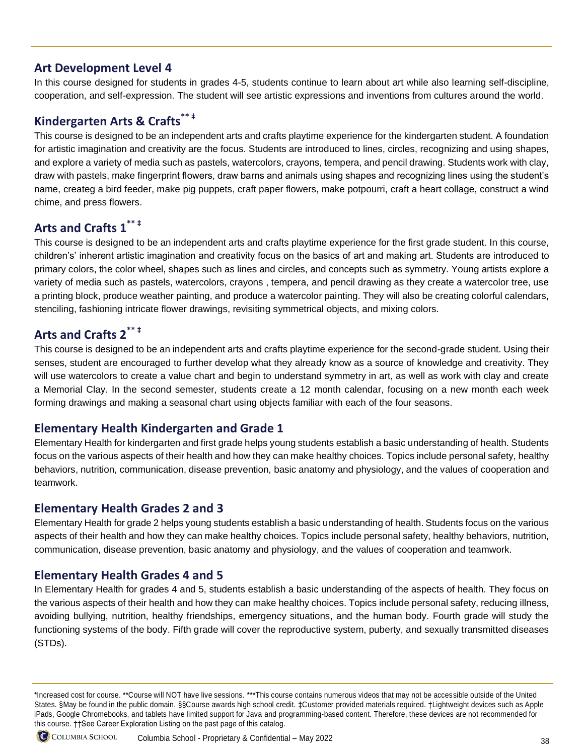## Art Development Level 4

In this course designed for students in grades 4-5, students continue to learn about art while also learning self-discipline, cooperation, and self-expression. The student will see artistic expressions and inventions from cultures around the world.

## Kindergarten Arts & Crafts** ‡

This course is designed to be an independent arts and crafts playtime experience for the kindergarten student. A foundation for artistic imagination and creativity are the focus. Students are introduced to lines, circles, recognizing and using shapes, and explore a variety of media such as pastels, watercolors, crayons, tempera, and pencil drawing. Students work with clay, draw with pastels, make fingerprint flowers, draw barns and animals using shapes and recognizing lines using the student's name, createg a bird feeder, make pig puppets, craft paper flowers, make potpourri, craft a heart collage, construct a wind chime, and press flowers.

## Arts and Crafts 1** ‡

This course is designed to be an independent arts and crafts playtime experience for the first grade student. In this course, children's' inherent artistic imagination and creativity focus on the basics of art and making art. Students are introduced to primary colors, the color wheel, shapes such as lines and circles, and concepts such as symmetry. Young artists explore a variety of media such as pastels, watercolors, crayons , tempera, and pencil drawing as they create a watercolor tree, use a printing block, produce weather painting, and produce a watercolor painting. They will also be creating colorful calendars, stenciling, fashioning intricate flower drawings, revisiting symmetrical objects, and mixing colors.

## Arts and Crafts 2** ‡

This course is designed to be an independent arts and crafts playtime experience for the second-grade student. Using their senses, student are encouraged to further develop what they already know as a source of knowledge and creativity. They will use watercolors to create a value chart and begin to understand symmetry in art, as well as work with clay and create a Memorial Clay. In the second semester, students create a 12 month calendar, focusing on a new month each week forming drawings and making a seasonal chart using objects familiar with each of the four seasons.

## Elementary Health Kindergarten and Grade 1

Elementary Health for kindergarten and first grade helps young students establish a basic understanding of health. Students focus on the various aspects of their health and how they can make healthy choices. Topics include personal safety, healthy behaviors, nutrition, communication, disease prevention, basic anatomy and physiology, and the values of cooperation and teamwork.

## Elementary Health Grades 2 and 3

Elementary Health for grade 2 helps young students establish a basic understanding of health. Students focus on the various aspects of their health and how they can make healthy choices. Topics include personal safety, healthy behaviors, nutrition, communication, disease prevention, basic anatomy and physiology, and the values of cooperation and teamwork.

## Elementary Health Grades 4 and 5

In Elementary Health for grades 4 and 5, students establish a basic understanding of the aspects of health. They focus on the various aspects of their health and how they can make healthy choices. Topics include personal safety, reducing illness, avoiding bullying, nutrition, healthy friendships, emergency situations, and the human body. Fourth grade will study the functioning systems of the body. Fifth grade will cover the reproductive system, puberty, and sexually transmitted diseases (STDs).

---

*Increased cost for course. **Course will NOT have live sessions. ***This course contains numerous videos that may not be accessible outside of the United States. §May be found in the public domain. §§Course awards high school credit. ‡Customer provided materials required. †Lightweight devices such as Apple iPads, Google Chromebooks, and tablets have limited support for Java and programming-based content. Therefore, these devices are not recommended for this course. ††See Career Exploration Listing on the past page of this catalog.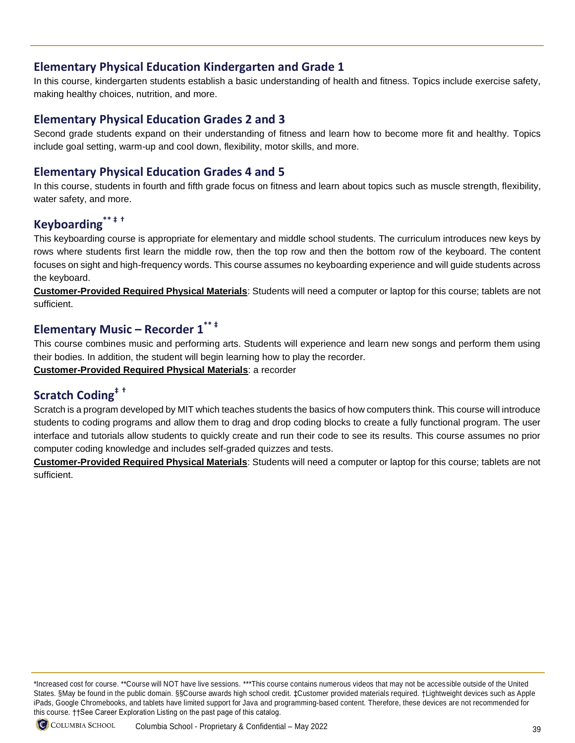## Elementary Physical Education Kindergarten and Grade 1

In this course, kindergarten students establish a basic understanding of health and fitness. Topics include exercise safety, making healthy choices, nutrition, and more.

## Elementary Physical Education Grades 2 and 3

Second grade students expand on their understanding of fitness and learn how to become more fit and healthy. Topics include goal setting, warm-up and cool down, flexibility, motor skills, and more.

## Elementary Physical Education Grades 4 and 5

In this course, students in fourth and fifth grade focus on fitness and learn about topics such as muscle strength, flexibility, water safety, and more.

## Keyboarding** ‡ †

This keyboarding course is appropriate for elementary and middle school students. The curriculum introduces new keys by rows where students first learn the middle row, then the top row and then the bottom row of the keyboard. The content focuses on sight and high-frequency words. This course assumes no keyboarding experience and will guide students across the keyboard.

**Customer-Provided Required Physical Materials**: Students will need a computer or laptop for this course; tablets are not sufficient.

## Elementary Music – Recorder 1** ‡

This course combines music and performing arts. Students will experience and learn new songs and perform them using their bodies. In addition, the student will begin learning how to play the recorder.

**Customer-Provided Required Physical Materials**: a recorder

## Scratch Coding‡ †

Scratch is a program developed by MIT which teaches students the basics of how computers think. This course will introduce students to coding programs and allow them to drag and drop coding blocks to create a fully functional program. The user interface and tutorials allow students to quickly create and run their code to see its results. This course assumes no prior computer coding knowledge and includes self-graded quizzes and tests.

**Customer-Provided Required Physical Materials**: Students will need a computer or laptop for this course; tablets are not sufficient.

*Increased cost for course. **Course will NOT have live sessions. ***This course contains numerous videos that may not be accessible outside of the United States. §May be found in the public domain. §§Course awards high school credit. ‡Customer provided materials required. †Lightweight devices such as Apple iPads, Google Chromebooks, and tablets have limited support for Java and programming-based content. Therefore, these devices are not recommended for this course. ††See Career Exploration Listing on the past page of this catalog.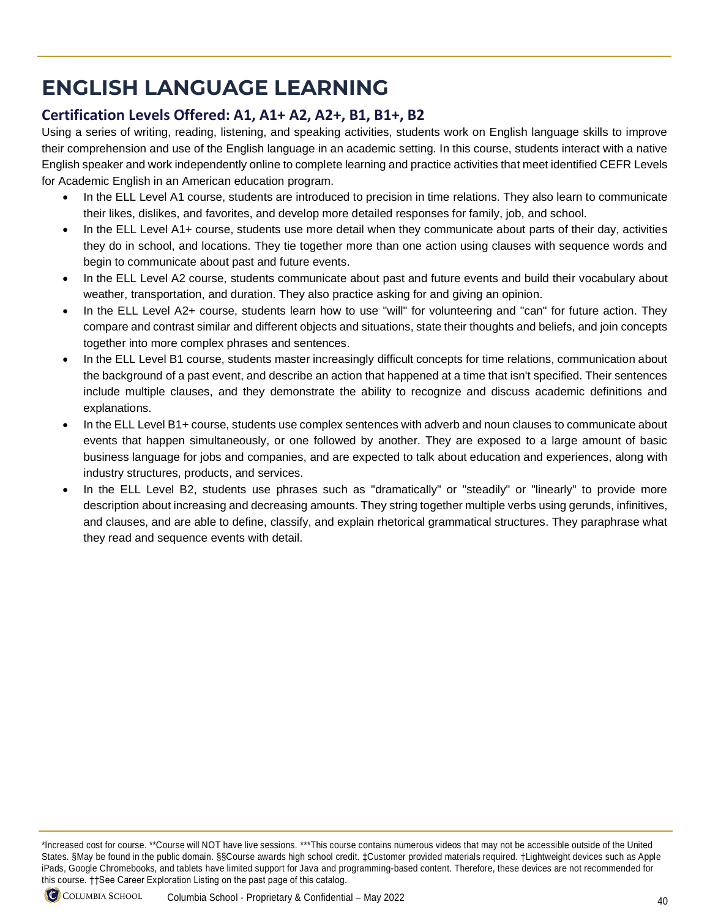# ENGLISH LANGUAGE LEARNING

## Certification Levels Offered: A1, A1+ A2, A2+, B1, B1+, B2

Using a series of writing, reading, listening, and speaking activities, students work on English language skills to improve their comprehension and use of the English language in an academic setting. In this course, students interact with a native English speaker and work independently online to complete learning and practice activities that meet identified CEFR Levels for Academic English in an American education program.

- In the ELL Level A1 course, students are introduced to precision in time relations. They also learn to communicate their likes, dislikes, and favorites, and develop more detailed responses for family, job, and school.
- In the ELL Level A1+ course, students use more detail when they communicate about parts of their day, activities they do in school, and locations. They tie together more than one action using clauses with sequence words and begin to communicate about past and future events.
- In the ELL Level A2 course, students communicate about past and future events and build their vocabulary about weather, transportation, and duration. They also practice asking for and giving an opinion.
- In the ELL Level A2+ course, students learn how to use "will" for volunteering and "can" for future action. They compare and contrast similar and different objects and situations, state their thoughts and beliefs, and join concepts together into more complex phrases and sentences.
- In the ELL Level B1 course, students master increasingly difficult concepts for time relations, communication about the background of a past event, and describe an action that happened at a time that isn't specified. Their sentences include multiple clauses, and they demonstrate the ability to recognize and discuss academic definitions and explanations.
- In the ELL Level B1+ course, students use complex sentences with adverb and noun clauses to communicate about events that happen simultaneously, or one followed by another. They are exposed to a large amount of basic business language for jobs and companies, and are expected to talk about education and experiences, along with industry structures, products, and services.
- In the ELL Level B2, students use phrases such as "dramatically" or "steadily" or "linearly" to provide more description about increasing and decreasing amounts. They string together multiple verbs using gerunds, infinitives, and clauses, and are able to define, classify, and explain rhetorical grammatical structures. They paraphrase what they read and sequence events with detail.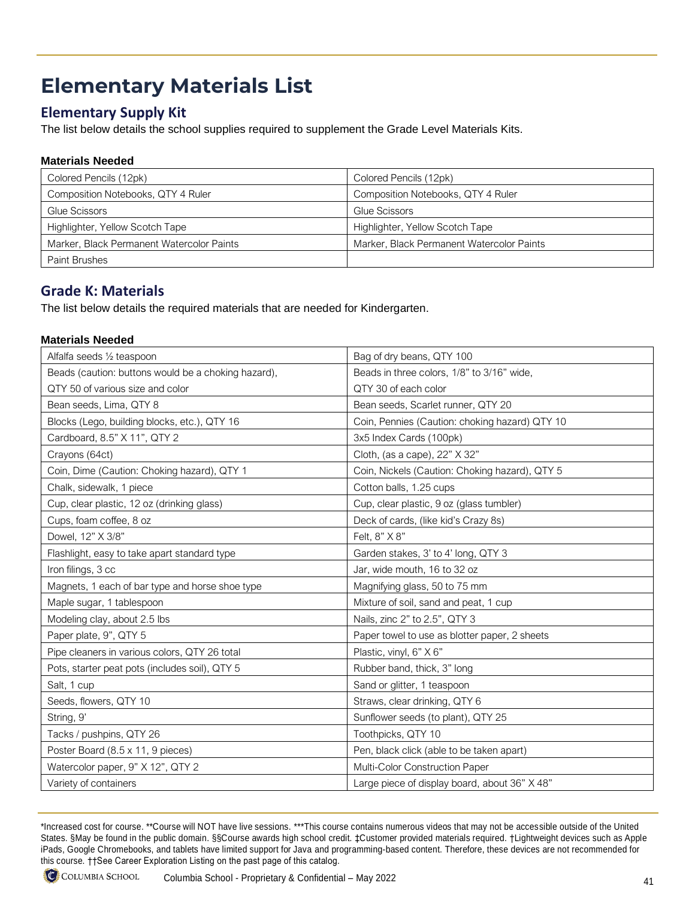# Elementary Materials List

## Elementary Supply Kit

The list below details the school supplies required to supplement the Grade Level Materials Kits.

**Materials Needed**

| | |
|---|---|
| Colored Pencils (12pk) | Colored Pencils (12pk) |
| Composition Notebooks, QTY 4 Ruler | Composition Notebooks, QTY 4 Ruler |
| Glue Scissors | Glue Scissors |
| Highlighter, Yellow Scotch Tape | Highlighter, Yellow Scotch Tape |
| Marker, Black Permanent Watercolor Paints | Marker, Black Permanent Watercolor Paints |
| Paint Brushes | |

## Grade K: Materials

The list below details the required materials that are needed for Kindergarten.

**Materials Needed**

| | |
|---|---|
| Alfalfa seeds ½ teaspoon | Bag of dry beans, QTY 100 |
| Beads (caution: buttons would be a choking hazard), QTY 50 of various size and color | Beads in three colors, 1/8" to 3/16" wide, QTY 30 of each color |
| Bean seeds, Lima, QTY 8 | Bean seeds, Scarlet runner, QTY 20 |
| Blocks (Lego, building blocks, etc.), QTY 16 | Coin, Pennies (Caution: choking hazard) QTY 10 |
| Cardboard, 8.5" X 11", QTY 2 | 3x5 Index Cards (100pk) |
| Crayons (64ct) | Cloth, (as a cape), 22" X 32" |
| Coin, Dime (Caution: Choking hazard), QTY 1 | Coin, Nickels (Caution: Choking hazard), QTY 5 |
| Chalk, sidewalk, 1 piece | Cotton balls, 1.25 cups |
| Cup, clear plastic, 12 oz (drinking glass) | Cup, clear plastic, 9 oz (glass tumbler) |
| Cups, foam coffee, 8 oz | Deck of cards, (like kid's Crazy 8s) |
| Dowel, 12" X 3/8" | Felt, 8" X 8" |
| Flashlight, easy to take apart standard type | Garden stakes, 3' to 4' long, QTY 3 |
| Iron filings, 3 cc | Jar, wide mouth, 16 to 32 oz |
| Magnets, 1 each of bar type and horse shoe type | Magnifying glass, 50 to 75 mm |
| Maple sugar, 1 tablespoon | Mixture of soil, sand and peat, 1 cup |
| Modeling clay, about 2.5 lbs | Nails, zinc 2" to 2.5", QTY 3 |
| Paper plate, 9", QTY 5 | Paper towel to use as blotter paper, 2 sheets |
| Pipe cleaners in various colors, QTY 26 total | Plastic, vinyl, 6" X 6" |
| Pots, starter peat pots (includes soil), QTY 5 | Rubber band, thick, 3" long |
| Salt, 1 cup | Sand or glitter, 1 teaspoon |
| Seeds, flowers, QTY 10 | Straws, clear drinking, QTY 6 |
| String, 9' | Sunflower seeds (to plant), QTY 25 |
| Tacks / pushpins, QTY 26 | Toothpicks, QTY 10 |
| Poster Board (8.5 x 11, 9 pieces) | Pen, black click (able to be taken apart) |
| Watercolor paper, 9" X 12", QTY 2 | Multi-Color Construction Paper |
| Variety of containers | Large piece of display board, about 36" X 48" |

*Increased cost for course. **Course will NOT have live sessions. ***This course contains numerous videos that may not be accessible outside of the United States. §May be found in the public domain. §§Course awards high school credit. ‡Customer provided materials required. †Lightweight devices such as Apple iPads, Google Chromebooks, and tablets have limited support for Java and programming-based content. Therefore, these devices are not recommended for this course. ††See Career Exploration Listing on the past page of this catalog.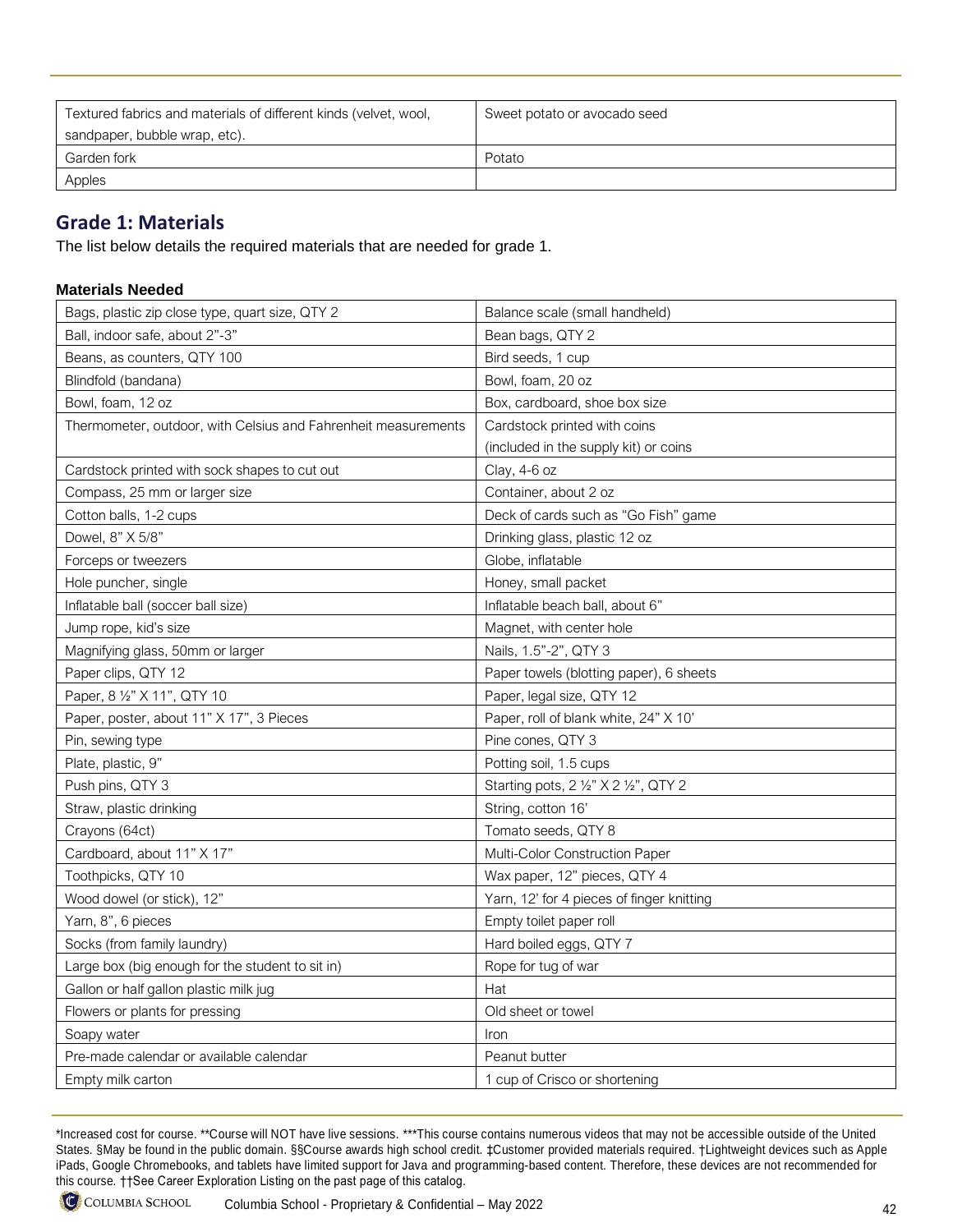| Textured fabrics and materials of different kinds (velvet, wool, sandpaper, bubble wrap, etc). | Sweet potato or avocado seed |
| --- | --- |
| Garden fork | Potato |
| Apples | |

## Grade 1: Materials

The list below details the required materials that are needed for grade 1.

**Materials Needed**

| Bags, plastic zip close type, quart size, QTY 2 | Balance scale (small handheld) |
| --- | --- |
| Ball, indoor safe, about 2"-3" | Bean bags, QTY 2 |
| Beans, as counters, QTY 100 | Bird seeds, 1 cup |
| Blindfold (bandana) | Bowl, foam, 20 oz |
| Bowl, foam, 12 oz | Box, cardboard, shoe box size |
| Thermometer, outdoor, with Celsius and Fahrenheit measurements | Cardstock printed with coins (included in the supply kit) or coins |
| Cardstock printed with sock shapes to cut out | Clay, 4-6 oz |
| Compass, 25 mm or larger size | Container, about 2 oz |
| Cotton balls, 1-2 cups | Deck of cards such as "Go Fish" game |
| Dowel, 8" X 5/8" | Drinking glass, plastic 12 oz |
| Forceps or tweezers | Globe, inflatable |
| Hole puncher, single | Honey, small packet |
| Inflatable ball (soccer ball size) | Inflatable beach ball, about 6" |
| Jump rope, kid's size | Magnet, with center hole |
| Magnifying glass, 50mm or larger | Nails, 1.5"-2", QTY 3 |
| Paper clips, QTY 12 | Paper towels (blotting paper), 6 sheets |
| Paper, 8 ½" X 11", QTY 10 | Paper, legal size, QTY 12 |
| Paper, poster, about 11" X 17", 3 Pieces | Paper, roll of blank white, 24" X 10' |
| Pin, sewing type | Pine cones, QTY 3 |
| Plate, plastic, 9" | Potting soil, 1.5 cups |
| Push pins, QTY 3 | Starting pots, 2 ½" X 2 ½", QTY 2 |
| Straw, plastic drinking | String, cotton 16' |
| Crayons (64ct) | Tomato seeds, QTY 8 |
| Cardboard, about 11" X 17" | Multi-Color Construction Paper |
| Toothpicks, QTY 10 | Wax paper, 12" pieces, QTY 4 |
| Wood dowel (or stick), 12" | Yarn, 12' for 4 pieces of finger knitting |
| Yarn, 8", 6 pieces | Empty toilet paper roll |
| Socks (from family laundry) | Hard boiled eggs, QTY 7 |
| Large box (big enough for the student to sit in) | Rope for tug of war |
| Gallon or half gallon plastic milk jug | Hat |
| Flowers or plants for pressing | Old sheet or towel |
| Soapy water | Iron |
| Pre-made calendar or available calendar | Peanut butter |
| Empty milk carton | 1 cup of Crisco or shortening |

*Increased cost for course. **Course will NOT have live sessions. ***This course contains numerous videos that may not be accessible outside of the United States. §May be found in the public domain. §§Course awards high school credit. ‡Customer provided materials required. †Lightweight devices such as Apple iPads, Google Chromebooks, and tablets have limited support for Java and programming-based content. Therefore, these devices are not recommended for this course. ††See Career Exploration Listing on the past page of this catalog.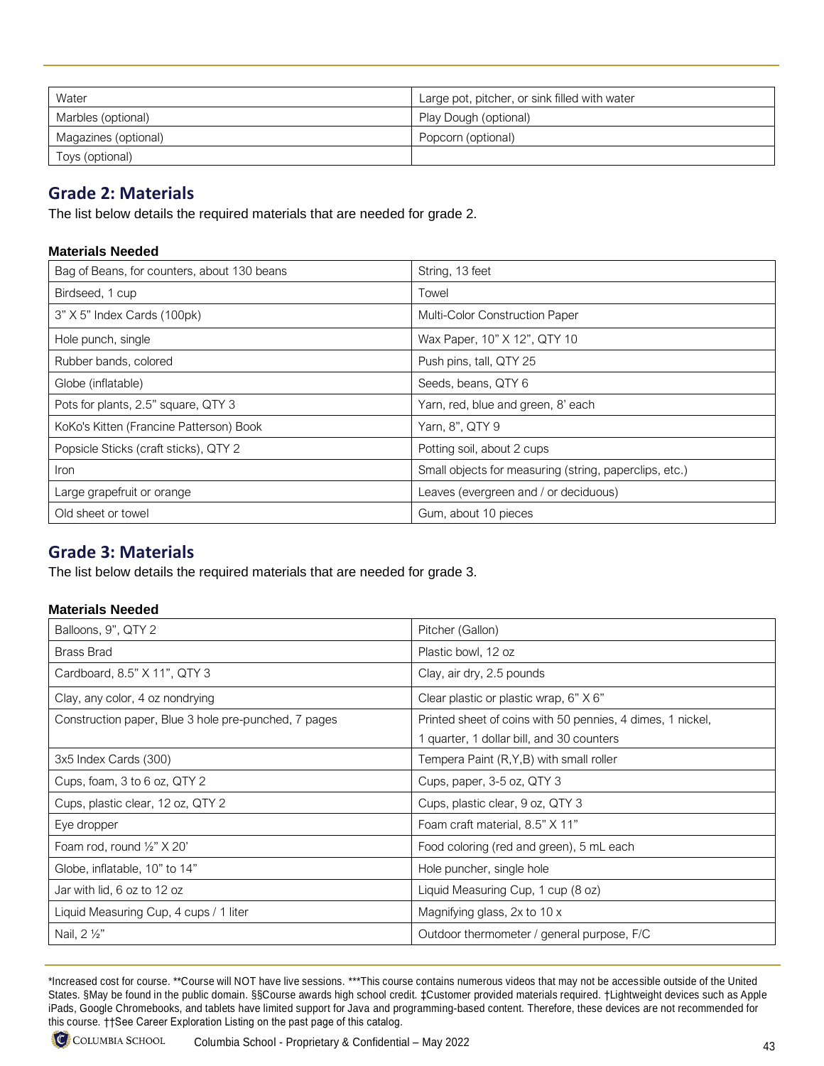| Water | Large pot, pitcher, or sink filled with water |
|---|---|
| Marbles (optional) | Play Dough (optional) |
| Magazines (optional) | Popcorn (optional) |
| Toys (optional) | |

## Grade 2: Materials

The list below details the required materials that are needed for grade 2.

**Materials Needed**

| Bag of Beans, for counters, about 130 beans | String, 13 feet |
|---|---|
| Birdseed, 1 cup | Towel |
| 3" X 5" Index Cards (100pk) | Multi-Color Construction Paper |
| Hole punch, single | Wax Paper, 10" X 12", QTY 10 |
| Rubber bands, colored | Push pins, tall, QTY 25 |
| Globe (inflatable) | Seeds, beans, QTY 6 |
| Pots for plants, 2.5" square, QTY 3 | Yarn, red, blue and green, 8' each |
| KoKo's Kitten (Francine Patterson) Book | Yarn, 8", QTY 9 |
| Popsicle Sticks (craft sticks), QTY 2 | Potting soil, about 2 cups |
| Iron | Small objects for measuring (string, paperclips, etc.) |
| Large grapefruit or orange | Leaves (evergreen and / or deciduous) |
| Old sheet or towel | Gum, about 10 pieces |

## Grade 3: Materials

The list below details the required materials that are needed for grade 3.

**Materials Needed**

| Balloons, 9", QTY 2 | Pitcher (Gallon) |
|---|---|
| Brass Brad | Plastic bowl, 12 oz |
| Cardboard, 8.5" X 11", QTY 3 | Clay, air dry, 2.5 pounds |
| Clay, any color, 4 oz nondrying | Clear plastic or plastic wrap, 6" X 6" |
| Construction paper, Blue 3 hole pre-punched, 7 pages | Printed sheet of coins with 50 pennies, 4 dimes, 1 nickel, 1 quarter, 1 dollar bill, and 30 counters |
| 3x5 Index Cards (300) | Tempera Paint (R,Y,B) with small roller |
| Cups, foam, 3 to 6 oz, QTY 2 | Cups, paper, 3-5 oz, QTY 3 |
| Cups, plastic clear, 12 oz, QTY 2 | Cups, plastic clear, 9 oz, QTY 3 |
| Eye dropper | Foam craft material, 8.5" X 11" |
| Foam rod, round ½" X 20' | Food coloring (red and green), 5 mL each |
| Globe, inflatable, 10" to 14" | Hole puncher, single hole |
| Jar with lid, 6 oz to 12 oz | Liquid Measuring Cup, 1 cup (8 oz) |
| Liquid Measuring Cup, 4 cups / 1 liter | Magnifying glass, 2x to 10 x |
| Nail, 2 ½" | Outdoor thermometer / general purpose, F/C |

*Increased cost for course. **Course will NOT have live sessions. ***This course contains numerous videos that may not be accessible outside of the United States. §May be found in the public domain. §§Course awards high school credit. ‡Customer provided materials required. †Lightweight devices such as Apple iPads, Google Chromebooks, and tablets have limited support for Java and programming-based content. Therefore, these devices are not recommended for this course. ††See Career Exploration Listing on the past page of this catalog.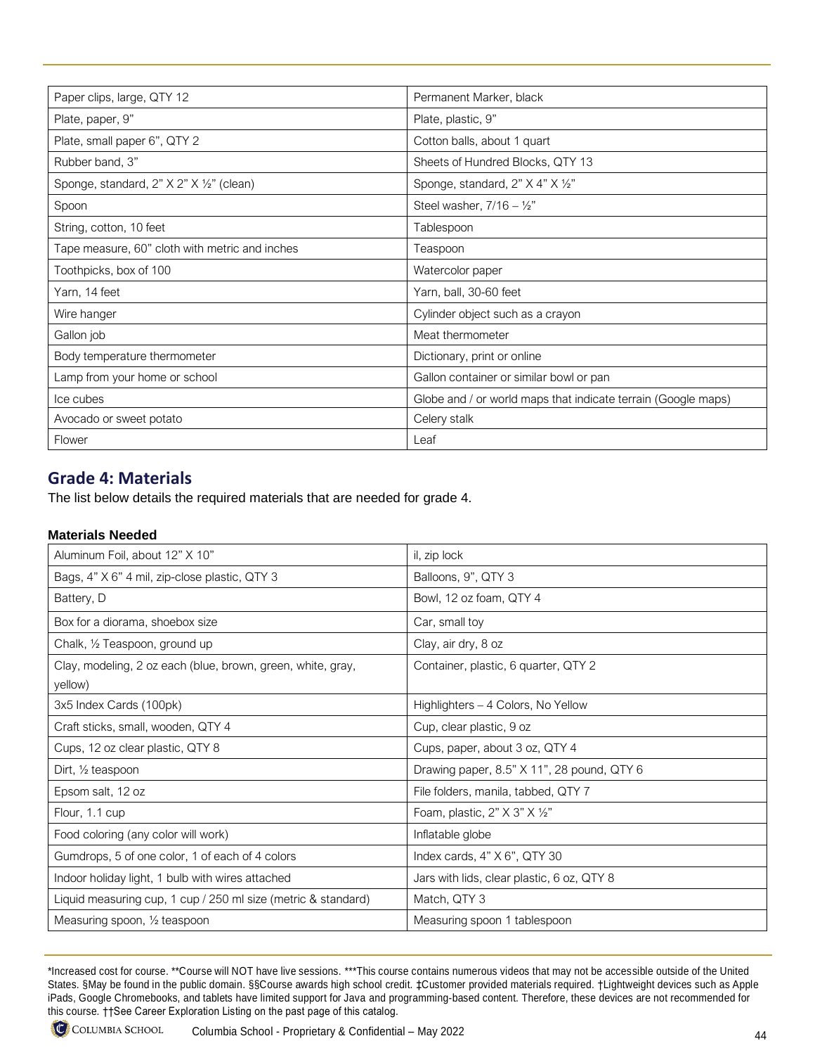| | |
|---|---|
| Paper clips, large, QTY 12 | Permanent Marker, black |
| Plate, paper, 9" | Plate, plastic, 9" |
| Plate, small paper 6", QTY 2 | Cotton balls, about 1 quart |
| Rubber band, 3" | Sheets of Hundred Blocks, QTY 13 |
| Sponge, standard, 2" X 2" X ½" (clean) | Sponge, standard, 2" X 4" X ½" |
| Spoon | Steel washer, 7/16 – ½" |
| String, cotton, 10 feet | Tablespoon |
| Tape measure, 60" cloth with metric and inches | Teaspoon |
| Toothpicks, box of 100 | Watercolor paper |
| Yarn, 14 feet | Yarn, ball, 30-60 feet |
| Wire hanger | Cylinder object such as a crayon |
| Gallon job | Meat thermometer |
| Body temperature thermometer | Dictionary, print or online |
| Lamp from your home or school | Gallon container or similar bowl or pan |
| Ice cubes | Globe and / or world maps that indicate terrain (Google maps) |
| Avocado or sweet potato | Celery stalk |
| Flower | Leaf |

## Grade 4: Materials

The list below details the required materials that are needed for grade 4.

**Materials Needed**

| | |
|---|---|
| Aluminum Foil, about 12" X 10" | il, zip lock |
| Bags, 4" X 6" 4 mil, zip-close plastic, QTY 3 | Balloons, 9", QTY 3 |
| Battery, D | Bowl, 12 oz foam, QTY 4 |
| Box for a diorama, shoebox size | Car, small toy |
| Chalk, ½ Teaspoon, ground up | Clay, air dry, 8 oz |
| Clay, modeling, 2 oz each (blue, brown, green, white, gray, yellow) | Container, plastic, 6 quarter, QTY 2 |
| 3x5 Index Cards (100pk) | Highlighters – 4 Colors, No Yellow |
| Craft sticks, small, wooden, QTY 4 | Cup, clear plastic, 9 oz |
| Cups, 12 oz clear plastic, QTY 8 | Cups, paper, about 3 oz, QTY 4 |
| Dirt, ½ teaspoon | Drawing paper, 8.5" X 11", 28 pound, QTY 6 |
| Epsom salt, 12 oz | File folders, manila, tabbed, QTY 7 |
| Flour, 1.1 cup | Foam, plastic, 2" X 3" X ½" |
| Food coloring (any color will work) | Inflatable globe |
| Gumdrops, 5 of one color, 1 of each of 4 colors | Index cards, 4" X 6", QTY 30 |
| Indoor holiday light, 1 bulb with wires attached | Jars with lids, clear plastic, 6 oz, QTY 8 |
| Liquid measuring cup, 1 cup / 250 ml size (metric & standard) | Match, QTY 3 |
| Measuring spoon, ½ teaspoon | Measuring spoon 1 tablespoon |

*Increased cost for course. **Course will NOT have live sessions. ***This course contains numerous videos that may not be accessible outside of the United States. §May be found in the public domain. §§Course awards high school credit. ‡Customer provided materials required. †Lightweight devices such as Apple iPads, Google Chromebooks, and tablets have limited support for Java and programming-based content. Therefore, these devices are not recommended for this course. ††See Career Exploration Listing on the past page of this catalog.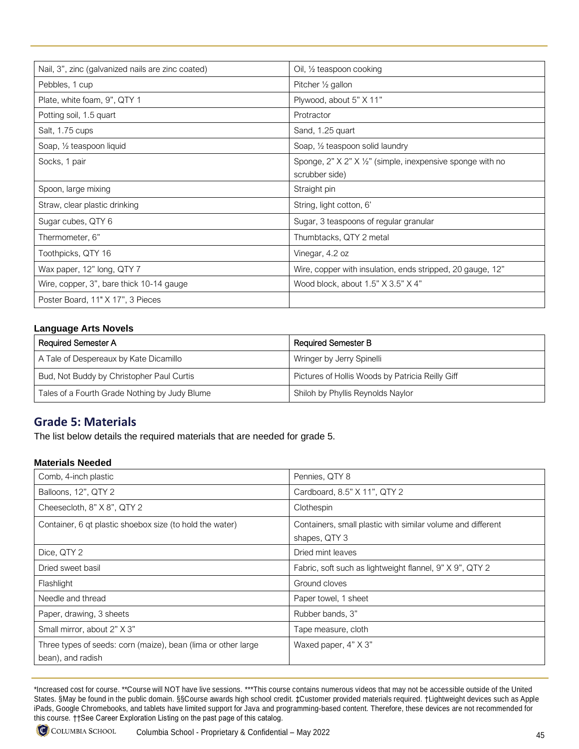| Nail, 3", zinc (galvanized nails are zinc coated) | Oil, ½ teaspoon cooking |
|---|---|
| Pebbles, 1 cup | Pitcher ½ gallon |
| Plate, white foam, 9", QTY 1 | Plywood, about 5" X 11" |
| Potting soil, 1.5 quart | Protractor |
| Salt, 1.75 cups | Sand, 1.25 quart |
| Soap, ½ teaspoon liquid | Soap, ½ teaspoon solid laundry |
| Socks, 1 pair | Sponge, 2" X 2" X ½" (simple, inexpensive sponge with no scrubber side) |
| Spoon, large mixing | Straight pin |
| Straw, clear plastic drinking | String, light cotton, 6' |
| Sugar cubes, QTY 6 | Sugar, 3 teaspoons of regular granular |
| Thermometer, 6" | Thumbtacks, QTY 2 metal |
| Toothpicks, QTY 16 | Vinegar, 4.2 oz |
| Wax paper, 12" long, QTY 7 | Wire, copper with insulation, ends stripped, 20 gauge, 12" |
| Wire, copper, 3", bare thick 10-14 gauge | Wood block, about 1.5" X 3.5" X 4" |
| Poster Board, 11" X 17", 3 Pieces | |

### Language Arts Novels

| Required Semester A | Required Semester B |
|---|---|
| A Tale of Despereaux by Kate Dicamillo | Wringer by Jerry Spinelli |
| Bud, Not Buddy by Christopher Paul Curtis | Pictures of Hollis Woods by Patricia Reilly Giff |
| Tales of a Fourth Grade Nothing by Judy Blume | Shiloh by Phyllis Reynolds Naylor |

## Grade 5: Materials

The list below details the required materials that are needed for grade 5.

### Materials Needed

| Comb, 4-inch plastic | Pennies, QTY 8 |
|---|---|
| Balloons, 12", QTY 2 | Cardboard, 8.5" X 11", QTY 2 |
| Cheesecloth, 8" X 8", QTY 2 | Clothespin |
| Container, 6 qt plastic shoebox size (to hold the water) | Containers, small plastic with similar volume and different shapes, QTY 3 |
| Dice, QTY 2 | Dried mint leaves |
| Dried sweet basil | Fabric, soft such as lightweight flannel, 9" X 9", QTY 2 |
| Flashlight | Ground cloves |
| Needle and thread | Paper towel, 1 sheet |
| Paper, drawing, 3 sheets | Rubber bands, 3" |
| Small mirror, about 2" X 3" | Tape measure, cloth |
| Three types of seeds: corn (maize), bean (lima or other large bean), and radish | Waxed paper, 4" X 3" |

*Increased cost for course. **Course will NOT have live sessions. ***This course contains numerous videos that may not be accessible outside of the United States. §May be found in the public domain. §§Course awards high school credit. ‡Customer provided materials required. †Lightweight devices such as Apple iPads, Google Chromebooks, and tablets have limited support for Java and programming-based content. Therefore, these devices are not recommended for this course. ††See Career Exploration Listing on the past page of this catalog.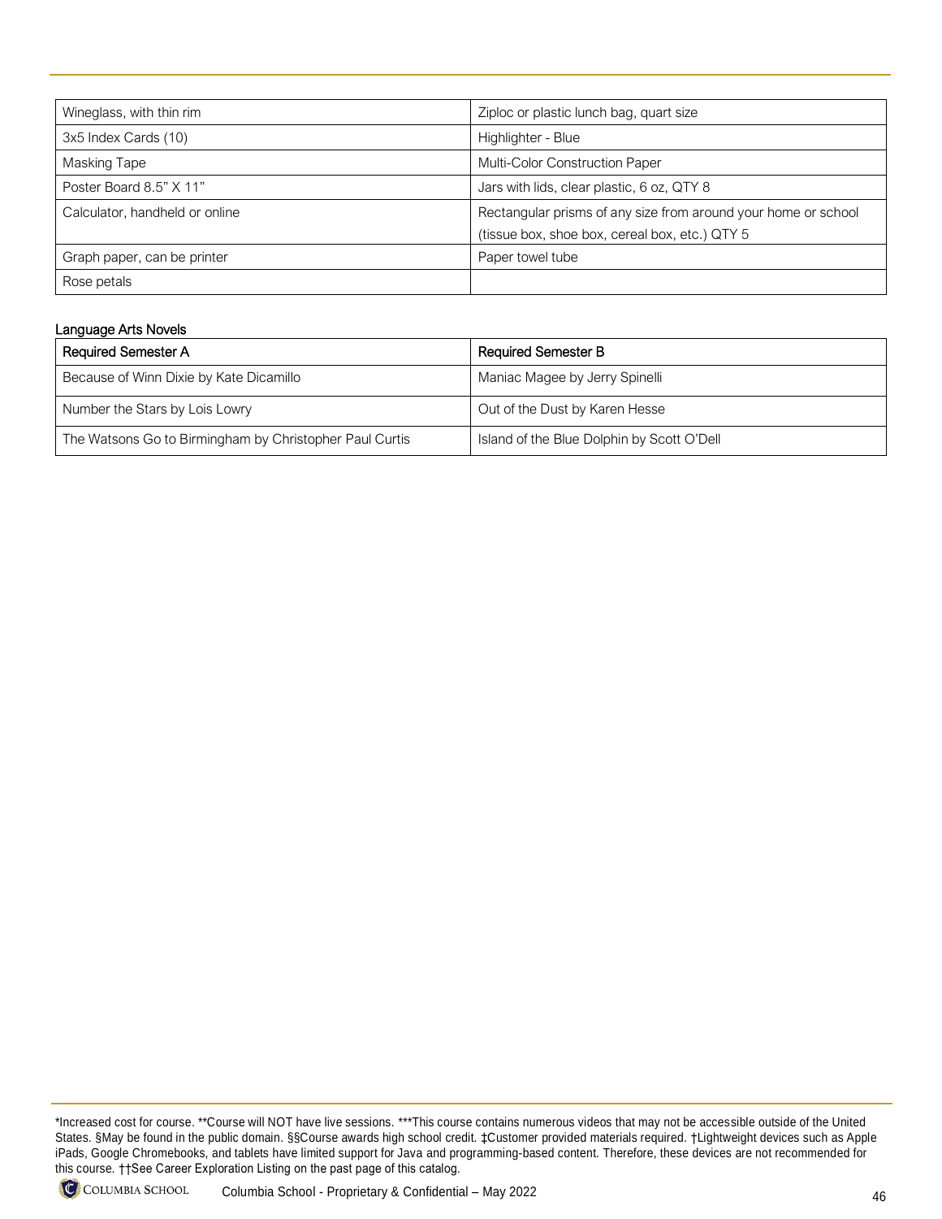| Wineglass, with thin rim | Ziploc or plastic lunch bag, quart size |
|---|---|
| 3x5 Index Cards (10) | Highlighter - Blue |
| Masking Tape | Multi-Color Construction Paper |
| Poster Board 8.5" X 11" | Jars with lids, clear plastic, 6 oz, QTY 8 |
| Calculator, handheld or online | Rectangular prisms of any size from around your home or school (tissue box, shoe box, cereal box, etc.) QTY 5 |
| Graph paper, can be printer | Paper towel tube |
| Rose petals | |

Language Arts Novels

| Required Semester A | Required Semester B |
|---|---|
| Because of Winn Dixie by Kate Dicamillo | Maniac Magee by Jerry Spinelli |
| Number the Stars by Lois Lowry | Out of the Dust by Karen Hesse |
| The Watsons Go to Birmingham by Christopher Paul Curtis | Island of the Blue Dolphin by Scott O'Dell |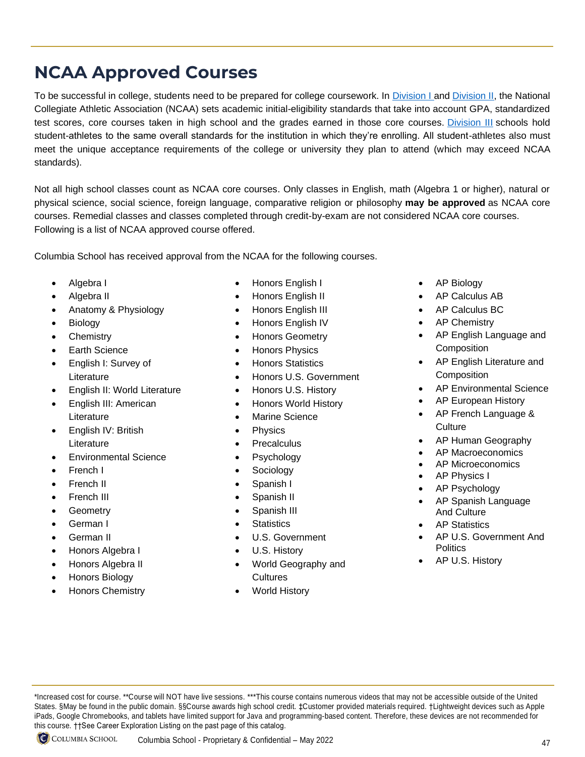# NCAA Approved Courses

To be successful in college, students need to be prepared for college coursework. In Division I and Division II, the National Collegiate Athletic Association (NCAA) sets academic initial-eligibility standards that take into account GPA, standardized test scores, core courses taken in high school and the grades earned in those core courses. Division III schools hold student-athletes to the same overall standards for the institution in which they're enrolling. All student-athletes also must meet the unique acceptance requirements of the college or university they plan to attend (which may exceed NCAA standards).

Not all high school classes count as NCAA core courses. Only classes in English, math (Algebra 1 or higher), natural or physical science, social science, foreign language, comparative religion or philosophy **may be approved** as NCAA core courses. Remedial classes and classes completed through credit-by-exam are not considered NCAA core courses. Following is a list of NCAA approved course offered.

Columbia School has received approval from the NCAA for the following courses.

- Algebra I
- Algebra II
- Anatomy & Physiology
- Biology
- Chemistry
- Earth Science
- English I: Survey of Literature
- English II: World Literature
- English III: American Literature
- English IV: British Literature
- Environmental Science
- French I
- French II
- French III
- Geometry
- German I
- German II
- Honors Algebra I
- Honors Algebra II
- Honors Biology
- Honors Chemistry
- Honors English I
- Honors English II
- Honors English III
- Honors English IV
- Honors Geometry
- Honors Physics
- Honors Statistics
- Honors U.S. Government
- Honors U.S. History
- Honors World History
- Marine Science
- Physics
- Precalculus
- Psychology
- Sociology
- Spanish I
- Spanish II
- Spanish III
- Statistics
- U.S. Government
- U.S. History
- World Geography and Cultures
- World History
- AP Biology
- AP Calculus AB
- AP Calculus BC
- AP Chemistry
- AP English Language and Composition
- AP English Literature and Composition
- AP Environmental Science
- AP European History
- AP French Language & Culture
- AP Human Geography
- AP Macroeconomics
- AP Microeconomics
- AP Physics I
- AP Psychology
- AP Spanish Language And Culture
- AP Statistics
- AP U.S. Government And Politics
- AP U.S. History

*Increased cost for course. **Course will NOT have live sessions. ***This course contains numerous videos that may not be accessible outside of the United States. §May be found in the public domain. §§Course awards high school credit. ‡Customer provided materials required. †Lightweight devices such as Apple iPads, Google Chromebooks, and tablets have limited support for Java and programming-based content. Therefore, these devices are not recommended for this course. ††See Career Exploration Listing on the past page of this catalog.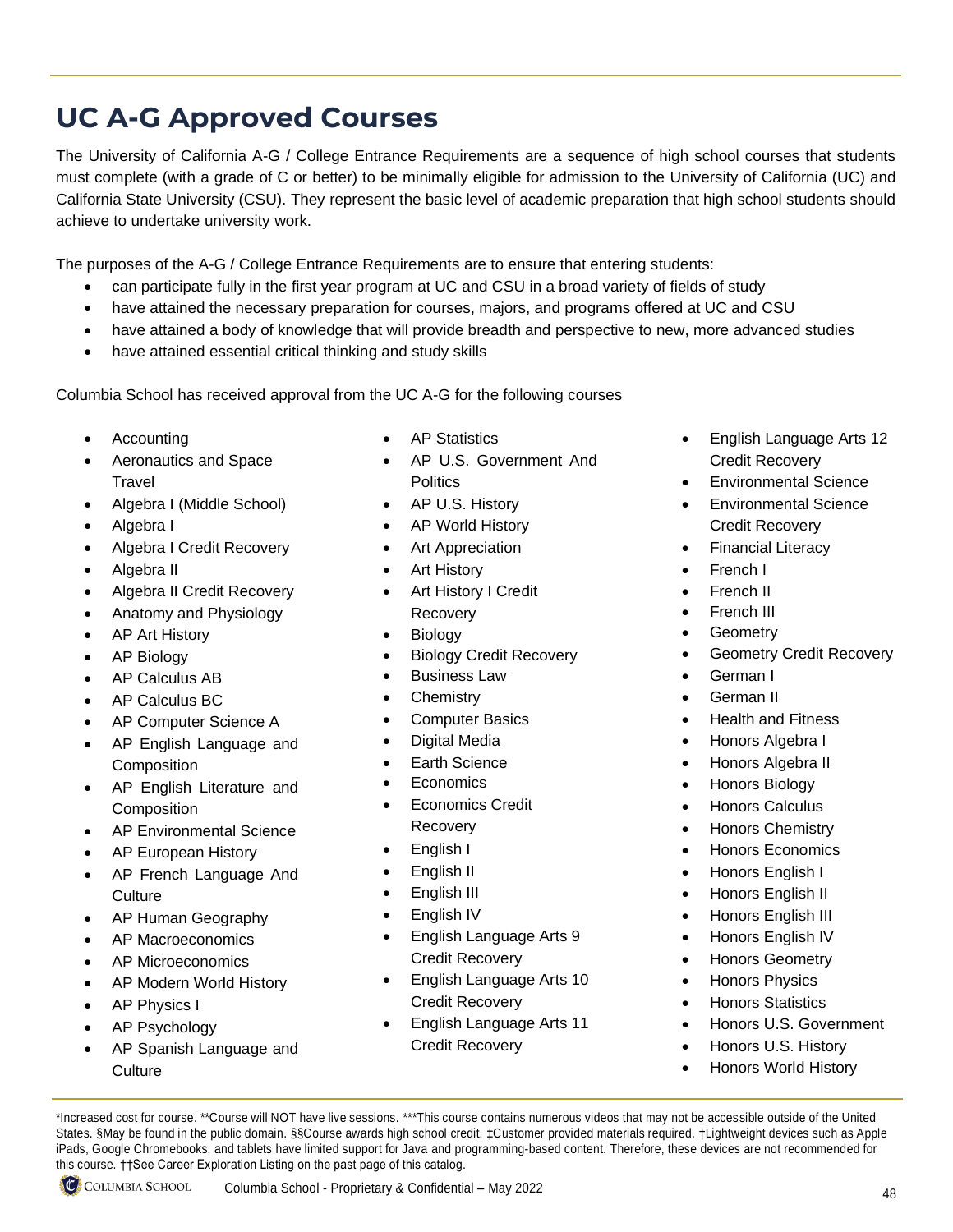# UC A-G Approved Courses

The University of California A-G / College Entrance Requirements are a sequence of high school courses that students must complete (with a grade of C or better) to be minimally eligible for admission to the University of California (UC) and California State University (CSU). They represent the basic level of academic preparation that high school students should achieve to undertake university work.

The purposes of the A-G / College Entrance Requirements are to ensure that entering students:

- can participate fully in the first year program at UC and CSU in a broad variety of fields of study
- have attained the necessary preparation for courses, majors, and programs offered at UC and CSU
- have attained a body of knowledge that will provide breadth and perspective to new, more advanced studies
- have attained essential critical thinking and study skills

Columbia School has received approval from the UC A-G for the following courses

- Accounting
- Aeronautics and Space Travel
- Algebra I (Middle School)
- Algebra I
- Algebra I Credit Recovery
- Algebra II
- Algebra II Credit Recovery
- Anatomy and Physiology
- AP Art History
- AP Biology
- AP Calculus AB
- AP Calculus BC
- AP Computer Science A
- AP English Language and Composition
- AP English Literature and Composition
- AP Environmental Science
- AP European History
- AP French Language And Culture
- AP Human Geography
- AP Macroeconomics
- AP Microeconomics
- AP Modern World History
- AP Physics I
- AP Psychology
- AP Spanish Language and Culture
- AP Statistics
- AP U.S. Government And Politics
- AP U.S. History
- AP World History
- Art Appreciation
- Art History
- Art History I Credit Recovery
- Biology
- Biology Credit Recovery
- Business Law
- Chemistry
- Computer Basics
- Digital Media
- Earth Science
- Economics
- Economics Credit Recovery
- English I
- English II
- English III
- English IV
- English Language Arts 9 Credit Recovery
- English Language Arts 10 Credit Recovery
- English Language Arts 11 Credit Recovery
- English Language Arts 12 Credit Recovery
- Environmental Science
- Environmental Science Credit Recovery
- Financial Literacy
- French I
- French II
- French III
- Geometry
- Geometry Credit Recovery
- German I
- German II
- Health and Fitness
- Honors Algebra I
- Honors Algebra II
- Honors Biology
- Honors Calculus
- Honors Chemistry
- Honors Economics
- Honors English I
- Honors English II
- Honors English III
- Honors English IV
- Honors Geometry
- Honors Physics
- Honors Statistics
- Honors U.S. Government
- Honors U.S. History
- Honors World History

*Increased cost for course. **Course will NOT have live sessions. ***This course contains numerous videos that may not be accessible outside of the United States. §May be found in the public domain. §§Course awards high school credit. ‡Customer provided materials required. †Lightweight devices such as Apple iPads, Google Chromebooks, and tablets have limited support for Java and programming-based content. Therefore, these devices are not recommended for this course. ††See Career Exploration Listing on the past page of this catalog.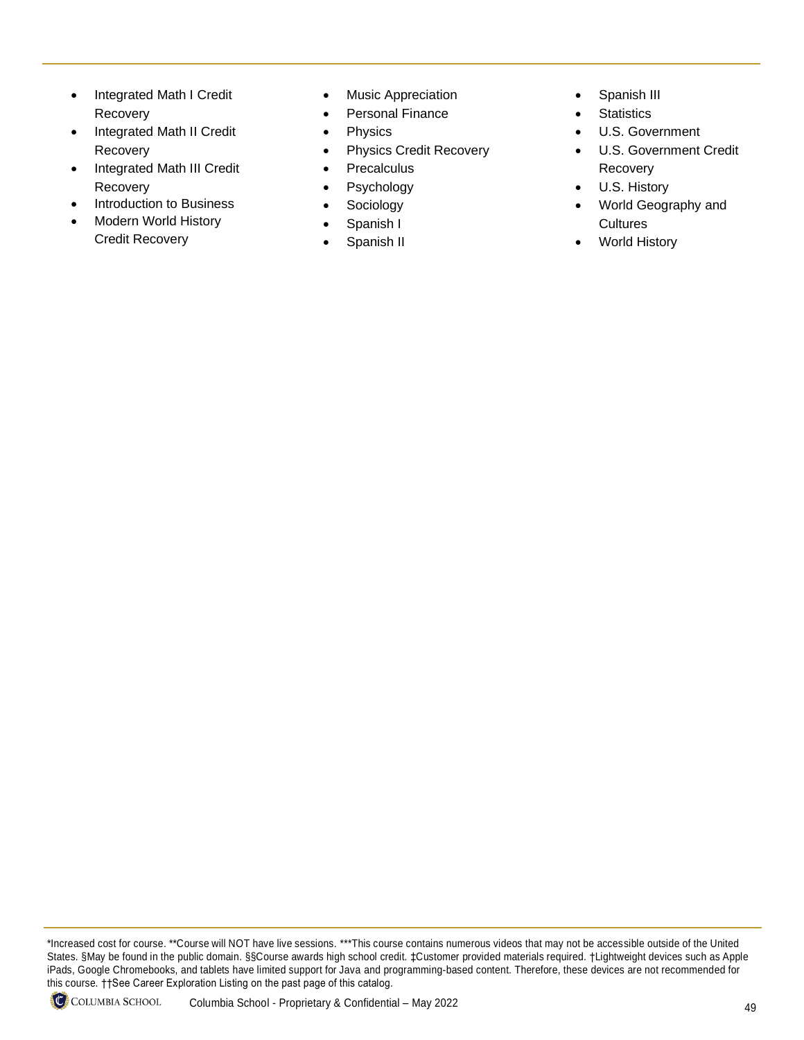- Integrated Math I Credit Recovery
- Integrated Math II Credit Recovery
- Integrated Math III Credit Recovery
- Introduction to Business
- Modern World History Credit Recovery
- Music Appreciation
- Personal Finance
- Physics
- Physics Credit Recovery
- Precalculus
- Psychology
- Sociology
- Spanish I
- Spanish II
- Spanish III
- Statistics
- U.S. Government
- U.S. Government Credit Recovery
- U.S. History
- World Geography and Cultures
- World History

*Increased cost for course. **Course will NOT have live sessions. ***This course contains numerous videos that may not be accessible outside of the United States. §May be found in the public domain. §§Course awards high school credit. ‡Customer provided materials required. †Lightweight devices such as Apple iPads, Google Chromebooks, and tablets have limited support for Java and programming-based content. Therefore, these devices are not recommended for this course. ††See Career Exploration Listing on the past page of this catalog.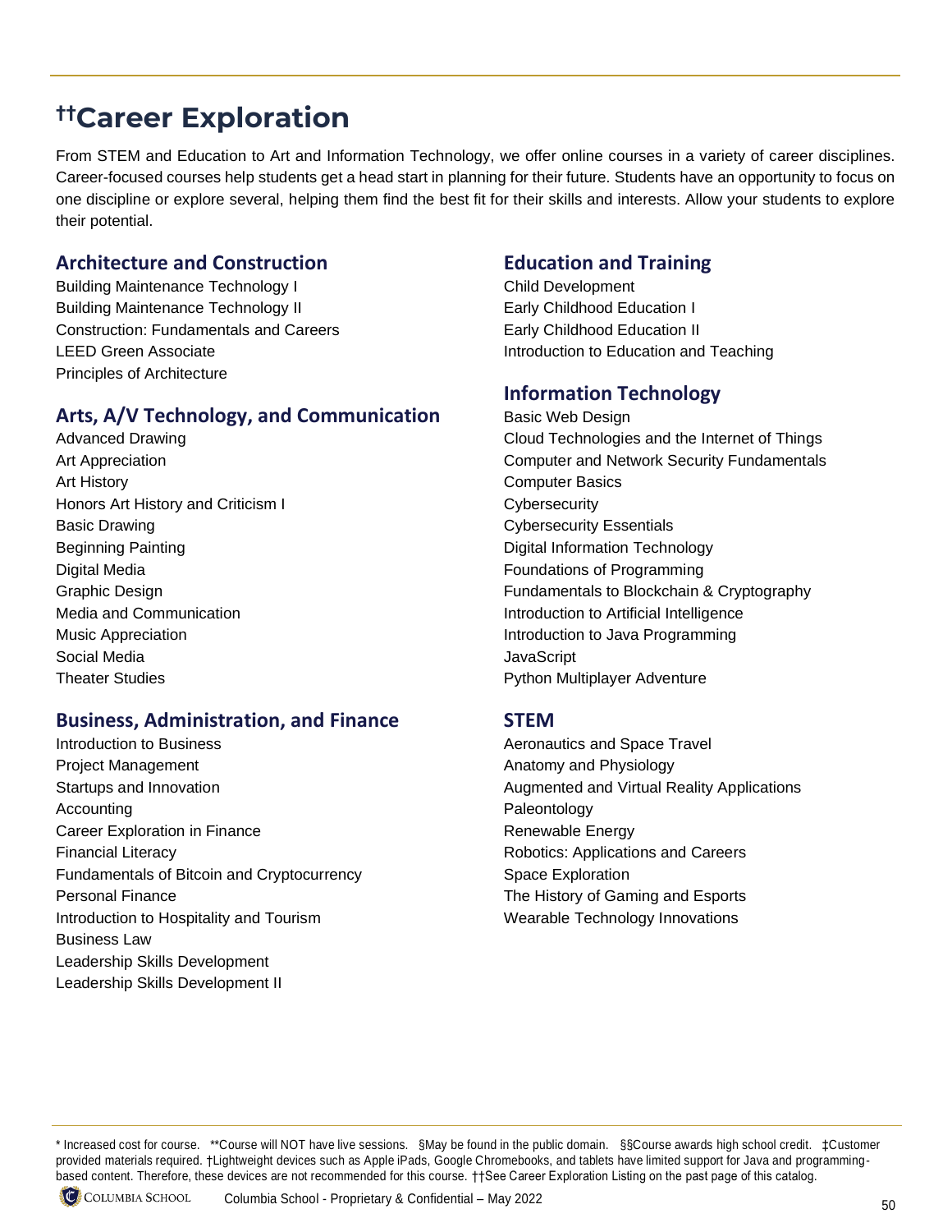# ††Career Exploration

From STEM and Education to Art and Information Technology, we offer online courses in a variety of career disciplines. Career-focused courses help students get a head start in planning for their future. Students have an opportunity to focus on one discipline or explore several, helping them find the best fit for their skills and interests. Allow your students to explore their potential.

## Architecture and Construction

Building Maintenance Technology I
Building Maintenance Technology II
Construction: Fundamentals and Careers
LEED Green Associate
Principles of Architecture

## Arts, A/V Technology, and Communication

Advanced Drawing
Art Appreciation
Art History
Honors Art History and Criticism I
Basic Drawing
Beginning Painting
Digital Media
Graphic Design
Media and Communication
Music Appreciation
Social Media
Theater Studies

## Business, Administration, and Finance

Introduction to Business
Project Management
Startups and Innovation
Accounting
Career Exploration in Finance
Financial Literacy
Fundamentals of Bitcoin and Cryptocurrency
Personal Finance
Introduction to Hospitality and Tourism
Business Law
Leadership Skills Development
Leadership Skills Development II

## Education and Training

Child Development
Early Childhood Education I
Early Childhood Education II
Introduction to Education and Teaching

## Information Technology

Basic Web Design
Cloud Technologies and the Internet of Things
Computer and Network Security Fundamentals
Computer Basics
Cybersecurity
Cybersecurity Essentials
Digital Information Technology
Foundations of Programming
Fundamentals to Blockchain & Cryptography
Introduction to Artificial Intelligence
Introduction to Java Programming
JavaScript
Python Multiplayer Adventure

## STEM

Aeronautics and Space Travel
Anatomy and Physiology
Augmented and Virtual Reality Applications
Paleontology
Renewable Energy
Robotics: Applications and Careers
Space Exploration
The History of Gaming and Esports
Wearable Technology Innovations

* Increased cost for course. **Course will NOT have live sessions. §May be found in the public domain. §§Course awards high school credit. ‡Customer provided materials required. †Lightweight devices such as Apple iPads, Google Chromebooks, and tablets have limited support for Java and programming-based content. Therefore, these devices are not recommended for this course. ††See Career Exploration Listing on the past page of this catalog.